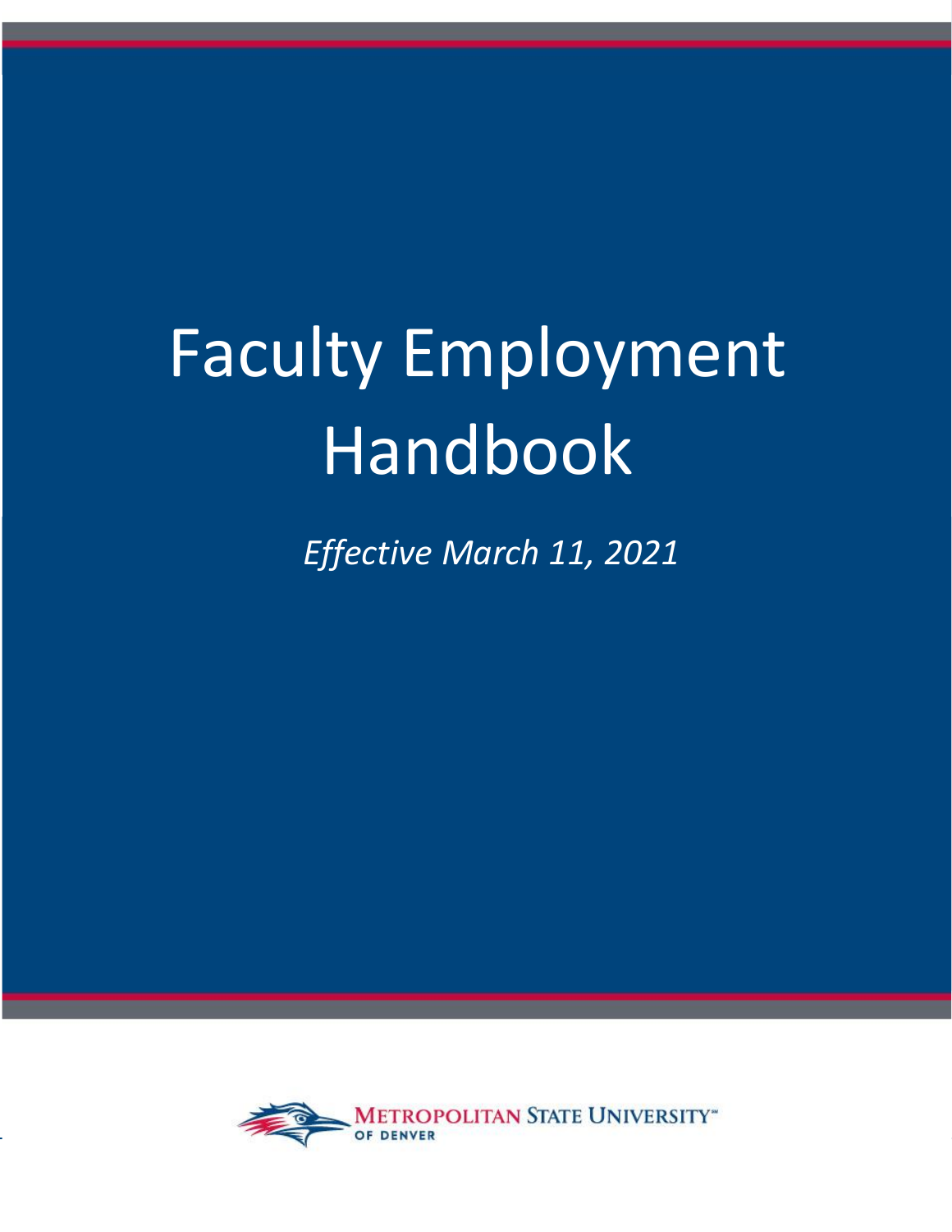# Faculty Employment Handbook

*Effective March 11, 2021*

Metropolitan State University of Denver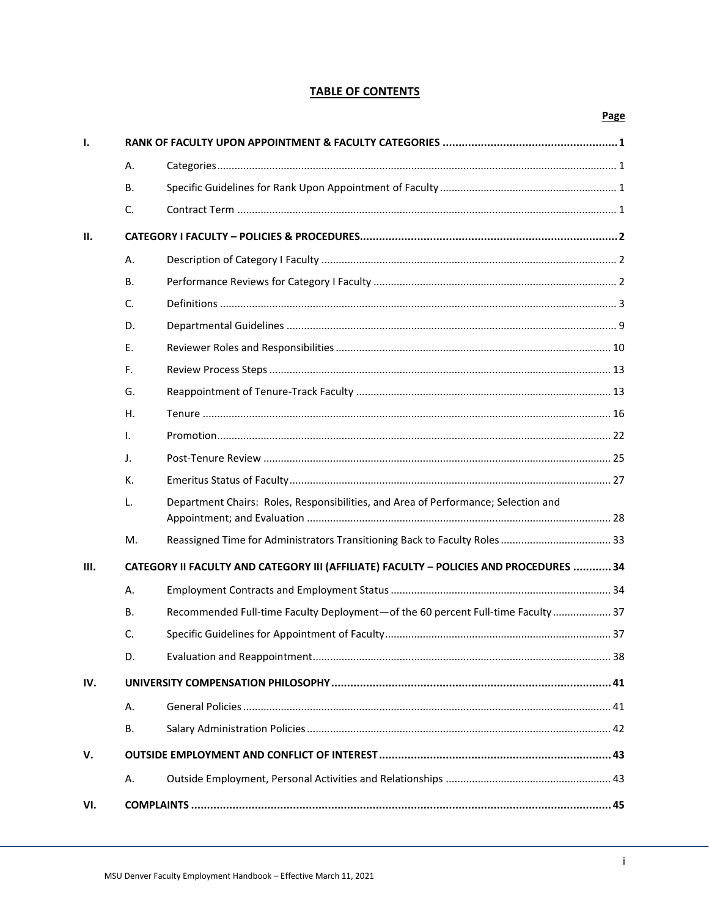# TABLE OF CONTENTS

| | | | Page |
|---|---|---|---|
| **I.** | **RANK OF FACULTY UPON APPOINTMENT & FACULTY CATEGORIES** | | **1** |
| | A. | Categories | 1 |
| | B. | Specific Guidelines for Rank Upon Appointment of Faculty | 1 |
| | C. | Contract Term | 1 |
| **II.** | **CATEGORY I FACULTY – POLICIES & PROCEDURES** | | **2** |
| | A. | Description of Category I Faculty | 2 |
| | B. | Performance Reviews for Category I Faculty | 2 |
| | C. | Definitions | 3 |
| | D. | Departmental Guidelines | 9 |
| | E. | Reviewer Roles and Responsibilities | 10 |
| | F. | Review Process Steps | 13 |
| | G. | Reappointment of Tenure-Track Faculty | 13 |
| | H. | Tenure | 16 |
| | I. | Promotion | 22 |
| | J. | Post-Tenure Review | 25 |
| | K. | Emeritus Status of Faculty | 27 |
| | L. | Department Chairs: Roles, Responsibilities, and Area of Performance; Selection and Appointment; and Evaluation | 28 |
| | M. | Reassigned Time for Administrators Transitioning Back to Faculty Roles | 33 |
| **III.** | **CATEGORY II FACULTY AND CATEGORY III (AFFILIATE) FACULTY – POLICIES AND PROCEDURES** | | **34** |
| | A. | Employment Contracts and Employment Status | 34 |
| | B. | Recommended Full-time Faculty Deployment—of the 60 percent Full-time Faculty | 37 |
| | C. | Specific Guidelines for Appointment of Faculty | 37 |
| | D. | Evaluation and Reappointment | 38 |
| **IV.** | **UNIVERSITY COMPENSATION PHILOSOPHY** | | **41** |
| | A. | General Policies | 41 |
| | B. | Salary Administration Policies | 42 |
| **V.** | **OUTSIDE EMPLOYMENT AND CONFLICT OF INTEREST** | | **43** |
| | A. | Outside Employment, Personal Activities and Relationships | 43 |
| **VI.** | **COMPLAINTS** | | **45** |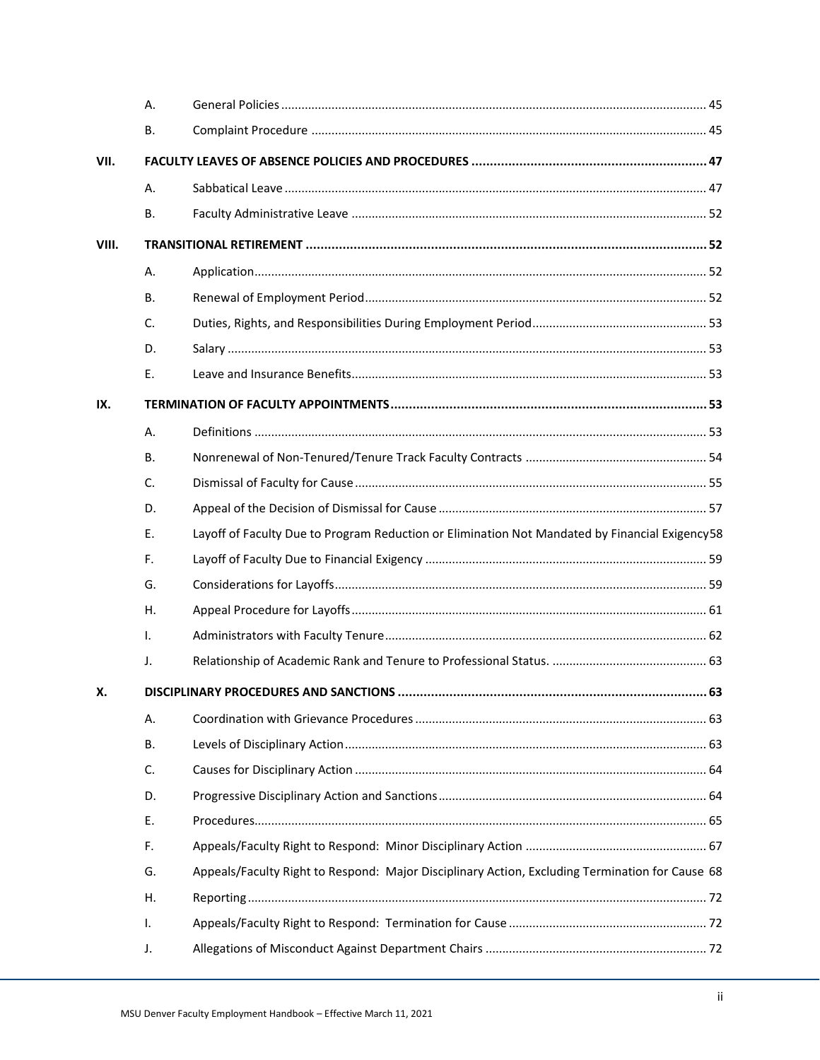| | | | |
|---|---|---|---|
| | A. | General Policies | 45 |
| | B. | Complaint Procedure | 45 |
| **VII.** | | **FACULTY LEAVES OF ABSENCE POLICIES AND PROCEDURES** | **47** |
| | A. | Sabbatical Leave | 47 |
| | B. | Faculty Administrative Leave | 52 |
| **VIII.** | | **TRANSITIONAL RETIREMENT** | **52** |
| | A. | Application | 52 |
| | B. | Renewal of Employment Period | 52 |
| | C. | Duties, Rights, and Responsibilities During Employment Period | 53 |
| | D. | Salary | 53 |
| | E. | Leave and Insurance Benefits | 53 |
| **IX.** | | **TERMINATION OF FACULTY APPOINTMENTS** | **53** |
| | A. | Definitions | 53 |
| | B. | Nonrenewal of Non-Tenured/Tenure Track Faculty Contracts | 54 |
| | C. | Dismissal of Faculty for Cause | 55 |
| | D. | Appeal of the Decision of Dismissal for Cause | 57 |
| | E. | Layoff of Faculty Due to Program Reduction or Elimination Not Mandated by Financial Exigency | 58 |
| | F. | Layoff of Faculty Due to Financial Exigency | 59 |
| | G. | Considerations for Layoffs | 59 |
| | H. | Appeal Procedure for Layoffs | 61 |
| | I. | Administrators with Faculty Tenure | 62 |
| | J. | Relationship of Academic Rank and Tenure to Professional Status. | 63 |
| **X.** | | **DISCIPLINARY PROCEDURES AND SANCTIONS** | **63** |
| | A. | Coordination with Grievance Procedures | 63 |
| | B. | Levels of Disciplinary Action | 63 |
| | C. | Causes for Disciplinary Action | 64 |
| | D. | Progressive Disciplinary Action and Sanctions | 64 |
| | E. | Procedures | 65 |
| | F. | Appeals/Faculty Right to Respond: Minor Disciplinary Action | 67 |
| | G. | Appeals/Faculty Right to Respond: Major Disciplinary Action, Excluding Termination for Cause | 68 |
| | H. | Reporting | 72 |
| | I. | Appeals/Faculty Right to Respond: Termination for Cause | 72 |
| | J. | Allegations of Misconduct Against Department Chairs | 72 |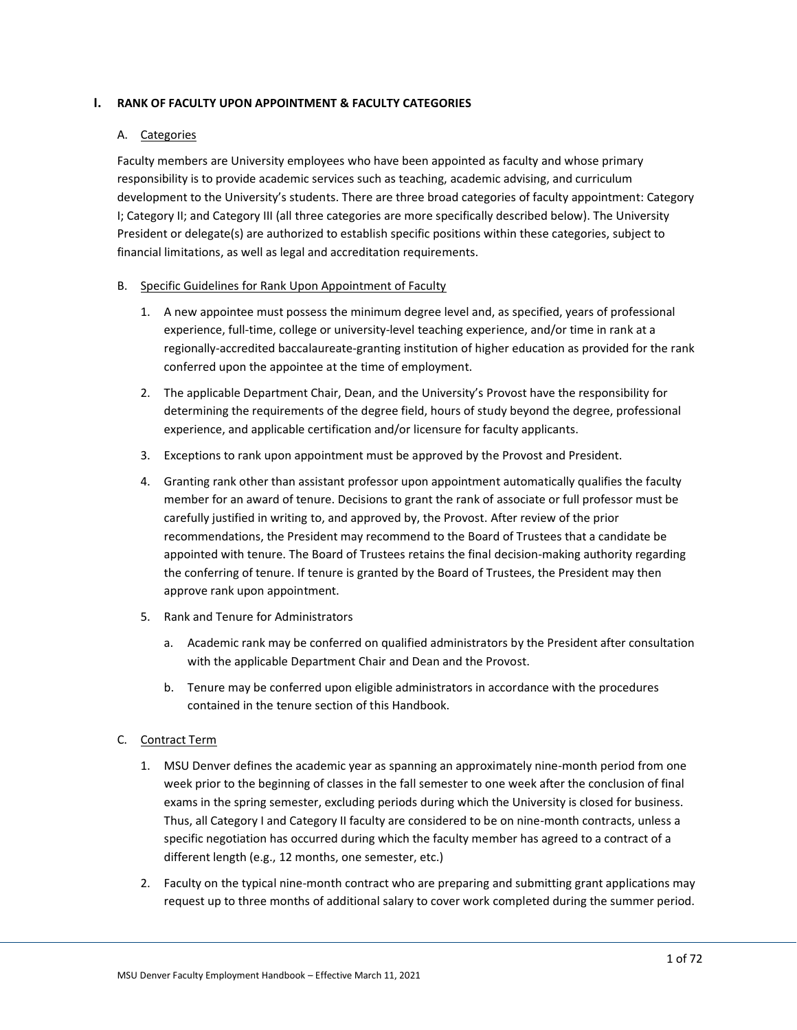# I. RANK OF FACULTY UPON APPOINTMENT & FACULTY CATEGORIES

## A. Categories

Faculty members are University employees who have been appointed as faculty and whose primary responsibility is to provide academic services such as teaching, academic advising, and curriculum development to the University's students. There are three broad categories of faculty appointment: Category I; Category II; and Category III (all three categories are more specifically described below). The University President or delegate(s) are authorized to establish specific positions within these categories, subject to financial limitations, as well as legal and accreditation requirements.

## B. Specific Guidelines for Rank Upon Appointment of Faculty

1. A new appointee must possess the minimum degree level and, as specified, years of professional experience, full-time, college or university-level teaching experience, and/or time in rank at a regionally-accredited baccalaureate-granting institution of higher education as provided for the rank conferred upon the appointee at the time of employment.
2. The applicable Department Chair, Dean, and the University's Provost have the responsibility for determining the requirements of the degree field, hours of study beyond the degree, professional experience, and applicable certification and/or licensure for faculty applicants.
3. Exceptions to rank upon appointment must be approved by the Provost and President.
4. Granting rank other than assistant professor upon appointment automatically qualifies the faculty member for an award of tenure. Decisions to grant the rank of associate or full professor must be carefully justified in writing to, and approved by, the Provost. After review of the prior recommendations, the President may recommend to the Board of Trustees that a candidate be appointed with tenure. The Board of Trustees retains the final decision-making authority regarding the conferring of tenure. If tenure is granted by the Board of Trustees, the President may then approve rank upon appointment.
5. Rank and Tenure for Administrators
   a. Academic rank may be conferred on qualified administrators by the President after consultation with the applicable Department Chair and Dean and the Provost.
   b. Tenure may be conferred upon eligible administrators in accordance with the procedures contained in the tenure section of this Handbook.

## C. Contract Term

1. MSU Denver defines the academic year as spanning an approximately nine-month period from one week prior to the beginning of classes in the fall semester to one week after the conclusion of final exams in the spring semester, excluding periods during which the University is closed for business. Thus, all Category I and Category II faculty are considered to be on nine-month contracts, unless a specific negotiation has occurred during which the faculty member has agreed to a contract of a different length (e.g., 12 months, one semester, etc.)
2. Faculty on the typical nine-month contract who are preparing and submitting grant applications may request up to three months of additional salary to cover work completed during the summer period.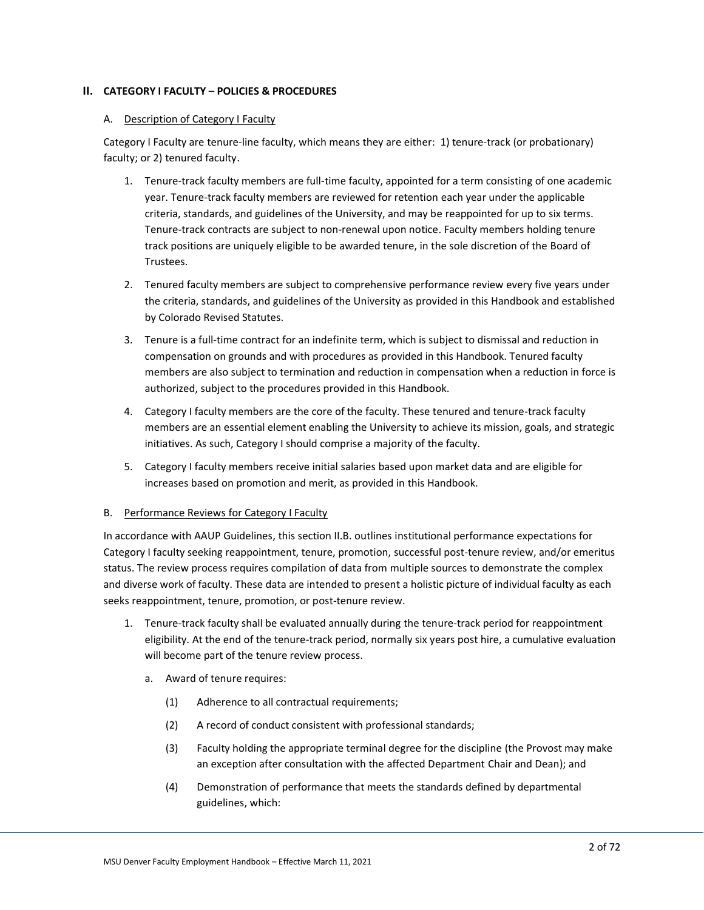## II. CATEGORY I FACULTY – POLICIES & PROCEDURES

### A. Description of Category I Faculty

Category I Faculty are tenure-line faculty, which means they are either: 1) tenure-track (or probationary) faculty; or 2) tenured faculty.

1. Tenure-track faculty members are full-time faculty, appointed for a term consisting of one academic year. Tenure-track faculty members are reviewed for retention each year under the applicable criteria, standards, and guidelines of the University, and may be reappointed for up to six terms. Tenure-track contracts are subject to non-renewal upon notice. Faculty members holding tenure track positions are uniquely eligible to be awarded tenure, in the sole discretion of the Board of Trustees.

2. Tenured faculty members are subject to comprehensive performance review every five years under the criteria, standards, and guidelines of the University as provided in this Handbook and established by Colorado Revised Statutes.

3. Tenure is a full-time contract for an indefinite term, which is subject to dismissal and reduction in compensation on grounds and with procedures as provided in this Handbook. Tenured faculty members are also subject to termination and reduction in compensation when a reduction in force is authorized, subject to the procedures provided in this Handbook.

4. Category I faculty members are the core of the faculty. These tenured and tenure-track faculty members are an essential element enabling the University to achieve its mission, goals, and strategic initiatives. As such, Category I should comprise a majority of the faculty.

5. Category I faculty members receive initial salaries based upon market data and are eligible for increases based on promotion and merit, as provided in this Handbook.

### B. Performance Reviews for Category I Faculty

In accordance with AAUP Guidelines, this section II.B. outlines institutional performance expectations for Category I faculty seeking reappointment, tenure, promotion, successful post-tenure review, and/or emeritus status. The review process requires compilation of data from multiple sources to demonstrate the complex and diverse work of faculty. These data are intended to present a holistic picture of individual faculty as each seeks reappointment, tenure, promotion, or post-tenure review.

1. Tenure-track faculty shall be evaluated annually during the tenure-track period for reappointment eligibility. At the end of the tenure-track period, normally six years post hire, a cumulative evaluation will become part of the tenure review process.

   a. Award of tenure requires:

      (1) Adherence to all contractual requirements;

      (2) A record of conduct consistent with professional standards;

      (3) Faculty holding the appropriate terminal degree for the discipline (the Provost may make an exception after consultation with the affected Department Chair and Dean); and

      (4) Demonstration of performance that meets the standards defined by departmental guidelines, which: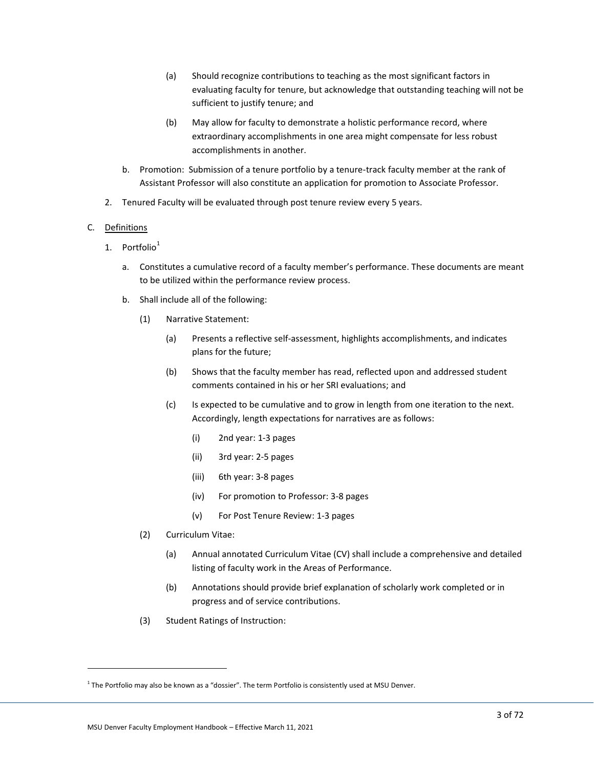(a) Should recognize contributions to teaching as the most significant factors in evaluating faculty for tenure, but acknowledge that outstanding teaching will not be sufficient to justify tenure; and

(b) May allow for faculty to demonstrate a holistic performance record, where extraordinary accomplishments in one area might compensate for less robust accomplishments in another.

b. Promotion: Submission of a tenure portfolio by a tenure-track faculty member at the rank of Assistant Professor will also constitute an application for promotion to Associate Professor.

2. Tenured Faculty will be evaluated through post tenure review every 5 years.

C. Definitions

1. Portfolio[1]

a. Constitutes a cumulative record of a faculty member's performance. These documents are meant to be utilized within the performance review process.

b. Shall include all of the following:

(1) Narrative Statement:

(a) Presents a reflective self-assessment, highlights accomplishments, and indicates plans for the future;

(b) Shows that the faculty member has read, reflected upon and addressed student comments contained in his or her SRI evaluations; and

(c) Is expected to be cumulative and to grow in length from one iteration to the next. Accordingly, length expectations for narratives are as follows:

(i) 2nd year: 1-3 pages

(ii) 3rd year: 2-5 pages

(iii) 6th year: 3-8 pages

(iv) For promotion to Professor: 3-8 pages

(v) For Post Tenure Review: 1-3 pages

(2) Curriculum Vitae:

(a) Annual annotated Curriculum Vitae (CV) shall include a comprehensive and detailed listing of faculty work in the Areas of Performance.

(b) Annotations should provide brief explanation of scholarly work completed or in progress and of service contributions.

(3) Student Ratings of Instruction:

[1] The Portfolio may also be known as a "dossier". The term Portfolio is consistently used at MSU Denver.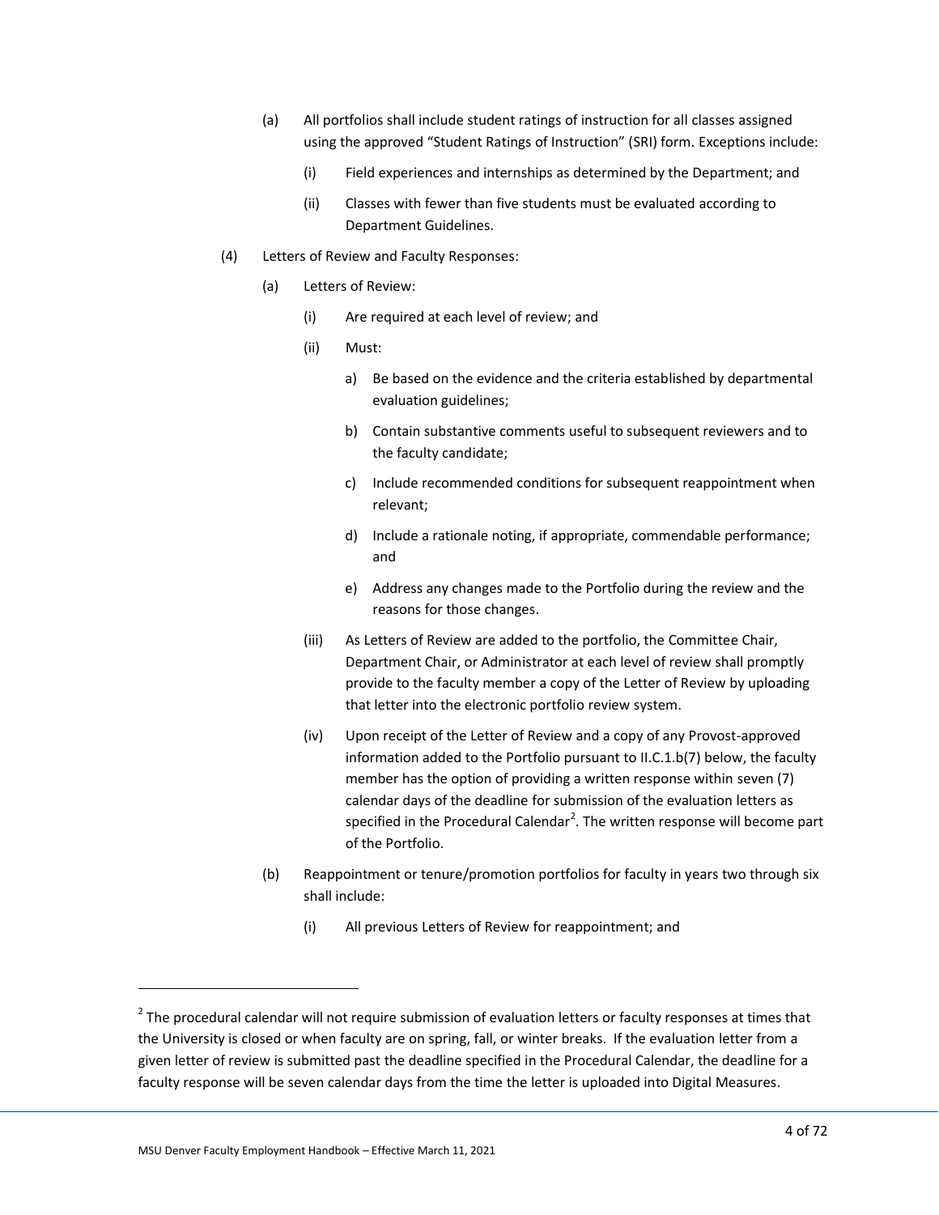(a) All portfolios shall include student ratings of instruction for all classes assigned using the approved "Student Ratings of Instruction" (SRI) form. Exceptions include:

(i) Field experiences and internships as determined by the Department; and

(ii) Classes with fewer than five students must be evaluated according to Department Guidelines.

(4) Letters of Review and Faculty Responses:

(a) Letters of Review:

(i) Are required at each level of review; and

(ii) Must:

a) Be based on the evidence and the criteria established by departmental evaluation guidelines;

b) Contain substantive comments useful to subsequent reviewers and to the faculty candidate;

c) Include recommended conditions for subsequent reappointment when relevant;

d) Include a rationale noting, if appropriate, commendable performance; and

e) Address any changes made to the Portfolio during the review and the reasons for those changes.

(iii) As Letters of Review are added to the portfolio, the Committee Chair, Department Chair, or Administrator at each level of review shall promptly provide to the faculty member a copy of the Letter of Review by uploading that letter into the electronic portfolio review system.

(iv) Upon receipt of the Letter of Review and a copy of any Provost-approved information added to the Portfolio pursuant to II.C.1.b(7) below, the faculty member has the option of providing a written response within seven (7) calendar days of the deadline for submission of the evaluation letters as specified in the Procedural Calendar[2]. The written response will become part of the Portfolio.

(b) Reappointment or tenure/promotion portfolios for faculty in years two through six shall include:

(i) All previous Letters of Review for reappointment; and

---

[2] The procedural calendar will not require submission of evaluation letters or faculty responses at times that the University is closed or when faculty are on spring, fall, or winter breaks. If the evaluation letter from a given letter of review is submitted past the deadline specified in the Procedural Calendar, the deadline for a faculty response will be seven calendar days from the time the letter is uploaded into Digital Measures.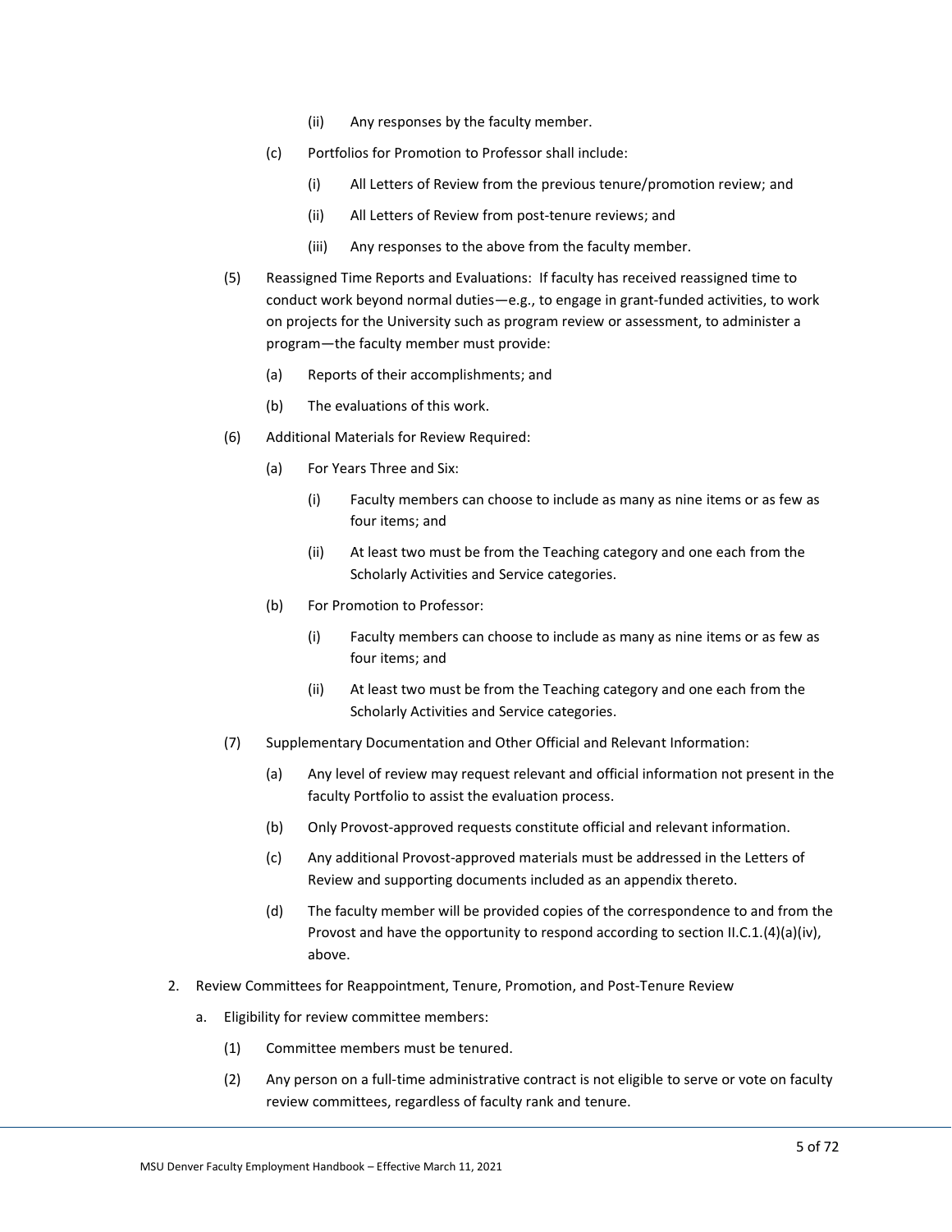(ii) Any responses by the faculty member.

(c) Portfolios for Promotion to Professor shall include:

(i) All Letters of Review from the previous tenure/promotion review; and

(ii) All Letters of Review from post-tenure reviews; and

(iii) Any responses to the above from the faculty member.

(5) Reassigned Time Reports and Evaluations: If faculty has received reassigned time to conduct work beyond normal duties—e.g., to engage in grant-funded activities, to work on projects for the University such as program review or assessment, to administer a program—the faculty member must provide:

(a) Reports of their accomplishments; and

(b) The evaluations of this work.

(6) Additional Materials for Review Required:

(a) For Years Three and Six:

(i) Faculty members can choose to include as many as nine items or as few as four items; and

(ii) At least two must be from the Teaching category and one each from the Scholarly Activities and Service categories.

(b) For Promotion to Professor:

(i) Faculty members can choose to include as many as nine items or as few as four items; and

(ii) At least two must be from the Teaching category and one each from the Scholarly Activities and Service categories.

(7) Supplementary Documentation and Other Official and Relevant Information:

(a) Any level of review may request relevant and official information not present in the faculty Portfolio to assist the evaluation process.

(b) Only Provost-approved requests constitute official and relevant information.

(c) Any additional Provost-approved materials must be addressed in the Letters of Review and supporting documents included as an appendix thereto.

(d) The faculty member will be provided copies of the correspondence to and from the Provost and have the opportunity to respond according to section II.C.1.(4)(a)(iv), above.

2. Review Committees for Reappointment, Tenure, Promotion, and Post-Tenure Review

a. Eligibility for review committee members:

(1) Committee members must be tenured.

(2) Any person on a full-time administrative contract is not eligible to serve or vote on faculty review committees, regardless of faculty rank and tenure.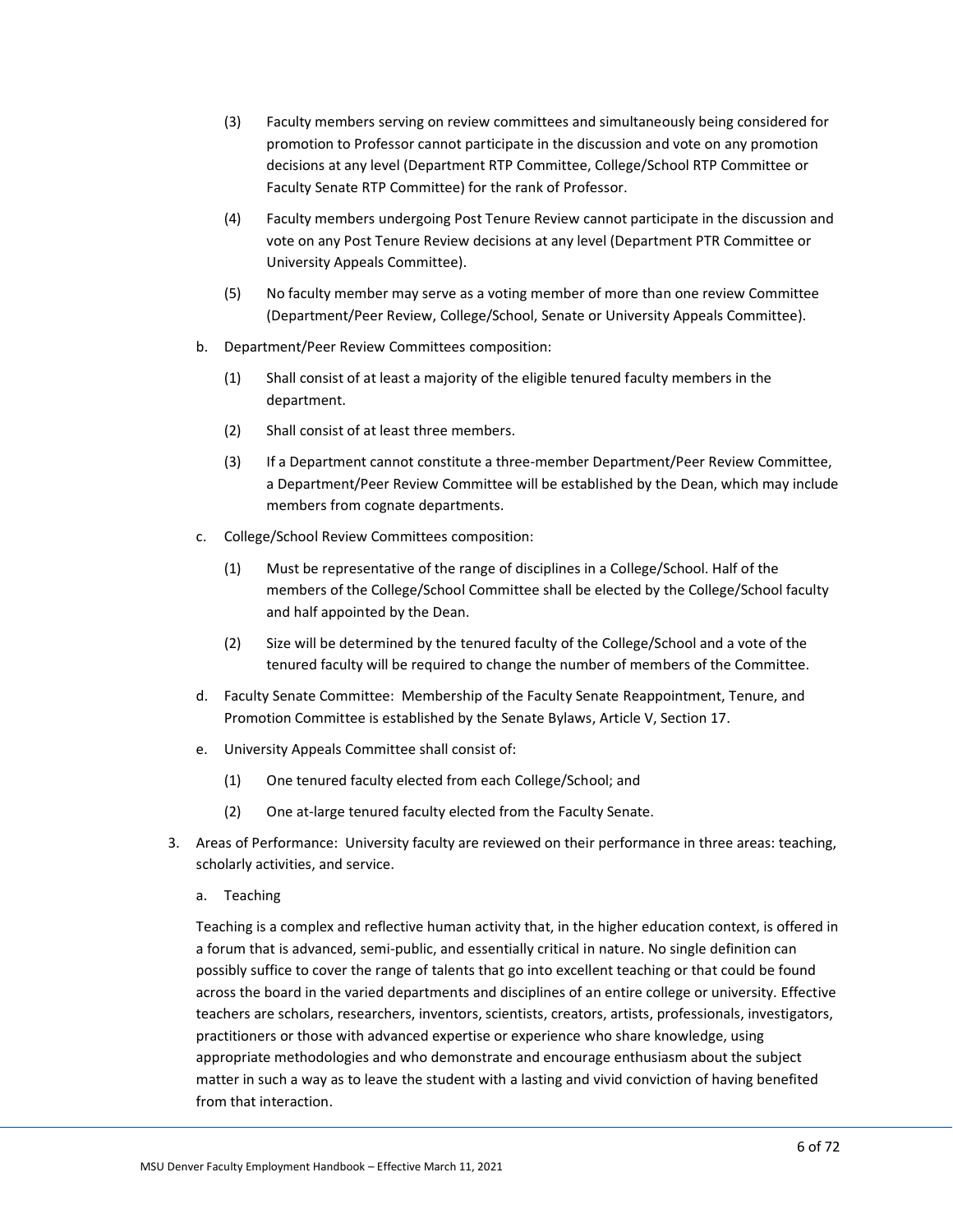(3) Faculty members serving on review committees and simultaneously being considered for promotion to Professor cannot participate in the discussion and vote on any promotion decisions at any level (Department RTP Committee, College/School RTP Committee or Faculty Senate RTP Committee) for the rank of Professor.

(4) Faculty members undergoing Post Tenure Review cannot participate in the discussion and vote on any Post Tenure Review decisions at any level (Department PTR Committee or University Appeals Committee).

(5) No faculty member may serve as a voting member of more than one review Committee (Department/Peer Review, College/School, Senate or University Appeals Committee).

b. Department/Peer Review Committees composition:

(1) Shall consist of at least a majority of the eligible tenured faculty members in the department.

(2) Shall consist of at least three members.

(3) If a Department cannot constitute a three-member Department/Peer Review Committee, a Department/Peer Review Committee will be established by the Dean, which may include members from cognate departments.

c. College/School Review Committees composition:

(1) Must be representative of the range of disciplines in a College/School. Half of the members of the College/School Committee shall be elected by the College/School faculty and half appointed by the Dean.

(2) Size will be determined by the tenured faculty of the College/School and a vote of the tenured faculty will be required to change the number of members of the Committee.

d. Faculty Senate Committee: Membership of the Faculty Senate Reappointment, Tenure, and Promotion Committee is established by the Senate Bylaws, Article V, Section 17.

e. University Appeals Committee shall consist of:

(1) One tenured faculty elected from each College/School; and

(2) One at-large tenured faculty elected from the Faculty Senate.

3. Areas of Performance: University faculty are reviewed on their performance in three areas: teaching, scholarly activities, and service.

a. Teaching

Teaching is a complex and reflective human activity that, in the higher education context, is offered in a forum that is advanced, semi-public, and essentially critical in nature. No single definition can possibly suffice to cover the range of talents that go into excellent teaching or that could be found across the board in the varied departments and disciplines of an entire college or university. Effective teachers are scholars, researchers, inventors, scientists, creators, artists, professionals, investigators, practitioners or those with advanced expertise or experience who share knowledge, using appropriate methodologies and who demonstrate and encourage enthusiasm about the subject matter in such a way as to leave the student with a lasting and vivid conviction of having benefited from that interaction.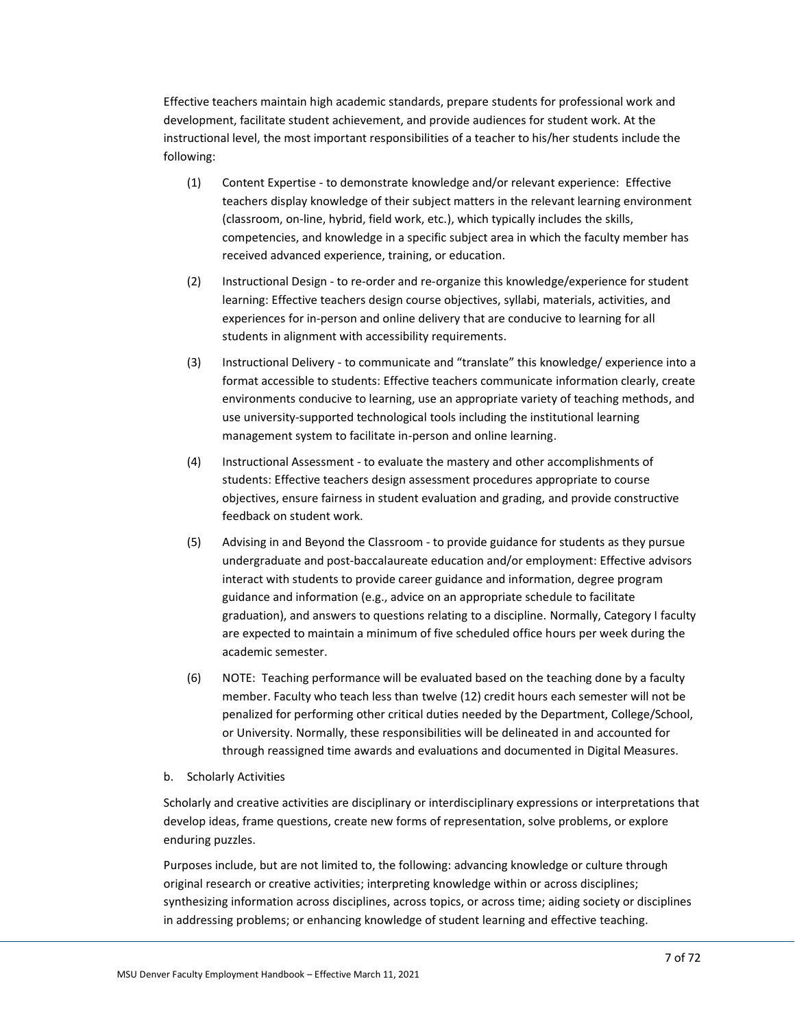Effective teachers maintain high academic standards, prepare students for professional work and development, facilitate student achievement, and provide audiences for student work. At the instructional level, the most important responsibilities of a teacher to his/her students include the following:

(1) Content Expertise - to demonstrate knowledge and/or relevant experience: Effective teachers display knowledge of their subject matters in the relevant learning environment (classroom, on-line, hybrid, field work, etc.), which typically includes the skills, competencies, and knowledge in a specific subject area in which the faculty member has received advanced experience, training, or education.

(2) Instructional Design - to re-order and re-organize this knowledge/experience for student learning: Effective teachers design course objectives, syllabi, materials, activities, and experiences for in-person and online delivery that are conducive to learning for all students in alignment with accessibility requirements.

(3) Instructional Delivery - to communicate and "translate" this knowledge/ experience into a format accessible to students: Effective teachers communicate information clearly, create environments conducive to learning, use an appropriate variety of teaching methods, and use university-supported technological tools including the institutional learning management system to facilitate in-person and online learning.

(4) Instructional Assessment - to evaluate the mastery and other accomplishments of students: Effective teachers design assessment procedures appropriate to course objectives, ensure fairness in student evaluation and grading, and provide constructive feedback on student work.

(5) Advising in and Beyond the Classroom - to provide guidance for students as they pursue undergraduate and post-baccalaureate education and/or employment: Effective advisors interact with students to provide career guidance and information, degree program guidance and information (e.g., advice on an appropriate schedule to facilitate graduation), and answers to questions relating to a discipline. Normally, Category I faculty are expected to maintain a minimum of five scheduled office hours per week during the academic semester.

(6) NOTE: Teaching performance will be evaluated based on the teaching done by a faculty member. Faculty who teach less than twelve (12) credit hours each semester will not be penalized for performing other critical duties needed by the Department, College/School, or University. Normally, these responsibilities will be delineated in and accounted for through reassigned time awards and evaluations and documented in Digital Measures.

b. Scholarly Activities

Scholarly and creative activities are disciplinary or interdisciplinary expressions or interpretations that develop ideas, frame questions, create new forms of representation, solve problems, or explore enduring puzzles.

Purposes include, but are not limited to, the following: advancing knowledge or culture through original research or creative activities; interpreting knowledge within or across disciplines; synthesizing information across disciplines, across topics, or across time; aiding society or disciplines in addressing problems; or enhancing knowledge of student learning and effective teaching.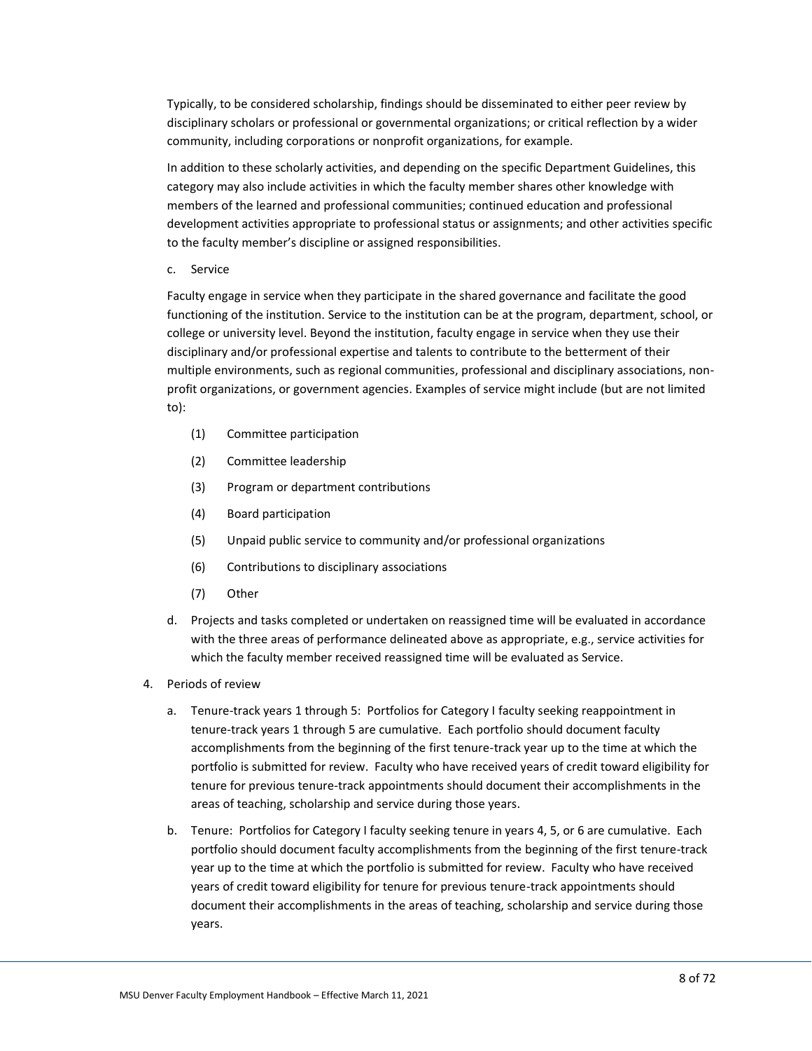Typically, to be considered scholarship, findings should be disseminated to either peer review by disciplinary scholars or professional or governmental organizations; or critical reflection by a wider community, including corporations or nonprofit organizations, for example.

In addition to these scholarly activities, and depending on the specific Department Guidelines, this category may also include activities in which the faculty member shares other knowledge with members of the learned and professional communities; continued education and professional development activities appropriate to professional status or assignments; and other activities specific to the faculty member's discipline or assigned responsibilities.

c. Service

Faculty engage in service when they participate in the shared governance and facilitate the good functioning of the institution. Service to the institution can be at the program, department, school, or college or university level. Beyond the institution, faculty engage in service when they use their disciplinary and/or professional expertise and talents to contribute to the betterment of their multiple environments, such as regional communities, professional and disciplinary associations, non-profit organizations, or government agencies. Examples of service might include (but are not limited to):

(1) Committee participation

(2) Committee leadership

(3) Program or department contributions

(4) Board participation

(5) Unpaid public service to community and/or professional organizations

(6) Contributions to disciplinary associations

(7) Other

d. Projects and tasks completed or undertaken on reassigned time will be evaluated in accordance with the three areas of performance delineated above as appropriate, e.g., service activities for which the faculty member received reassigned time will be evaluated as Service.

4. Periods of review

a. Tenure-track years 1 through 5: Portfolios for Category I faculty seeking reappointment in tenure-track years 1 through 5 are cumulative. Each portfolio should document faculty accomplishments from the beginning of the first tenure-track year up to the time at which the portfolio is submitted for review. Faculty who have received years of credit toward eligibility for tenure for previous tenure-track appointments should document their accomplishments in the areas of teaching, scholarship and service during those years.

b. Tenure: Portfolios for Category I faculty seeking tenure in years 4, 5, or 6 are cumulative. Each portfolio should document faculty accomplishments from the beginning of the first tenure-track year up to the time at which the portfolio is submitted for review. Faculty who have received years of credit toward eligibility for tenure for previous tenure-track appointments should document their accomplishments in the areas of teaching, scholarship and service during those years.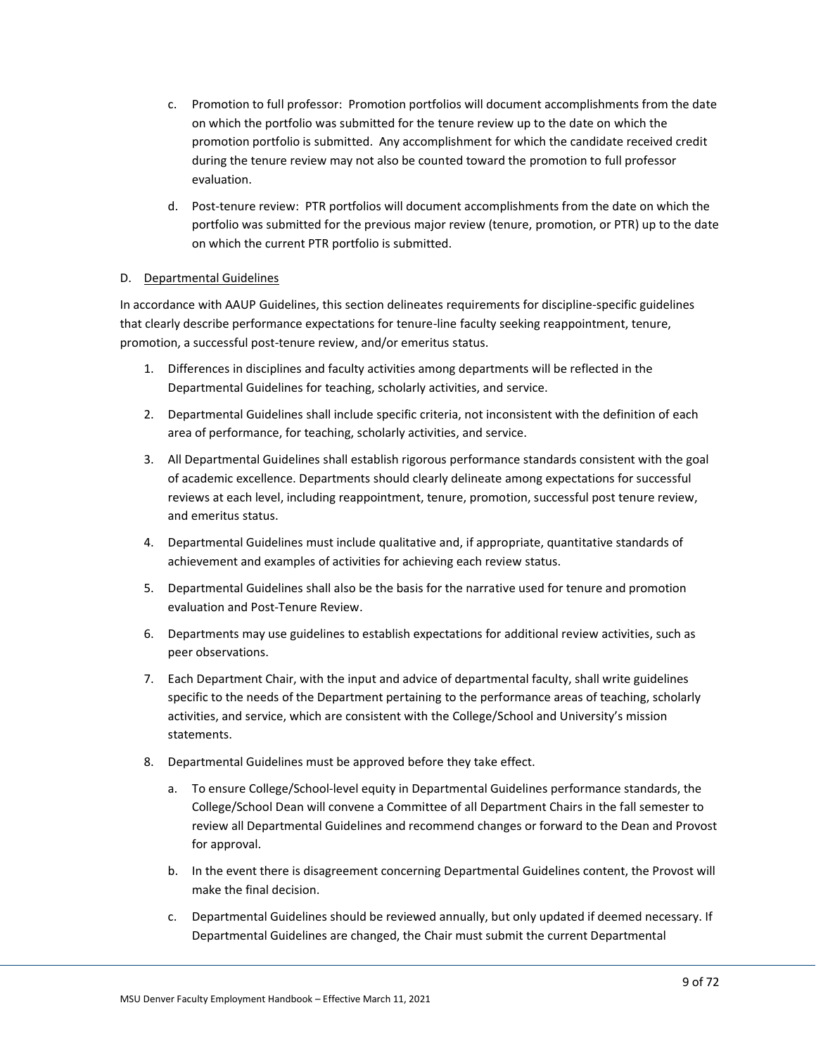c. Promotion to full professor: Promotion portfolios will document accomplishments from the date on which the portfolio was submitted for the tenure review up to the date on which the promotion portfolio is submitted. Any accomplishment for which the candidate received credit during the tenure review may not also be counted toward the promotion to full professor evaluation.

d. Post-tenure review: PTR portfolios will document accomplishments from the date on which the portfolio was submitted for the previous major review (tenure, promotion, or PTR) up to the date on which the current PTR portfolio is submitted.

D. Departmental Guidelines

In accordance with AAUP Guidelines, this section delineates requirements for discipline-specific guidelines that clearly describe performance expectations for tenure-line faculty seeking reappointment, tenure, promotion, a successful post-tenure review, and/or emeritus status.

1. Differences in disciplines and faculty activities among departments will be reflected in the Departmental Guidelines for teaching, scholarly activities, and service.
2. Departmental Guidelines shall include specific criteria, not inconsistent with the definition of each area of performance, for teaching, scholarly activities, and service.
3. All Departmental Guidelines shall establish rigorous performance standards consistent with the goal of academic excellence. Departments should clearly delineate among expectations for successful reviews at each level, including reappointment, tenure, promotion, successful post tenure review, and emeritus status.
4. Departmental Guidelines must include qualitative and, if appropriate, quantitative standards of achievement and examples of activities for achieving each review status.
5. Departmental Guidelines shall also be the basis for the narrative used for tenure and promotion evaluation and Post-Tenure Review.
6. Departments may use guidelines to establish expectations for additional review activities, such as peer observations.
7. Each Department Chair, with the input and advice of departmental faculty, shall write guidelines specific to the needs of the Department pertaining to the performance areas of teaching, scholarly activities, and service, which are consistent with the College/School and University's mission statements.
8. Departmental Guidelines must be approved before they take effect.
   a. To ensure College/School-level equity in Departmental Guidelines performance standards, the College/School Dean will convene a Committee of all Department Chairs in the fall semester to review all Departmental Guidelines and recommend changes or forward to the Dean and Provost for approval.
   b. In the event there is disagreement concerning Departmental Guidelines content, the Provost will make the final decision.
   c. Departmental Guidelines should be reviewed annually, but only updated if deemed necessary. If Departmental Guidelines are changed, the Chair must submit the current Departmental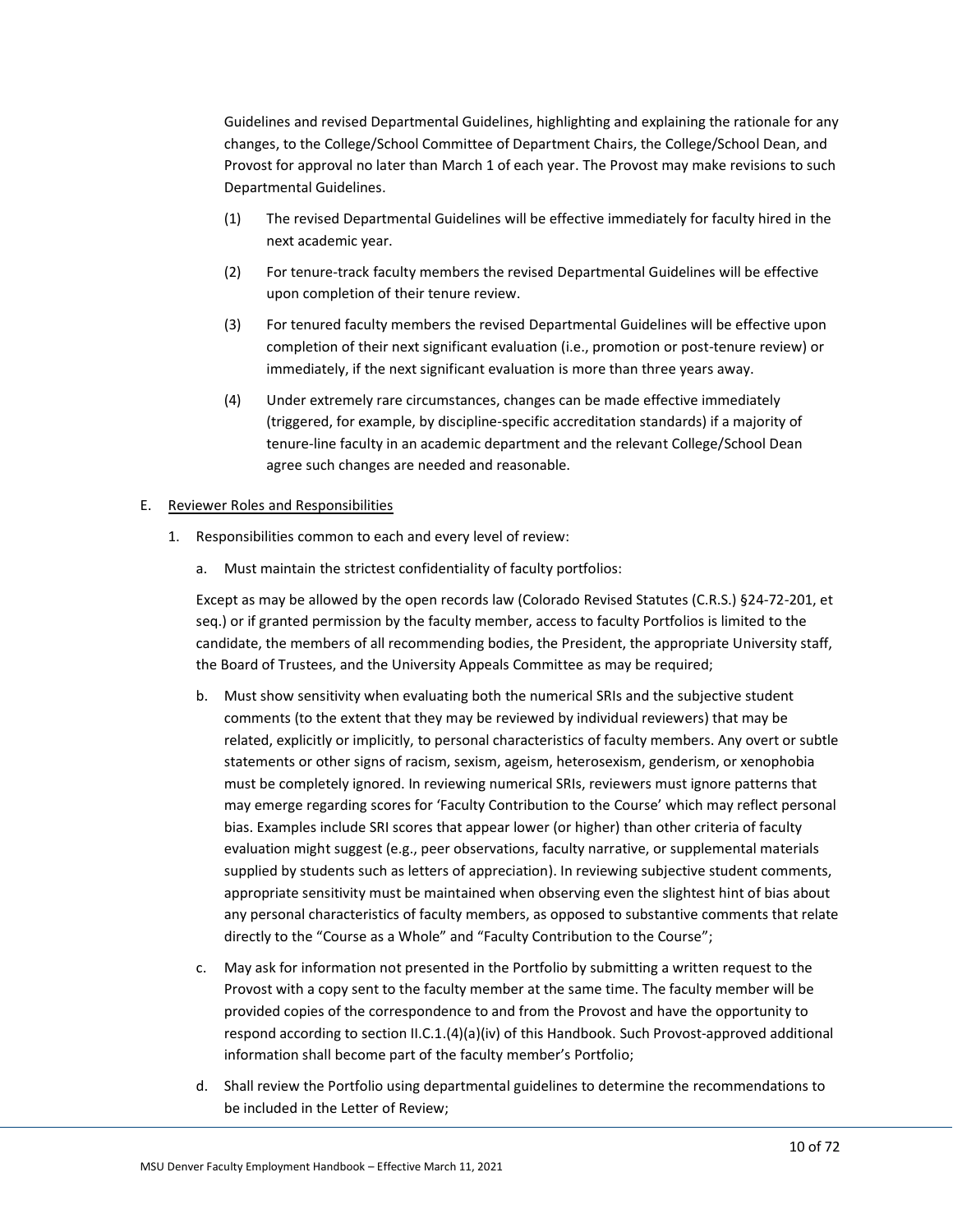Guidelines and revised Departmental Guidelines, highlighting and explaining the rationale for any changes, to the College/School Committee of Department Chairs, the College/School Dean, and Provost for approval no later than March 1 of each year. The Provost may make revisions to such Departmental Guidelines.

(1) The revised Departmental Guidelines will be effective immediately for faculty hired in the next academic year.

(2) For tenure-track faculty members the revised Departmental Guidelines will be effective upon completion of their tenure review.

(3) For tenured faculty members the revised Departmental Guidelines will be effective upon completion of their next significant evaluation (i.e., promotion or post-tenure review) or immediately, if the next significant evaluation is more than three years away.

(4) Under extremely rare circumstances, changes can be made effective immediately (triggered, for example, by discipline-specific accreditation standards) if a majority of tenure-line faculty in an academic department and the relevant College/School Dean agree such changes are needed and reasonable.

E. Reviewer Roles and Responsibilities

1. Responsibilities common to each and every level of review:

a. Must maintain the strictest confidentiality of faculty portfolios:

Except as may be allowed by the open records law (Colorado Revised Statutes (C.R.S.) §24-72-201, et seq.) or if granted permission by the faculty member, access to faculty Portfolios is limited to the candidate, the members of all recommending bodies, the President, the appropriate University staff, the Board of Trustees, and the University Appeals Committee as may be required;

b. Must show sensitivity when evaluating both the numerical SRIs and the subjective student comments (to the extent that they may be reviewed by individual reviewers) that may be related, explicitly or implicitly, to personal characteristics of faculty members. Any overt or subtle statements or other signs of racism, sexism, ageism, heterosexism, genderism, or xenophobia must be completely ignored. In reviewing numerical SRIs, reviewers must ignore patterns that may emerge regarding scores for 'Faculty Contribution to the Course' which may reflect personal bias. Examples include SRI scores that appear lower (or higher) than other criteria of faculty evaluation might suggest (e.g., peer observations, faculty narrative, or supplemental materials supplied by students such as letters of appreciation). In reviewing subjective student comments, appropriate sensitivity must be maintained when observing even the slightest hint of bias about any personal characteristics of faculty members, as opposed to substantive comments that relate directly to the "Course as a Whole" and "Faculty Contribution to the Course";

c. May ask for information not presented in the Portfolio by submitting a written request to the Provost with a copy sent to the faculty member at the same time. The faculty member will be provided copies of the correspondence to and from the Provost and have the opportunity to respond according to section II.C.1.(4)(a)(iv) of this Handbook. Such Provost-approved additional information shall become part of the faculty member's Portfolio;

d. Shall review the Portfolio using departmental guidelines to determine the recommendations to be included in the Letter of Review;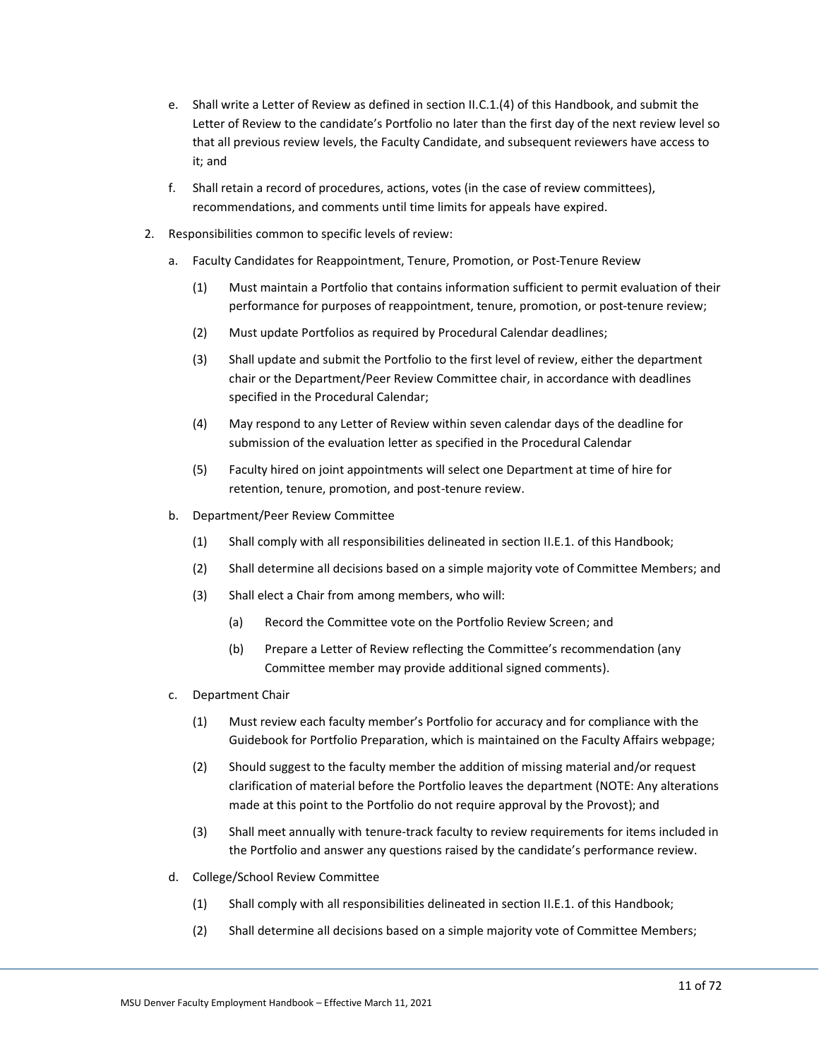e. Shall write a Letter of Review as defined in section II.C.1.(4) of this Handbook, and submit the Letter of Review to the candidate's Portfolio no later than the first day of the next review level so that all previous review levels, the Faculty Candidate, and subsequent reviewers have access to it; and

f. Shall retain a record of procedures, actions, votes (in the case of review committees), recommendations, and comments until time limits for appeals have expired.

2. Responsibilities common to specific levels of review:

   a. Faculty Candidates for Reappointment, Tenure, Promotion, or Post-Tenure Review

      (1) Must maintain a Portfolio that contains information sufficient to permit evaluation of their performance for purposes of reappointment, tenure, promotion, or post-tenure review;

      (2) Must update Portfolios as required by Procedural Calendar deadlines;

      (3) Shall update and submit the Portfolio to the first level of review, either the department chair or the Department/Peer Review Committee chair, in accordance with deadlines specified in the Procedural Calendar;

      (4) May respond to any Letter of Review within seven calendar days of the deadline for submission of the evaluation letter as specified in the Procedural Calendar

      (5) Faculty hired on joint appointments will select one Department at time of hire for retention, tenure, promotion, and post-tenure review.

   b. Department/Peer Review Committee

      (1) Shall comply with all responsibilities delineated in section II.E.1. of this Handbook;

      (2) Shall determine all decisions based on a simple majority vote of Committee Members; and

      (3) Shall elect a Chair from among members, who will:

         (a) Record the Committee vote on the Portfolio Review Screen; and

         (b) Prepare a Letter of Review reflecting the Committee's recommendation (any Committee member may provide additional signed comments).

   c. Department Chair

      (1) Must review each faculty member's Portfolio for accuracy and for compliance with the Guidebook for Portfolio Preparation, which is maintained on the Faculty Affairs webpage;

      (2) Should suggest to the faculty member the addition of missing material and/or request clarification of material before the Portfolio leaves the department (NOTE: Any alterations made at this point to the Portfolio do not require approval by the Provost); and

      (3) Shall meet annually with tenure-track faculty to review requirements for items included in the Portfolio and answer any questions raised by the candidate's performance review.

   d. College/School Review Committee

      (1) Shall comply with all responsibilities delineated in section II.E.1. of this Handbook;

      (2) Shall determine all decisions based on a simple majority vote of Committee Members;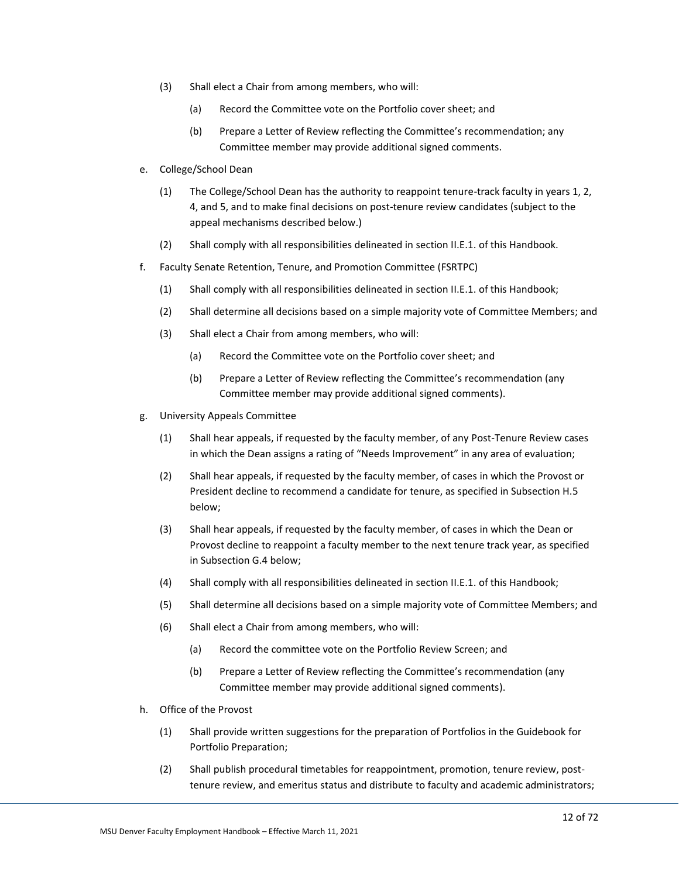(3) Shall elect a Chair from among members, who will:

   (a) Record the Committee vote on the Portfolio cover sheet; and

   (b) Prepare a Letter of Review reflecting the Committee's recommendation; any Committee member may provide additional signed comments.

e. College/School Dean

   (1) The College/School Dean has the authority to reappoint tenure-track faculty in years 1, 2, 4, and 5, and to make final decisions on post-tenure review candidates (subject to the appeal mechanisms described below.)

   (2) Shall comply with all responsibilities delineated in section II.E.1. of this Handbook.

f. Faculty Senate Retention, Tenure, and Promotion Committee (FSRTPC)

   (1) Shall comply with all responsibilities delineated in section II.E.1. of this Handbook;

   (2) Shall determine all decisions based on a simple majority vote of Committee Members; and

   (3) Shall elect a Chair from among members, who will:

      (a) Record the Committee vote on the Portfolio cover sheet; and

      (b) Prepare a Letter of Review reflecting the Committee's recommendation (any Committee member may provide additional signed comments).

g. University Appeals Committee

   (1) Shall hear appeals, if requested by the faculty member, of any Post-Tenure Review cases in which the Dean assigns a rating of "Needs Improvement" in any area of evaluation;

   (2) Shall hear appeals, if requested by the faculty member, of cases in which the Provost or President decline to recommend a candidate for tenure, as specified in Subsection H.5 below;

   (3) Shall hear appeals, if requested by the faculty member, of cases in which the Dean or Provost decline to reappoint a faculty member to the next tenure track year, as specified in Subsection G.4 below;

   (4) Shall comply with all responsibilities delineated in section II.E.1. of this Handbook;

   (5) Shall determine all decisions based on a simple majority vote of Committee Members; and

   (6) Shall elect a Chair from among members, who will:

      (a) Record the committee vote on the Portfolio Review Screen; and

      (b) Prepare a Letter of Review reflecting the Committee's recommendation (any Committee member may provide additional signed comments).

h. Office of the Provost

   (1) Shall provide written suggestions for the preparation of Portfolios in the Guidebook for Portfolio Preparation;

   (2) Shall publish procedural timetables for reappointment, promotion, tenure review, post-tenure review, and emeritus status and distribute to faculty and academic administrators;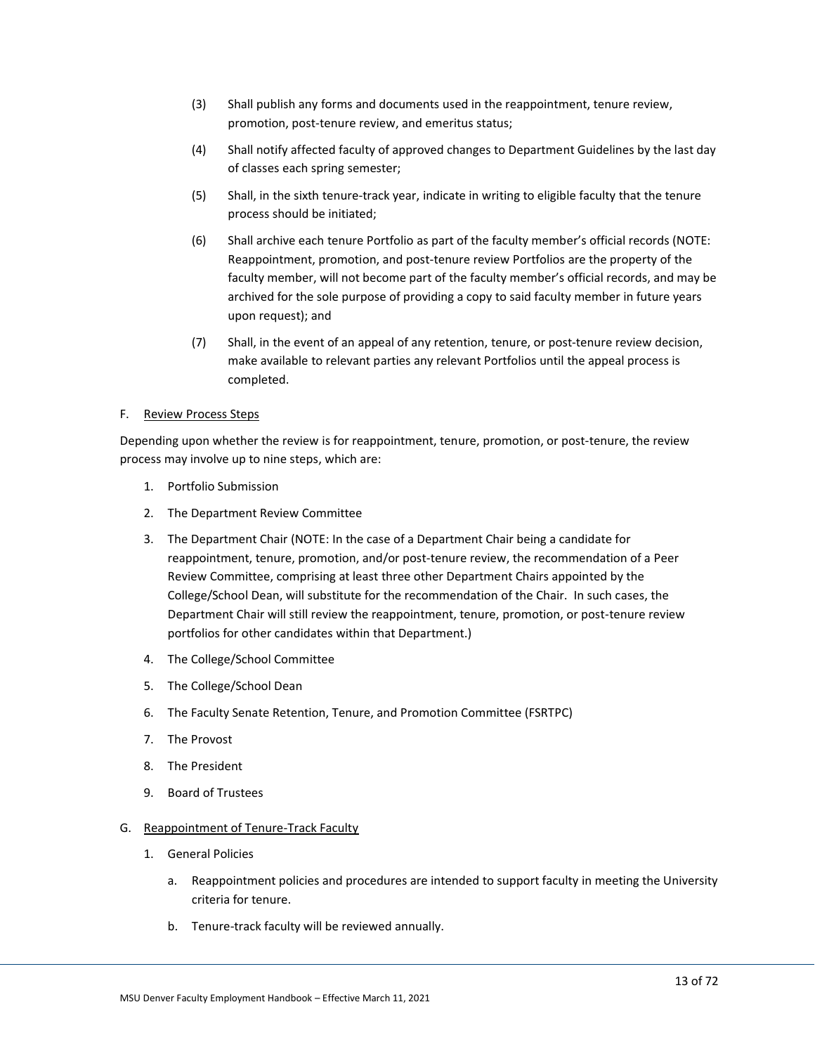(3) Shall publish any forms and documents used in the reappointment, tenure review, promotion, post-tenure review, and emeritus status;

(4) Shall notify affected faculty of approved changes to Department Guidelines by the last day of classes each spring semester;

(5) Shall, in the sixth tenure-track year, indicate in writing to eligible faculty that the tenure process should be initiated;

(6) Shall archive each tenure Portfolio as part of the faculty member's official records (NOTE: Reappointment, promotion, and post-tenure review Portfolios are the property of the faculty member, will not become part of the faculty member's official records, and may be archived for the sole purpose of providing a copy to said faculty member in future years upon request); and

(7) Shall, in the event of an appeal of any retention, tenure, or post-tenure review decision, make available to relevant parties any relevant Portfolios until the appeal process is completed.

F. Review Process Steps

Depending upon whether the review is for reappointment, tenure, promotion, or post-tenure, the review process may involve up to nine steps, which are:

1. Portfolio Submission
2. The Department Review Committee
3. The Department Chair (NOTE: In the case of a Department Chair being a candidate for reappointment, tenure, promotion, and/or post-tenure review, the recommendation of a Peer Review Committee, comprising at least three other Department Chairs appointed by the College/School Dean, will substitute for the recommendation of the Chair. In such cases, the Department Chair will still review the reappointment, tenure, promotion, or post-tenure review portfolios for other candidates within that Department.)
4. The College/School Committee
5. The College/School Dean
6. The Faculty Senate Retention, Tenure, and Promotion Committee (FSRTPC)
7. The Provost
8. The President
9. Board of Trustees

G. Reappointment of Tenure-Track Faculty

1. General Policies

   a. Reappointment policies and procedures are intended to support faculty in meeting the University criteria for tenure.

   b. Tenure-track faculty will be reviewed annually.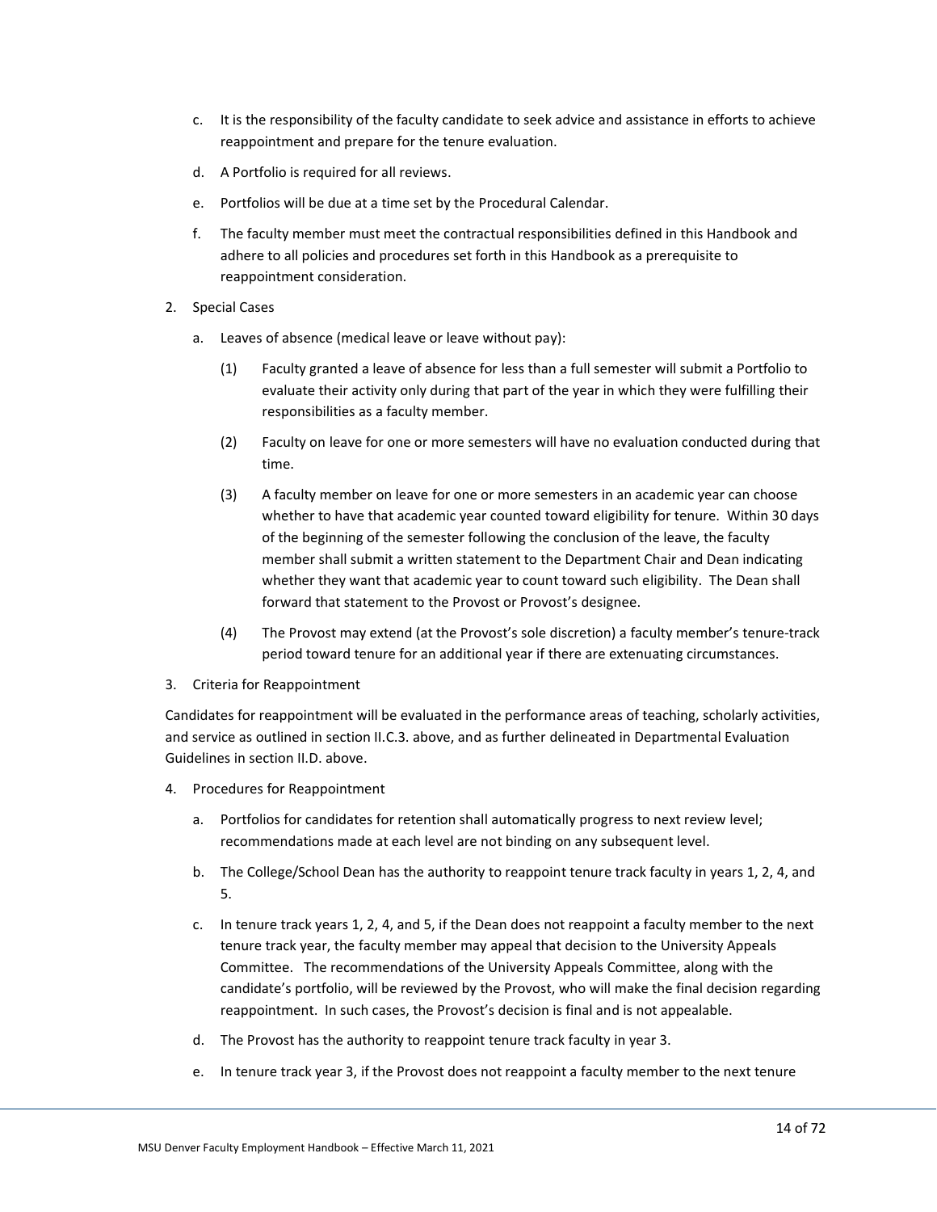c. It is the responsibility of the faculty candidate to seek advice and assistance in efforts to achieve reappointment and prepare for the tenure evaluation.

d. A Portfolio is required for all reviews.

e. Portfolios will be due at a time set by the Procedural Calendar.

f. The faculty member must meet the contractual responsibilities defined in this Handbook and adhere to all policies and procedures set forth in this Handbook as a prerequisite to reappointment consideration.

2. Special Cases

   a. Leaves of absence (medical leave or leave without pay):

      (1) Faculty granted a leave of absence for less than a full semester will submit a Portfolio to evaluate their activity only during that part of the year in which they were fulfilling their responsibilities as a faculty member.

      (2) Faculty on leave for one or more semesters will have no evaluation conducted during that time.

      (3) A faculty member on leave for one or more semesters in an academic year can choose whether to have that academic year counted toward eligibility for tenure. Within 30 days of the beginning of the semester following the conclusion of the leave, the faculty member shall submit a written statement to the Department Chair and Dean indicating whether they want that academic year to count toward such eligibility. The Dean shall forward that statement to the Provost or Provost's designee.

      (4) The Provost may extend (at the Provost's sole discretion) a faculty member's tenure-track period toward tenure for an additional year if there are extenuating circumstances.

3. Criteria for Reappointment

Candidates for reappointment will be evaluated in the performance areas of teaching, scholarly activities, and service as outlined in section II.C.3. above, and as further delineated in Departmental Evaluation Guidelines in section II.D. above.

4. Procedures for Reappointment

   a. Portfolios for candidates for retention shall automatically progress to next review level; recommendations made at each level are not binding on any subsequent level.

   b. The College/School Dean has the authority to reappoint tenure track faculty in years 1, 2, 4, and 5.

   c. In tenure track years 1, 2, 4, and 5, if the Dean does not reappoint a faculty member to the next tenure track year, the faculty member may appeal that decision to the University Appeals Committee. The recommendations of the University Appeals Committee, along with the candidate's portfolio, will be reviewed by the Provost, who will make the final decision regarding reappointment. In such cases, the Provost's decision is final and is not appealable.

   d. The Provost has the authority to reappoint tenure track faculty in year 3.

   e. In tenure track year 3, if the Provost does not reappoint a faculty member to the next tenure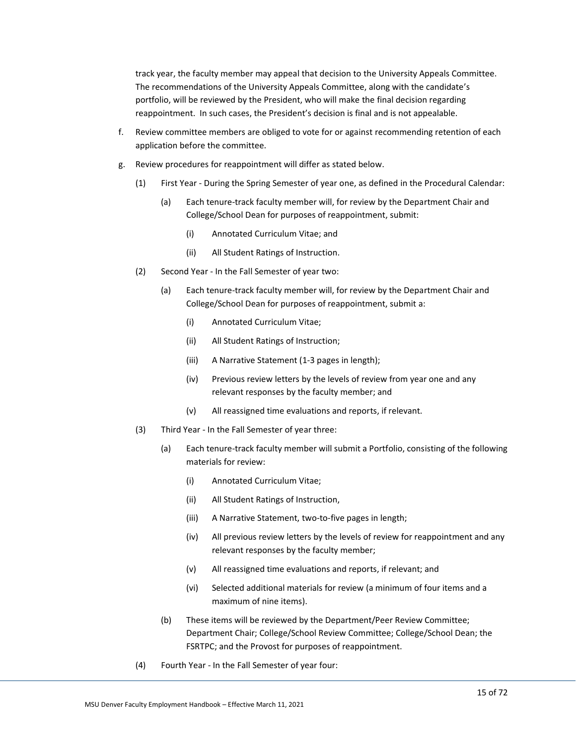track year, the faculty member may appeal that decision to the University Appeals Committee. The recommendations of the University Appeals Committee, along with the candidate's portfolio, will be reviewed by the President, who will make the final decision regarding reappointment. In such cases, the President's decision is final and is not appealable.

f. Review committee members are obliged to vote for or against recommending retention of each application before the committee.

g. Review procedures for reappointment will differ as stated below.

   (1) First Year - During the Spring Semester of year one, as defined in the Procedural Calendar:

      (a) Each tenure-track faculty member will, for review by the Department Chair and College/School Dean for purposes of reappointment, submit:

         (i) Annotated Curriculum Vitae; and

         (ii) All Student Ratings of Instruction.

   (2) Second Year - In the Fall Semester of year two:

      (a) Each tenure-track faculty member will, for review by the Department Chair and College/School Dean for purposes of reappointment, submit a:

         (i) Annotated Curriculum Vitae;

         (ii) All Student Ratings of Instruction;

         (iii) A Narrative Statement (1-3 pages in length);

         (iv) Previous review letters by the levels of review from year one and any relevant responses by the faculty member; and

         (v) All reassigned time evaluations and reports, if relevant.

   (3) Third Year - In the Fall Semester of year three:

      (a) Each tenure-track faculty member will submit a Portfolio, consisting of the following materials for review:

         (i) Annotated Curriculum Vitae;

         (ii) All Student Ratings of Instruction,

         (iii) A Narrative Statement, two-to-five pages in length;

         (iv) All previous review letters by the levels of review for reappointment and any relevant responses by the faculty member;

         (v) All reassigned time evaluations and reports, if relevant; and

         (vi) Selected additional materials for review (a minimum of four items and a maximum of nine items).

      (b) These items will be reviewed by the Department/Peer Review Committee; Department Chair; College/School Review Committee; College/School Dean; the FSRTPC; and the Provost for purposes of reappointment.

   (4) Fourth Year - In the Fall Semester of year four: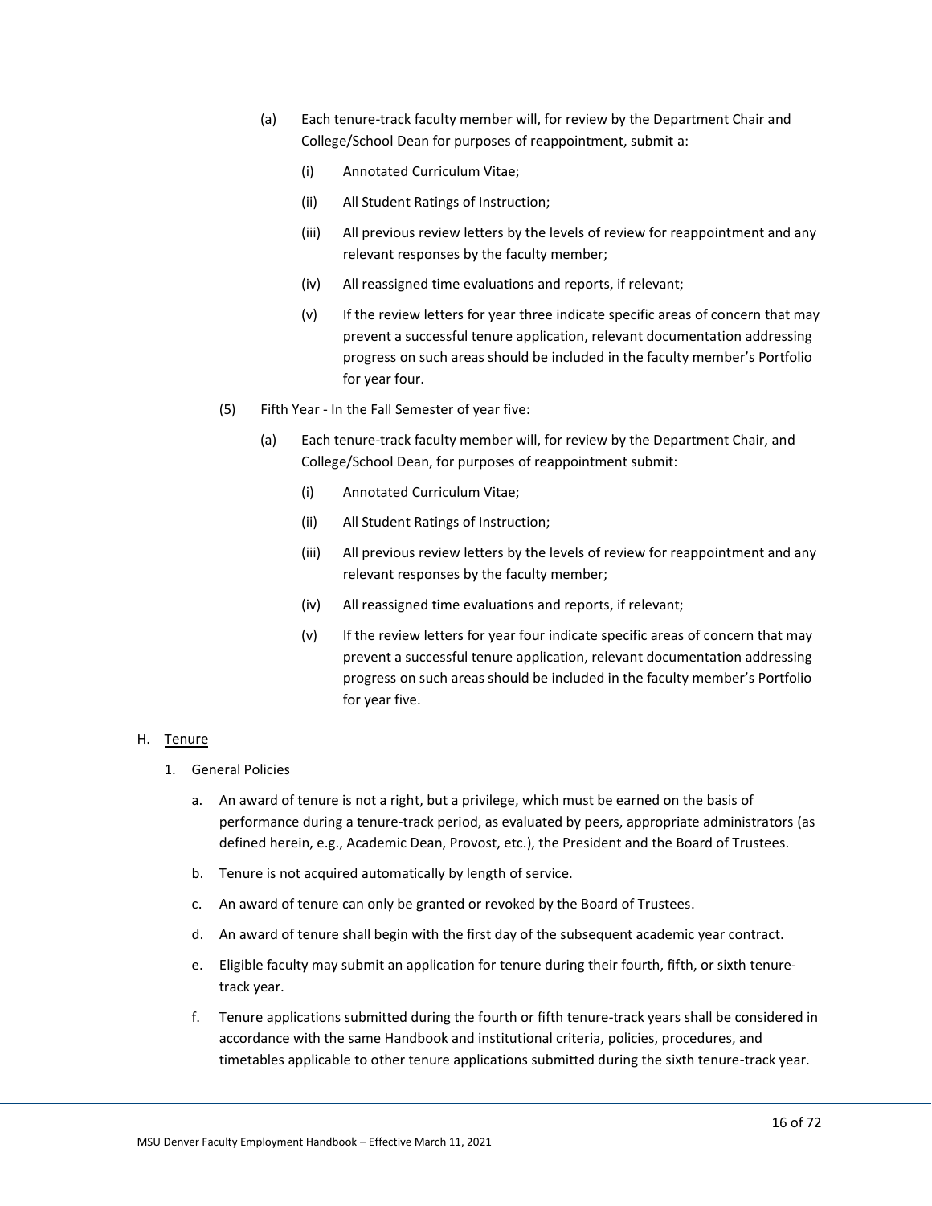(a) Each tenure-track faculty member will, for review by the Department Chair and College/School Dean for purposes of reappointment, submit a:

(i) Annotated Curriculum Vitae;

(ii) All Student Ratings of Instruction;

(iii) All previous review letters by the levels of review for reappointment and any relevant responses by the faculty member;

(iv) All reassigned time evaluations and reports, if relevant;

(v) If the review letters for year three indicate specific areas of concern that may prevent a successful tenure application, relevant documentation addressing progress on such areas should be included in the faculty member's Portfolio for year four.

(5) Fifth Year - In the Fall Semester of year five:

(a) Each tenure-track faculty member will, for review by the Department Chair, and College/School Dean, for purposes of reappointment submit:

(i) Annotated Curriculum Vitae;

(ii) All Student Ratings of Instruction;

(iii) All previous review letters by the levels of review for reappointment and any relevant responses by the faculty member;

(iv) All reassigned time evaluations and reports, if relevant;

(v) If the review letters for year four indicate specific areas of concern that may prevent a successful tenure application, relevant documentation addressing progress on such areas should be included in the faculty member's Portfolio for year five.

## H. <u>Tenure</u>

1. General Policies

   a. An award of tenure is not a right, but a privilege, which must be earned on the basis of performance during a tenure-track period, as evaluated by peers, appropriate administrators (as defined herein, e.g., Academic Dean, Provost, etc.), the President and the Board of Trustees.

   b. Tenure is not acquired automatically by length of service.

   c. An award of tenure can only be granted or revoked by the Board of Trustees.

   d. An award of tenure shall begin with the first day of the subsequent academic year contract.

   e. Eligible faculty may submit an application for tenure during their fourth, fifth, or sixth tenure-track year.

   f. Tenure applications submitted during the fourth or fifth tenure-track years shall be considered in accordance with the same Handbook and institutional criteria, policies, procedures, and timetables applicable to other tenure applications submitted during the sixth tenure-track year.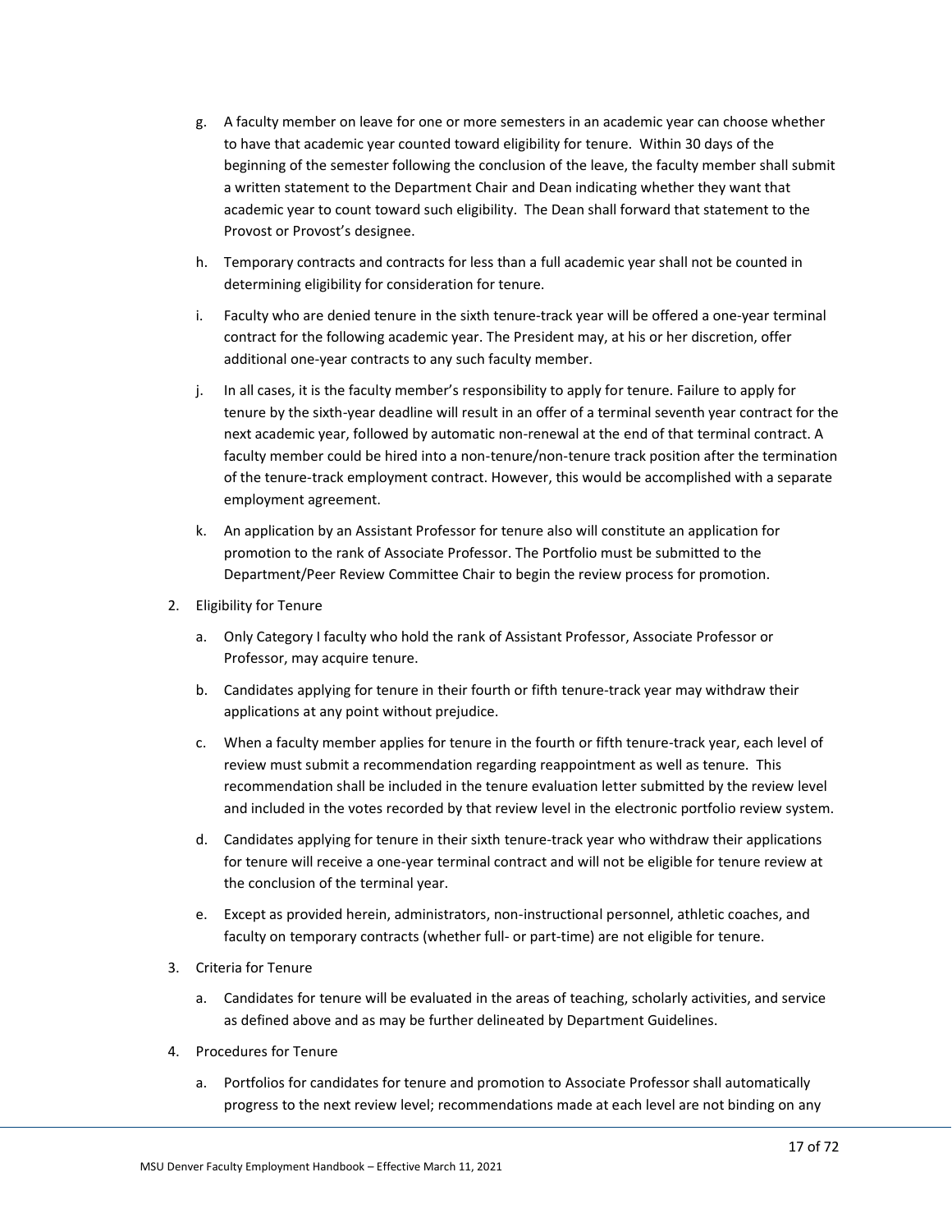g. A faculty member on leave for one or more semesters in an academic year can choose whether to have that academic year counted toward eligibility for tenure. Within 30 days of the beginning of the semester following the conclusion of the leave, the faculty member shall submit a written statement to the Department Chair and Dean indicating whether they want that academic year to count toward such eligibility. The Dean shall forward that statement to the Provost or Provost's designee.

h. Temporary contracts and contracts for less than a full academic year shall not be counted in determining eligibility for consideration for tenure.

i. Faculty who are denied tenure in the sixth tenure-track year will be offered a one-year terminal contract for the following academic year. The President may, at his or her discretion, offer additional one-year contracts to any such faculty member.

j. In all cases, it is the faculty member's responsibility to apply for tenure. Failure to apply for tenure by the sixth-year deadline will result in an offer of a terminal seventh year contract for the next academic year, followed by automatic non-renewal at the end of that terminal contract. A faculty member could be hired into a non-tenure/non-tenure track position after the termination of the tenure-track employment contract. However, this would be accomplished with a separate employment agreement.

k. An application by an Assistant Professor for tenure also will constitute an application for promotion to the rank of Associate Professor. The Portfolio must be submitted to the Department/Peer Review Committee Chair to begin the review process for promotion.

2. Eligibility for Tenure

   a. Only Category I faculty who hold the rank of Assistant Professor, Associate Professor or Professor, may acquire tenure.

   b. Candidates applying for tenure in their fourth or fifth tenure-track year may withdraw their applications at any point without prejudice.

   c. When a faculty member applies for tenure in the fourth or fifth tenure-track year, each level of review must submit a recommendation regarding reappointment as well as tenure. This recommendation shall be included in the tenure evaluation letter submitted by the review level and included in the votes recorded by that review level in the electronic portfolio review system.

   d. Candidates applying for tenure in their sixth tenure-track year who withdraw their applications for tenure will receive a one-year terminal contract and will not be eligible for tenure review at the conclusion of the terminal year.

   e. Except as provided herein, administrators, non-instructional personnel, athletic coaches, and faculty on temporary contracts (whether full- or part-time) are not eligible for tenure.

3. Criteria for Tenure

   a. Candidates for tenure will be evaluated in the areas of teaching, scholarly activities, and service as defined above and as may be further delineated by Department Guidelines.

4. Procedures for Tenure

   a. Portfolios for candidates for tenure and promotion to Associate Professor shall automatically progress to the next review level; recommendations made at each level are not binding on any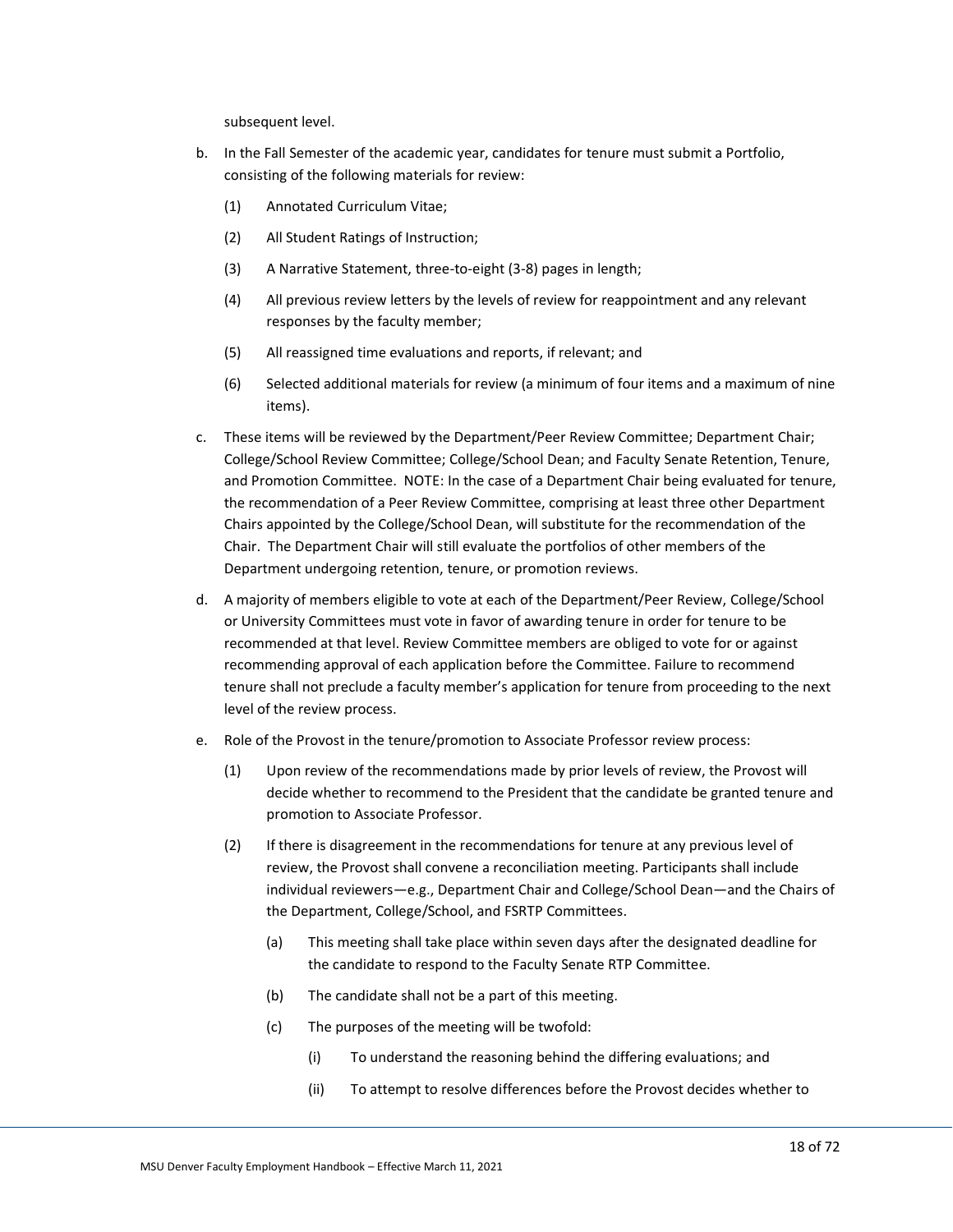subsequent level.

b. In the Fall Semester of the academic year, candidates for tenure must submit a Portfolio, consisting of the following materials for review:

   (1) Annotated Curriculum Vitae;

   (2) All Student Ratings of Instruction;

   (3) A Narrative Statement, three-to-eight (3-8) pages in length;

   (4) All previous review letters by the levels of review for reappointment and any relevant responses by the faculty member;

   (5) All reassigned time evaluations and reports, if relevant; and

   (6) Selected additional materials for review (a minimum of four items and a maximum of nine items).

c. These items will be reviewed by the Department/Peer Review Committee; Department Chair; College/School Review Committee; College/School Dean; and Faculty Senate Retention, Tenure, and Promotion Committee. NOTE: In the case of a Department Chair being evaluated for tenure, the recommendation of a Peer Review Committee, comprising at least three other Department Chairs appointed by the College/School Dean, will substitute for the recommendation of the Chair. The Department Chair will still evaluate the portfolios of other members of the Department undergoing retention, tenure, or promotion reviews.

d. A majority of members eligible to vote at each of the Department/Peer Review, College/School or University Committees must vote in favor of awarding tenure in order for tenure to be recommended at that level. Review Committee members are obliged to vote for or against recommending approval of each application before the Committee. Failure to recommend tenure shall not preclude a faculty member's application for tenure from proceeding to the next level of the review process.

e. Role of the Provost in the tenure/promotion to Associate Professor review process:

   (1) Upon review of the recommendations made by prior levels of review, the Provost will decide whether to recommend to the President that the candidate be granted tenure and promotion to Associate Professor.

   (2) If there is disagreement in the recommendations for tenure at any previous level of review, the Provost shall convene a reconciliation meeting. Participants shall include individual reviewers—e.g., Department Chair and College/School Dean—and the Chairs of the Department, College/School, and FSRTP Committees.

      (a) This meeting shall take place within seven days after the designated deadline for the candidate to respond to the Faculty Senate RTP Committee.

      (b) The candidate shall not be a part of this meeting.

      (c) The purposes of the meeting will be twofold:

         (i) To understand the reasoning behind the differing evaluations; and

         (ii) To attempt to resolve differences before the Provost decides whether to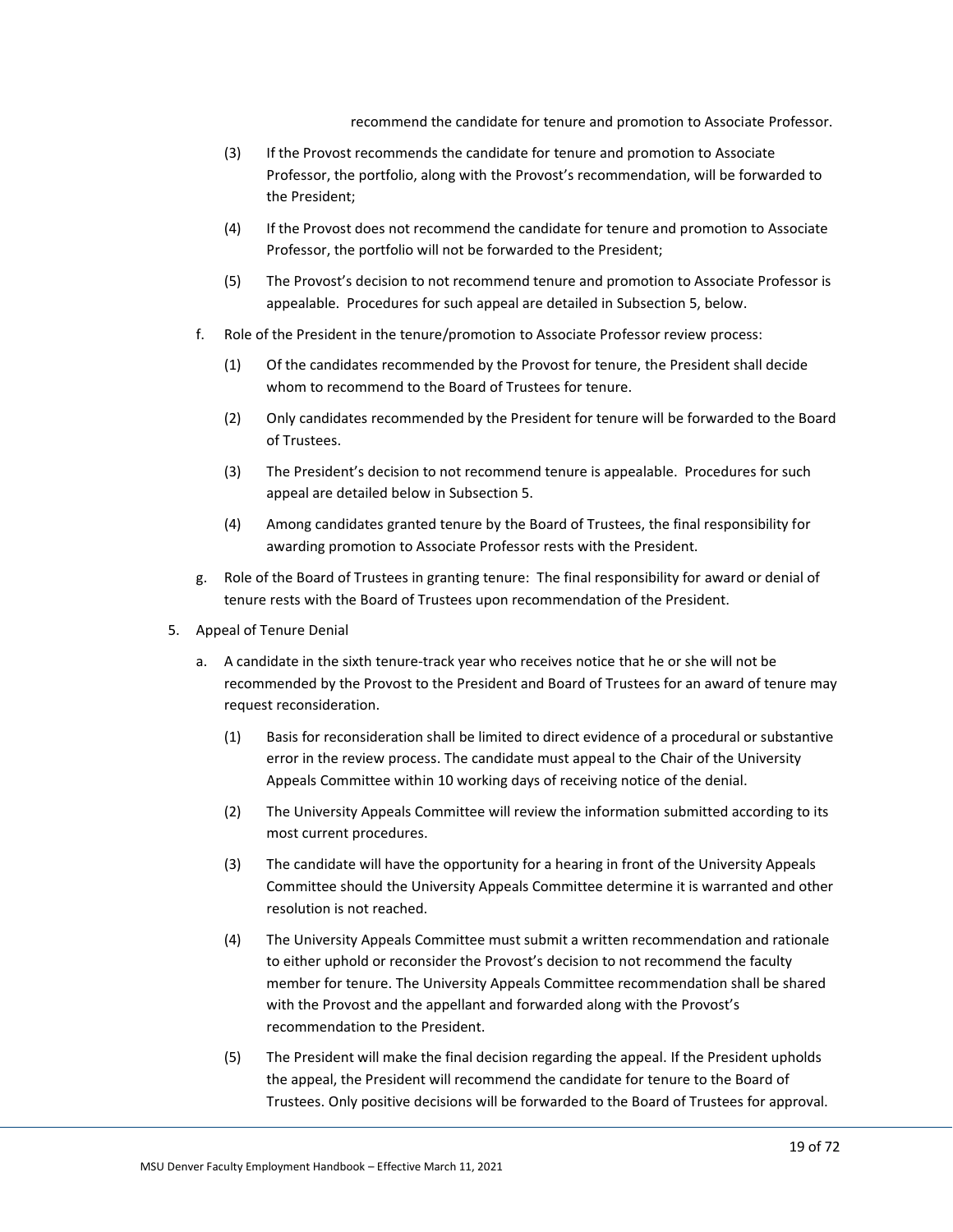recommend the candidate for tenure and promotion to Associate Professor.

(3) If the Provost recommends the candidate for tenure and promotion to Associate Professor, the portfolio, along with the Provost's recommendation, will be forwarded to the President;

(4) If the Provost does not recommend the candidate for tenure and promotion to Associate Professor, the portfolio will not be forwarded to the President;

(5) The Provost's decision to not recommend tenure and promotion to Associate Professor is appealable. Procedures for such appeal are detailed in Subsection 5, below.

f. Role of the President in the tenure/promotion to Associate Professor review process:

(1) Of the candidates recommended by the Provost for tenure, the President shall decide whom to recommend to the Board of Trustees for tenure.

(2) Only candidates recommended by the President for tenure will be forwarded to the Board of Trustees.

(3) The President's decision to not recommend tenure is appealable. Procedures for such appeal are detailed below in Subsection 5.

(4) Among candidates granted tenure by the Board of Trustees, the final responsibility for awarding promotion to Associate Professor rests with the President.

g. Role of the Board of Trustees in granting tenure: The final responsibility for award or denial of tenure rests with the Board of Trustees upon recommendation of the President.

5. Appeal of Tenure Denial

a. A candidate in the sixth tenure-track year who receives notice that he or she will not be recommended by the Provost to the President and Board of Trustees for an award of tenure may request reconsideration.

(1) Basis for reconsideration shall be limited to direct evidence of a procedural or substantive error in the review process. The candidate must appeal to the Chair of the University Appeals Committee within 10 working days of receiving notice of the denial.

(2) The University Appeals Committee will review the information submitted according to its most current procedures.

(3) The candidate will have the opportunity for a hearing in front of the University Appeals Committee should the University Appeals Committee determine it is warranted and other resolution is not reached.

(4) The University Appeals Committee must submit a written recommendation and rationale to either uphold or reconsider the Provost's decision to not recommend the faculty member for tenure. The University Appeals Committee recommendation shall be shared with the Provost and the appellant and forwarded along with the Provost's recommendation to the President.

(5) The President will make the final decision regarding the appeal. If the President upholds the appeal, the President will recommend the candidate for tenure to the Board of Trustees. Only positive decisions will be forwarded to the Board of Trustees for approval.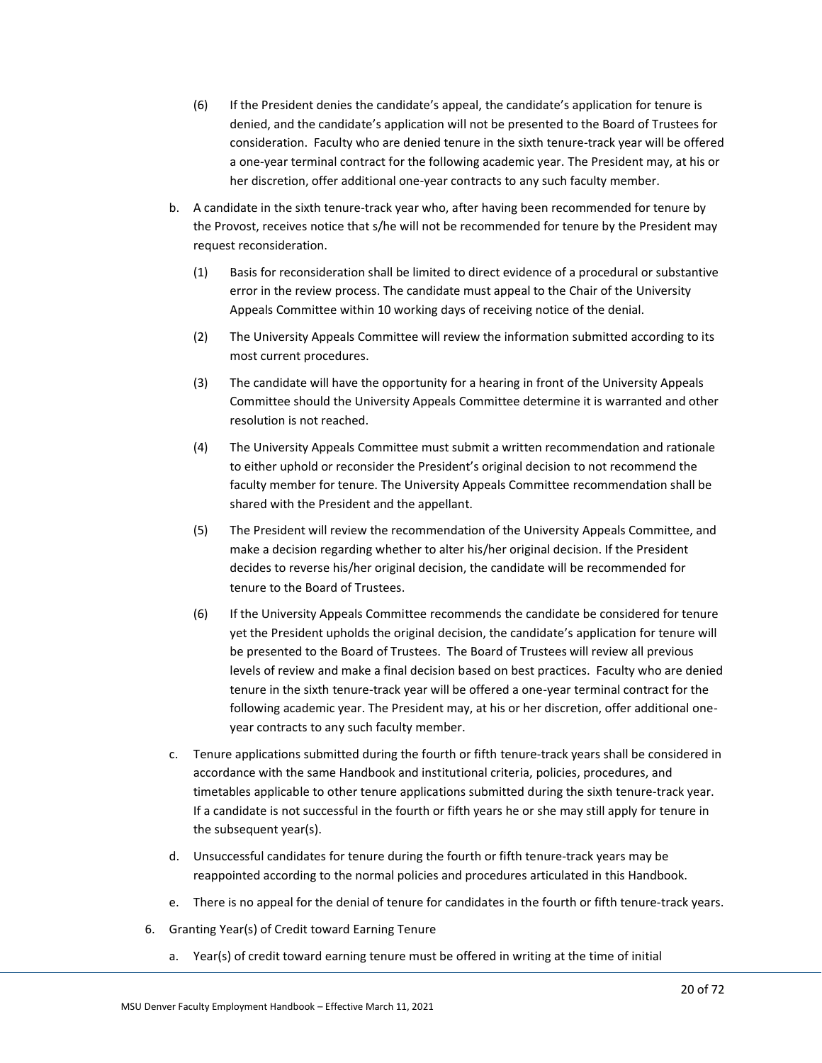(6) If the President denies the candidate's appeal, the candidate's application for tenure is denied, and the candidate's application will not be presented to the Board of Trustees for consideration. Faculty who are denied tenure in the sixth tenure-track year will be offered a one-year terminal contract for the following academic year. The President may, at his or her discretion, offer additional one-year contracts to any such faculty member.

b. A candidate in the sixth tenure-track year who, after having been recommended for tenure by the Provost, receives notice that s/he will not be recommended for tenure by the President may request reconsideration.

(1) Basis for reconsideration shall be limited to direct evidence of a procedural or substantive error in the review process. The candidate must appeal to the Chair of the University Appeals Committee within 10 working days of receiving notice of the denial.

(2) The University Appeals Committee will review the information submitted according to its most current procedures.

(3) The candidate will have the opportunity for a hearing in front of the University Appeals Committee should the University Appeals Committee determine it is warranted and other resolution is not reached.

(4) The University Appeals Committee must submit a written recommendation and rationale to either uphold or reconsider the President's original decision to not recommend the faculty member for tenure. The University Appeals Committee recommendation shall be shared with the President and the appellant.

(5) The President will review the recommendation of the University Appeals Committee, and make a decision regarding whether to alter his/her original decision. If the President decides to reverse his/her original decision, the candidate will be recommended for tenure to the Board of Trustees.

(6) If the University Appeals Committee recommends the candidate be considered for tenure yet the President upholds the original decision, the candidate's application for tenure will be presented to the Board of Trustees. The Board of Trustees will review all previous levels of review and make a final decision based on best practices. Faculty who are denied tenure in the sixth tenure-track year will be offered a one-year terminal contract for the following academic year. The President may, at his or her discretion, offer additional one-year contracts to any such faculty member.

c. Tenure applications submitted during the fourth or fifth tenure-track years shall be considered in accordance with the same Handbook and institutional criteria, policies, procedures, and timetables applicable to other tenure applications submitted during the sixth tenure-track year. If a candidate is not successful in the fourth or fifth years he or she may still apply for tenure in the subsequent year(s).

d. Unsuccessful candidates for tenure during the fourth or fifth tenure-track years may be reappointed according to the normal policies and procedures articulated in this Handbook.

e. There is no appeal for the denial of tenure for candidates in the fourth or fifth tenure-track years.

6. Granting Year(s) of Credit toward Earning Tenure

a. Year(s) of credit toward earning tenure must be offered in writing at the time of initial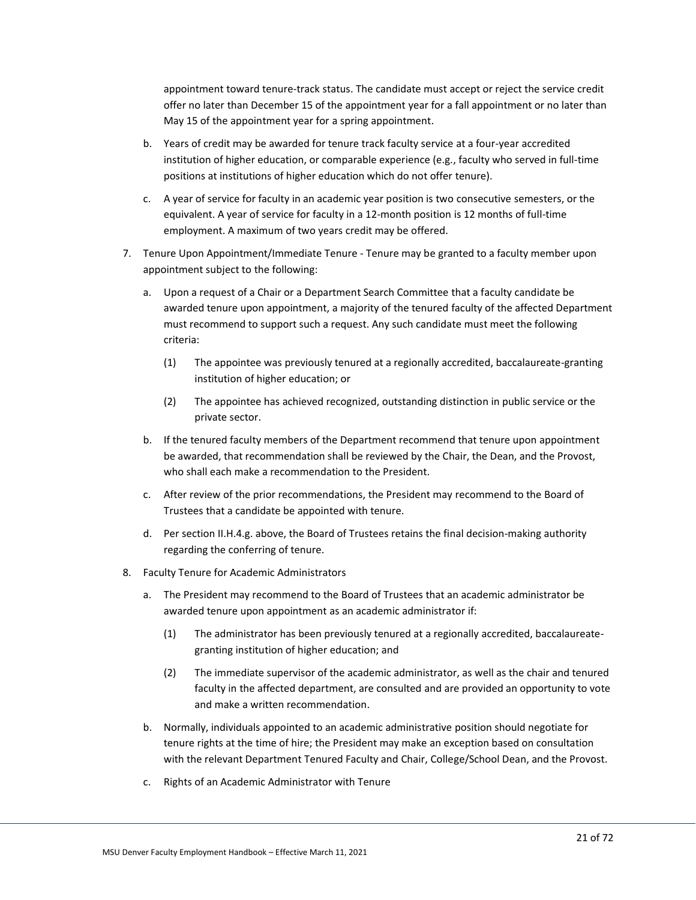appointment toward tenure-track status. The candidate must accept or reject the service credit offer no later than December 15 of the appointment year for a fall appointment or no later than May 15 of the appointment year for a spring appointment.

   b. Years of credit may be awarded for tenure track faculty service at a four-year accredited institution of higher education, or comparable experience (e.g., faculty who served in full-time positions at institutions of higher education which do not offer tenure).

   c. A year of service for faculty in an academic year position is two consecutive semesters, or the equivalent. A year of service for faculty in a 12-month position is 12 months of full-time employment. A maximum of two years credit may be offered.

7. Tenure Upon Appointment/Immediate Tenure - Tenure may be granted to a faculty member upon appointment subject to the following:

   a. Upon a request of a Chair or a Department Search Committee that a faculty candidate be awarded tenure upon appointment, a majority of the tenured faculty of the affected Department must recommend to support such a request. Any such candidate must meet the following criteria:

      (1) The appointee was previously tenured at a regionally accredited, baccalaureate-granting institution of higher education; or

      (2) The appointee has achieved recognized, outstanding distinction in public service or the private sector.

   b. If the tenured faculty members of the Department recommend that tenure upon appointment be awarded, that recommendation shall be reviewed by the Chair, the Dean, and the Provost, who shall each make a recommendation to the President.

   c. After review of the prior recommendations, the President may recommend to the Board of Trustees that a candidate be appointed with tenure.

   d. Per section II.H.4.g. above, the Board of Trustees retains the final decision-making authority regarding the conferring of tenure.

8. Faculty Tenure for Academic Administrators

   a. The President may recommend to the Board of Trustees that an academic administrator be awarded tenure upon appointment as an academic administrator if:

      (1) The administrator has been previously tenured at a regionally accredited, baccalaureate-granting institution of higher education; and

      (2) The immediate supervisor of the academic administrator, as well as the chair and tenured faculty in the affected department, are consulted and are provided an opportunity to vote and make a written recommendation.

   b. Normally, individuals appointed to an academic administrative position should negotiate for tenure rights at the time of hire; the President may make an exception based on consultation with the relevant Department Tenured Faculty and Chair, College/School Dean, and the Provost.

   c. Rights of an Academic Administrator with Tenure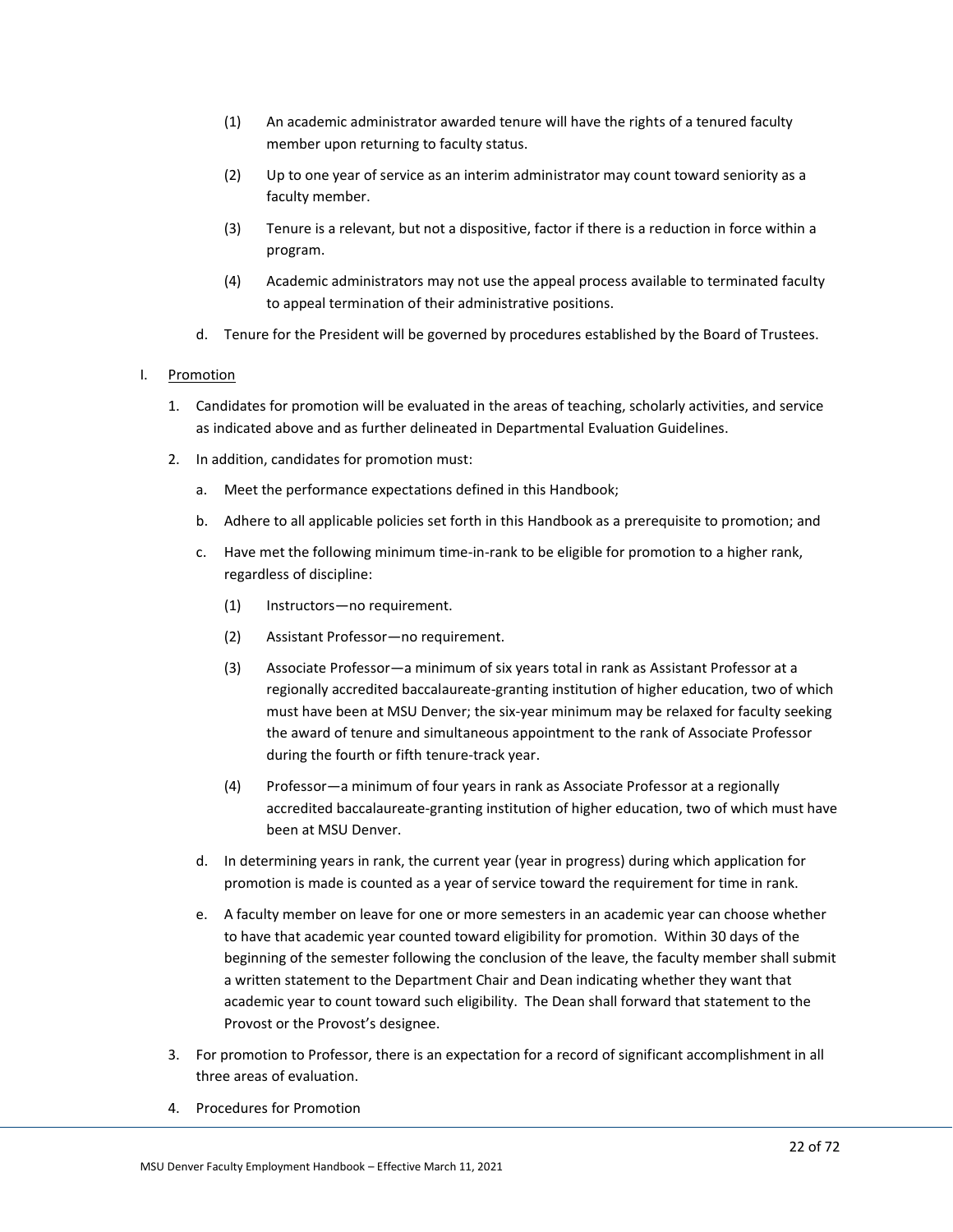(1) An academic administrator awarded tenure will have the rights of a tenured faculty member upon returning to faculty status.

(2) Up to one year of service as an interim administrator may count toward seniority as a faculty member.

(3) Tenure is a relevant, but not a dispositive, factor if there is a reduction in force within a program.

(4) Academic administrators may not use the appeal process available to terminated faculty to appeal termination of their administrative positions.

d. Tenure for the President will be governed by procedures established by the Board of Trustees.

I. <u>Promotion</u>

1. Candidates for promotion will be evaluated in the areas of teaching, scholarly activities, and service as indicated above and as further delineated in Departmental Evaluation Guidelines.

2. In addition, candidates for promotion must:

   a. Meet the performance expectations defined in this Handbook;

   b. Adhere to all applicable policies set forth in this Handbook as a prerequisite to promotion; and

   c. Have met the following minimum time-in-rank to be eligible for promotion to a higher rank, regardless of discipline:

      (1) Instructors—no requirement.

      (2) Assistant Professor—no requirement.

      (3) Associate Professor—a minimum of six years total in rank as Assistant Professor at a regionally accredited baccalaureate-granting institution of higher education, two of which must have been at MSU Denver; the six-year minimum may be relaxed for faculty seeking the award of tenure and simultaneous appointment to the rank of Associate Professor during the fourth or fifth tenure-track year.

      (4) Professor—a minimum of four years in rank as Associate Professor at a regionally accredited baccalaureate-granting institution of higher education, two of which must have been at MSU Denver.

   d. In determining years in rank, the current year (year in progress) during which application for promotion is made is counted as a year of service toward the requirement for time in rank.

   e. A faculty member on leave for one or more semesters in an academic year can choose whether to have that academic year counted toward eligibility for promotion. Within 30 days of the beginning of the semester following the conclusion of the leave, the faculty member shall submit a written statement to the Department Chair and Dean indicating whether they want that academic year to count toward such eligibility. The Dean shall forward that statement to the Provost or the Provost's designee.

3. For promotion to Professor, there is an expectation for a record of significant accomplishment in all three areas of evaluation.

4. Procedures for Promotion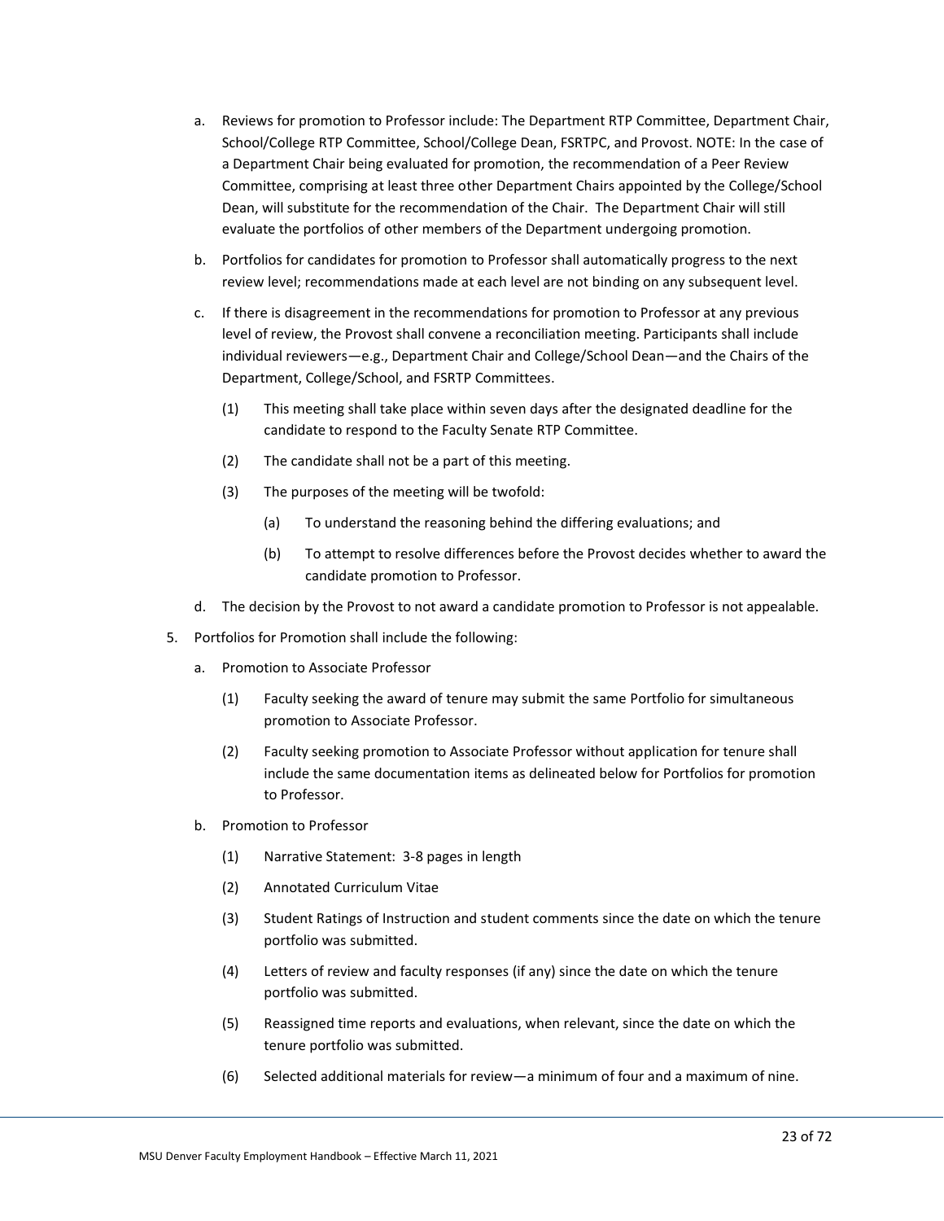a. Reviews for promotion to Professor include: The Department RTP Committee, Department Chair, School/College RTP Committee, School/College Dean, FSRTPC, and Provost. NOTE: In the case of a Department Chair being evaluated for promotion, the recommendation of a Peer Review Committee, comprising at least three other Department Chairs appointed by the College/School Dean, will substitute for the recommendation of the Chair. The Department Chair will still evaluate the portfolios of other members of the Department undergoing promotion.

b. Portfolios for candidates for promotion to Professor shall automatically progress to the next review level; recommendations made at each level are not binding on any subsequent level.

c. If there is disagreement in the recommendations for promotion to Professor at any previous level of review, the Provost shall convene a reconciliation meeting. Participants shall include individual reviewers—e.g., Department Chair and College/School Dean—and the Chairs of the Department, College/School, and FSRTP Committees.

    (1) This meeting shall take place within seven days after the designated deadline for the candidate to respond to the Faculty Senate RTP Committee.

    (2) The candidate shall not be a part of this meeting.

    (3) The purposes of the meeting will be twofold:

        (a) To understand the reasoning behind the differing evaluations; and

        (b) To attempt to resolve differences before the Provost decides whether to award the candidate promotion to Professor.

d. The decision by the Provost to not award a candidate promotion to Professor is not appealable.

5. Portfolios for Promotion shall include the following:

    a. Promotion to Associate Professor

        (1) Faculty seeking the award of tenure may submit the same Portfolio for simultaneous promotion to Associate Professor.

        (2) Faculty seeking promotion to Associate Professor without application for tenure shall include the same documentation items as delineated below for Portfolios for promotion to Professor.

    b. Promotion to Professor

        (1) Narrative Statement: 3-8 pages in length

        (2) Annotated Curriculum Vitae

        (3) Student Ratings of Instruction and student comments since the date on which the tenure portfolio was submitted.

        (4) Letters of review and faculty responses (if any) since the date on which the tenure portfolio was submitted.

        (5) Reassigned time reports and evaluations, when relevant, since the date on which the tenure portfolio was submitted.

        (6) Selected additional materials for review—a minimum of four and a maximum of nine.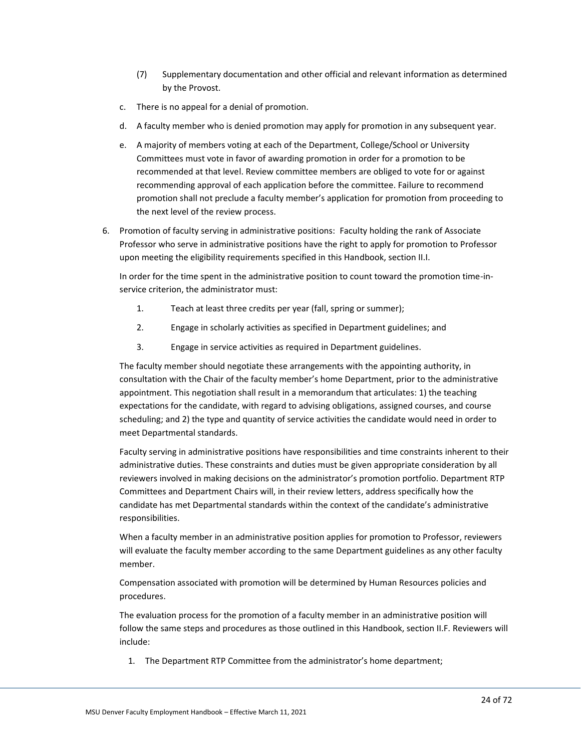(7) Supplementary documentation and other official and relevant information as determined by the Provost.

c. There is no appeal for a denial of promotion.

d. A faculty member who is denied promotion may apply for promotion in any subsequent year.

e. A majority of members voting at each of the Department, College/School or University Committees must vote in favor of awarding promotion in order for a promotion to be recommended at that level. Review committee members are obliged to vote for or against recommending approval of each application before the committee. Failure to recommend promotion shall not preclude a faculty member's application for promotion from proceeding to the next level of the review process.

6. Promotion of faculty serving in administrative positions: Faculty holding the rank of Associate Professor who serve in administrative positions have the right to apply for promotion to Professor upon meeting the eligibility requirements specified in this Handbook, section II.I.

   In order for the time spent in the administrative position to count toward the promotion time-in-service criterion, the administrator must:

   1. Teach at least three credits per year (fall, spring or summer);
   2. Engage in scholarly activities as specified in Department guidelines; and
   3. Engage in service activities as required in Department guidelines.

   The faculty member should negotiate these arrangements with the appointing authority, in consultation with the Chair of the faculty member's home Department, prior to the administrative appointment. This negotiation shall result in a memorandum that articulates: 1) the teaching expectations for the candidate, with regard to advising obligations, assigned courses, and course scheduling; and 2) the type and quantity of service activities the candidate would need in order to meet Departmental standards.

   Faculty serving in administrative positions have responsibilities and time constraints inherent to their administrative duties. These constraints and duties must be given appropriate consideration by all reviewers involved in making decisions on the administrator's promotion portfolio. Department RTP Committees and Department Chairs will, in their review letters, address specifically how the candidate has met Departmental standards within the context of the candidate's administrative responsibilities.

   When a faculty member in an administrative position applies for promotion to Professor, reviewers will evaluate the faculty member according to the same Department guidelines as any other faculty member.

   Compensation associated with promotion will be determined by Human Resources policies and procedures.

   The evaluation process for the promotion of a faculty member in an administrative position will follow the same steps and procedures as those outlined in this Handbook, section II.F. Reviewers will include:

   1. The Department RTP Committee from the administrator's home department;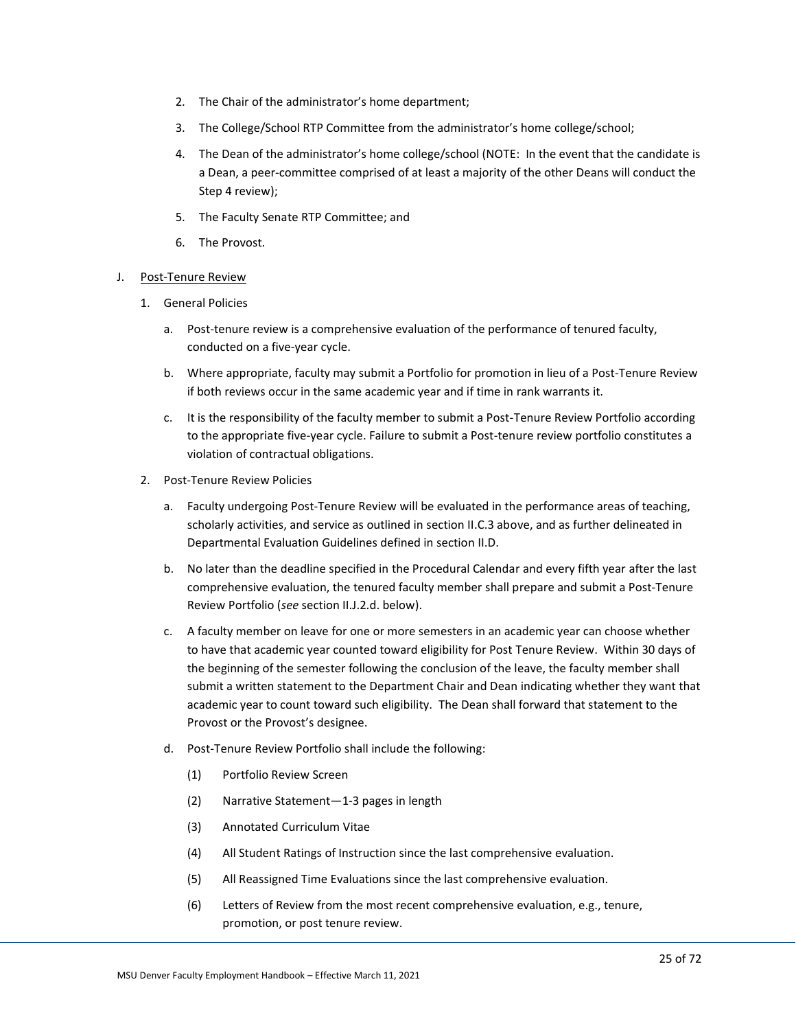2. The Chair of the administrator's home department;
3. The College/School RTP Committee from the administrator's home college/school;
4. The Dean of the administrator's home college/school (NOTE: In the event that the candidate is a Dean, a peer-committee comprised of at least a majority of the other Deans will conduct the Step 4 review);
5. The Faculty Senate RTP Committee; and
6. The Provost.

J. Post-Tenure Review

1. General Policies

   a. Post-tenure review is a comprehensive evaluation of the performance of tenured faculty, conducted on a five-year cycle.

   b. Where appropriate, faculty may submit a Portfolio for promotion in lieu of a Post-Tenure Review if both reviews occur in the same academic year and if time in rank warrants it.

   c. It is the responsibility of the faculty member to submit a Post-Tenure Review Portfolio according to the appropriate five-year cycle. Failure to submit a Post-tenure review portfolio constitutes a violation of contractual obligations.

2. Post-Tenure Review Policies

   a. Faculty undergoing Post-Tenure Review will be evaluated in the performance areas of teaching, scholarly activities, and service as outlined in section II.C.3 above, and as further delineated in Departmental Evaluation Guidelines defined in section II.D.

   b. No later than the deadline specified in the Procedural Calendar and every fifth year after the last comprehensive evaluation, the tenured faculty member shall prepare and submit a Post-Tenure Review Portfolio (*see* section II.J.2.d. below).

   c. A faculty member on leave for one or more semesters in an academic year can choose whether to have that academic year counted toward eligibility for Post Tenure Review. Within 30 days of the beginning of the semester following the conclusion of the leave, the faculty member shall submit a written statement to the Department Chair and Dean indicating whether they want that academic year to count toward such eligibility. The Dean shall forward that statement to the Provost or the Provost's designee.

   d. Post-Tenure Review Portfolio shall include the following:

      (1) Portfolio Review Screen

      (2) Narrative Statement—1-3 pages in length

      (3) Annotated Curriculum Vitae

      (4) All Student Ratings of Instruction since the last comprehensive evaluation.

      (5) All Reassigned Time Evaluations since the last comprehensive evaluation.

      (6) Letters of Review from the most recent comprehensive evaluation, e.g., tenure, promotion, or post tenure review.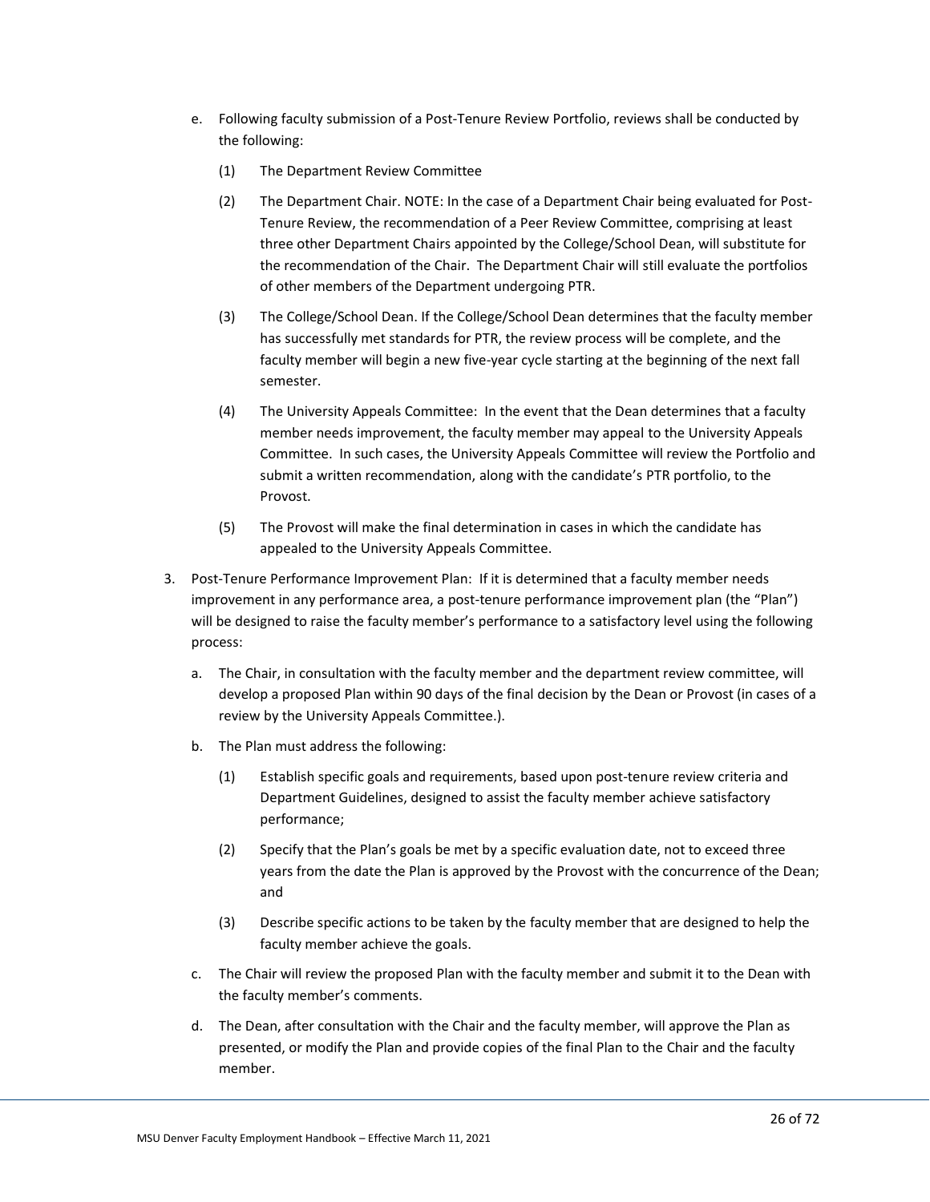e. Following faculty submission of a Post-Tenure Review Portfolio, reviews shall be conducted by the following:

   (1) The Department Review Committee

   (2) The Department Chair. NOTE: In the case of a Department Chair being evaluated for Post-Tenure Review, the recommendation of a Peer Review Committee, comprising at least three other Department Chairs appointed by the College/School Dean, will substitute for the recommendation of the Chair. The Department Chair will still evaluate the portfolios of other members of the Department undergoing PTR.

   (3) The College/School Dean. If the College/School Dean determines that the faculty member has successfully met standards for PTR, the review process will be complete, and the faculty member will begin a new five-year cycle starting at the beginning of the next fall semester.

   (4) The University Appeals Committee: In the event that the Dean determines that a faculty member needs improvement, the faculty member may appeal to the University Appeals Committee. In such cases, the University Appeals Committee will review the Portfolio and submit a written recommendation, along with the candidate's PTR portfolio, to the Provost.

   (5) The Provost will make the final determination in cases in which the candidate has appealed to the University Appeals Committee.

3. Post-Tenure Performance Improvement Plan: If it is determined that a faculty member needs improvement in any performance area, a post-tenure performance improvement plan (the "Plan") will be designed to raise the faculty member's performance to a satisfactory level using the following process:

   a. The Chair, in consultation with the faculty member and the department review committee, will develop a proposed Plan within 90 days of the final decision by the Dean or Provost (in cases of a review by the University Appeals Committee.).

   b. The Plan must address the following:

      (1) Establish specific goals and requirements, based upon post-tenure review criteria and Department Guidelines, designed to assist the faculty member achieve satisfactory performance;

      (2) Specify that the Plan's goals be met by a specific evaluation date, not to exceed three years from the date the Plan is approved by the Provost with the concurrence of the Dean; and

      (3) Describe specific actions to be taken by the faculty member that are designed to help the faculty member achieve the goals.

   c. The Chair will review the proposed Plan with the faculty member and submit it to the Dean with the faculty member's comments.

   d. The Dean, after consultation with the Chair and the faculty member, will approve the Plan as presented, or modify the Plan and provide copies of the final Plan to the Chair and the faculty member.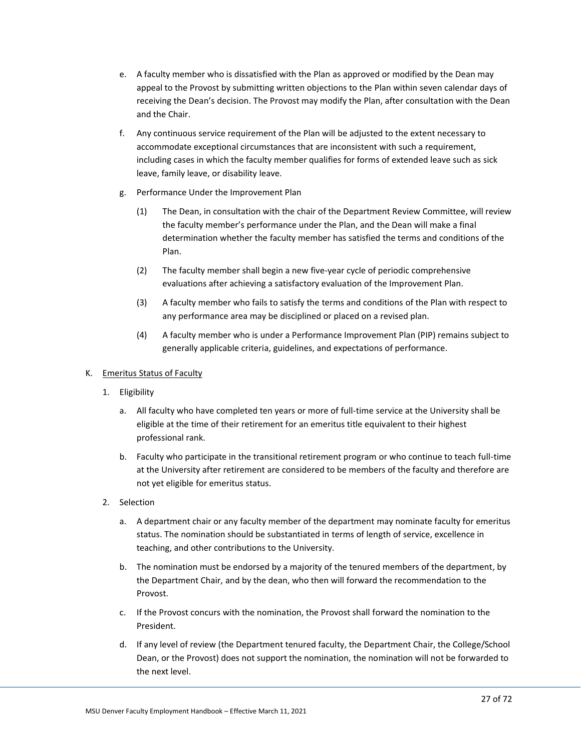e. A faculty member who is dissatisfied with the Plan as approved or modified by the Dean may appeal to the Provost by submitting written objections to the Plan within seven calendar days of receiving the Dean's decision. The Provost may modify the Plan, after consultation with the Dean and the Chair.

f. Any continuous service requirement of the Plan will be adjusted to the extent necessary to accommodate exceptional circumstances that are inconsistent with such a requirement, including cases in which the faculty member qualifies for forms of extended leave such as sick leave, family leave, or disability leave.

g. Performance Under the Improvement Plan

   (1) The Dean, in consultation with the chair of the Department Review Committee, will review the faculty member's performance under the Plan, and the Dean will make a final determination whether the faculty member has satisfied the terms and conditions of the Plan.

   (2) The faculty member shall begin a new five-year cycle of periodic comprehensive evaluations after achieving a satisfactory evaluation of the Improvement Plan.

   (3) A faculty member who fails to satisfy the terms and conditions of the Plan with respect to any performance area may be disciplined or placed on a revised plan.

   (4) A faculty member who is under a Performance Improvement Plan (PIP) remains subject to generally applicable criteria, guidelines, and expectations of performance.

K. <u>Emeritus Status of Faculty</u>

1. Eligibility

   a. All faculty who have completed ten years or more of full-time service at the University shall be eligible at the time of their retirement for an emeritus title equivalent to their highest professional rank.

   b. Faculty who participate in the transitional retirement program or who continue to teach full-time at the University after retirement are considered to be members of the faculty and therefore are not yet eligible for emeritus status.

2. Selection

   a. A department chair or any faculty member of the department may nominate faculty for emeritus status. The nomination should be substantiated in terms of length of service, excellence in teaching, and other contributions to the University.

   b. The nomination must be endorsed by a majority of the tenured members of the department, by the Department Chair, and by the dean, who then will forward the recommendation to the Provost.

   c. If the Provost concurs with the nomination, the Provost shall forward the nomination to the President.

   d. If any level of review (the Department tenured faculty, the Department Chair, the College/School Dean, or the Provost) does not support the nomination, the nomination will not be forwarded to the next level.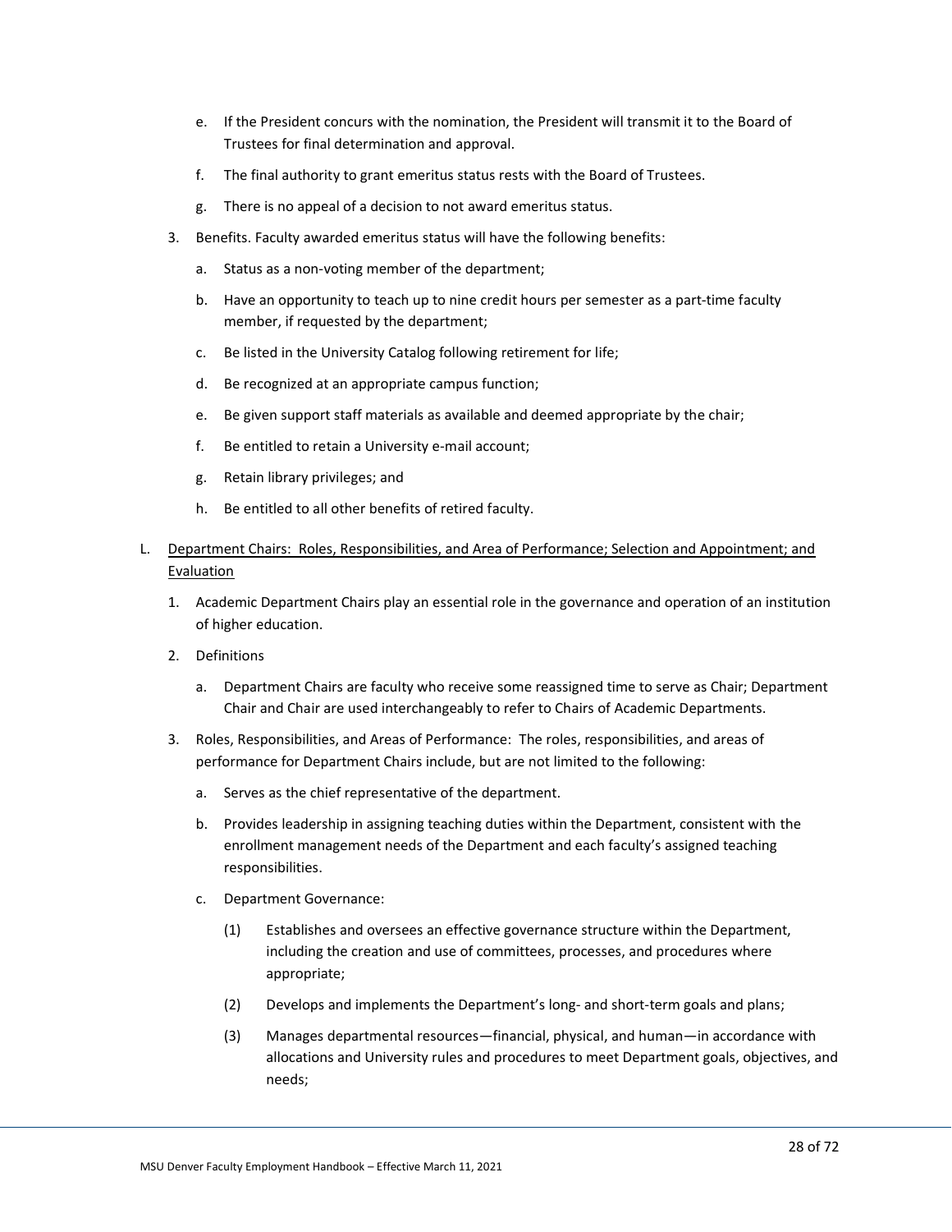e. If the President concurs with the nomination, the President will transmit it to the Board of Trustees for final determination and approval.

f. The final authority to grant emeritus status rests with the Board of Trustees.

g. There is no appeal of a decision to not award emeritus status.

3. Benefits. Faculty awarded emeritus status will have the following benefits:

   a. Status as a non-voting member of the department;

   b. Have an opportunity to teach up to nine credit hours per semester as a part-time faculty member, if requested by the department;

   c. Be listed in the University Catalog following retirement for life;

   d. Be recognized at an appropriate campus function;

   e. Be given support staff materials as available and deemed appropriate by the chair;

   f. Be entitled to retain a University e-mail account;

   g. Retain library privileges; and

   h. Be entitled to all other benefits of retired faculty.

L. Department Chairs: Roles, Responsibilities, and Area of Performance; Selection and Appointment; and Evaluation

1. Academic Department Chairs play an essential role in the governance and operation of an institution of higher education.

2. Definitions

   a. Department Chairs are faculty who receive some reassigned time to serve as Chair; Department Chair and Chair are used interchangeably to refer to Chairs of Academic Departments.

3. Roles, Responsibilities, and Areas of Performance: The roles, responsibilities, and areas of performance for Department Chairs include, but are not limited to the following:

   a. Serves as the chief representative of the department.

   b. Provides leadership in assigning teaching duties within the Department, consistent with the enrollment management needs of the Department and each faculty's assigned teaching responsibilities.

   c. Department Governance:

      (1) Establishes and oversees an effective governance structure within the Department, including the creation and use of committees, processes, and procedures where appropriate;

      (2) Develops and implements the Department's long- and short-term goals and plans;

      (3) Manages departmental resources—financial, physical, and human—in accordance with allocations and University rules and procedures to meet Department goals, objectives, and needs;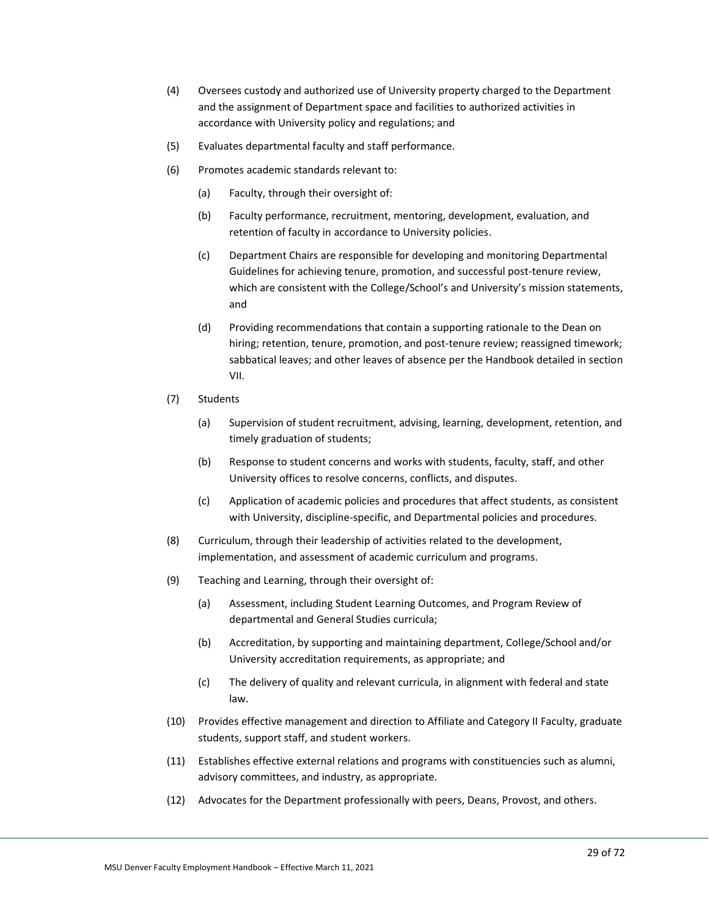(4) Oversees custody and authorized use of University property charged to the Department and the assignment of Department space and facilities to authorized activities in accordance with University policy and regulations; and

(5) Evaluates departmental faculty and staff performance.

(6) Promotes academic standards relevant to:

  (a) Faculty, through their oversight of:

  (b) Faculty performance, recruitment, mentoring, development, evaluation, and retention of faculty in accordance to University policies.

  (c) Department Chairs are responsible for developing and monitoring Departmental Guidelines for achieving tenure, promotion, and successful post-tenure review, which are consistent with the College/School's and University's mission statements, and

  (d) Providing recommendations that contain a supporting rationale to the Dean on hiring; retention, tenure, promotion, and post-tenure review; reassigned timework; sabbatical leaves; and other leaves of absence per the Handbook detailed in section VII.

(7) Students

  (a) Supervision of student recruitment, advising, learning, development, retention, and timely graduation of students;

  (b) Response to student concerns and works with students, faculty, staff, and other University offices to resolve concerns, conflicts, and disputes.

  (c) Application of academic policies and procedures that affect students, as consistent with University, discipline-specific, and Departmental policies and procedures.

(8) Curriculum, through their leadership of activities related to the development, implementation, and assessment of academic curriculum and programs.

(9) Teaching and Learning, through their oversight of:

  (a) Assessment, including Student Learning Outcomes, and Program Review of departmental and General Studies curricula;

  (b) Accreditation, by supporting and maintaining department, College/School and/or University accreditation requirements, as appropriate; and

  (c) The delivery of quality and relevant curricula, in alignment with federal and state law.

(10) Provides effective management and direction to Affiliate and Category II Faculty, graduate students, support staff, and student workers.

(11) Establishes effective external relations and programs with constituencies such as alumni, advisory committees, and industry, as appropriate.

(12) Advocates for the Department professionally with peers, Deans, Provost, and others.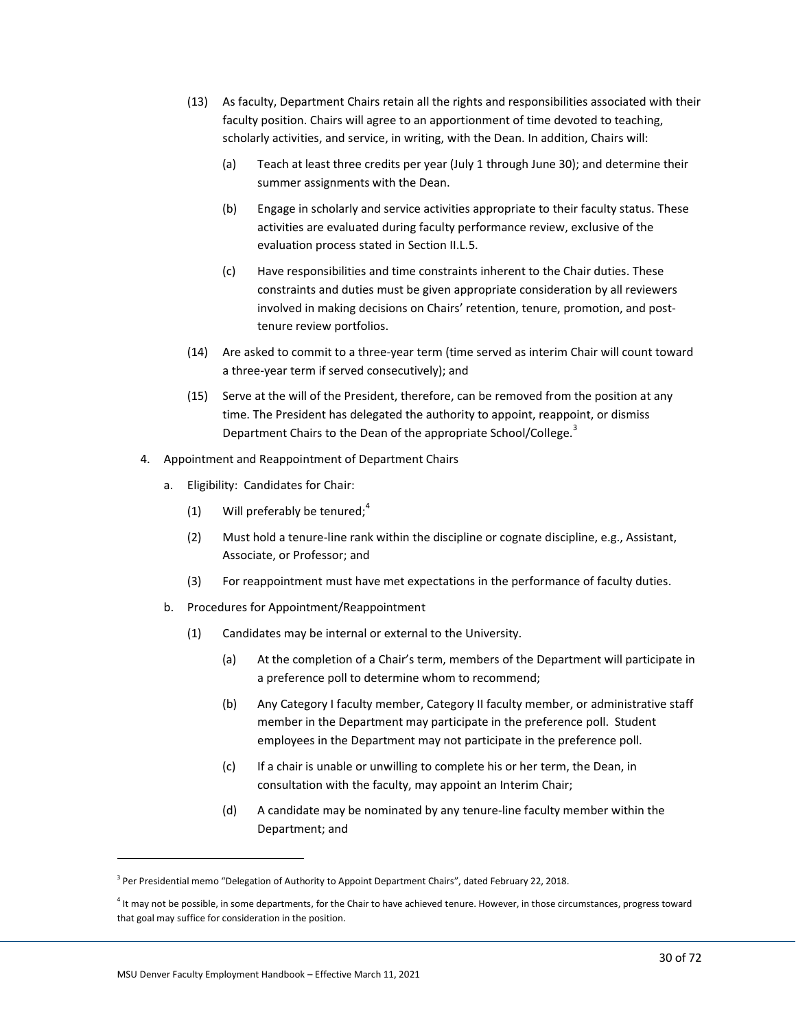(13) As faculty, Department Chairs retain all the rights and responsibilities associated with their faculty position. Chairs will agree to an apportionment of time devoted to teaching, scholarly activities, and service, in writing, with the Dean. In addition, Chairs will:

   (a) Teach at least three credits per year (July 1 through June 30); and determine their summer assignments with the Dean.

   (b) Engage in scholarly and service activities appropriate to their faculty status. These activities are evaluated during faculty performance review, exclusive of the evaluation process stated in Section II.L.5.

   (c) Have responsibilities and time constraints inherent to the Chair duties. These constraints and duties must be given appropriate consideration by all reviewers involved in making decisions on Chairs' retention, tenure, promotion, and post-tenure review portfolios.

(14) Are asked to commit to a three-year term (time served as interim Chair will count toward a three-year term if served consecutively); and

(15) Serve at the will of the President, therefore, can be removed from the position at any time. The President has delegated the authority to appoint, reappoint, or dismiss Department Chairs to the Dean of the appropriate School/College.[3]

4. Appointment and Reappointment of Department Chairs

   a. Eligibility: Candidates for Chair:

      (1) Will preferably be tenured;[4]

      (2) Must hold a tenure-line rank within the discipline or cognate discipline, e.g., Assistant, Associate, or Professor; and

      (3) For reappointment must have met expectations in the performance of faculty duties.

   b. Procedures for Appointment/Reappointment

      (1) Candidates may be internal or external to the University.

         (a) At the completion of a Chair's term, members of the Department will participate in a preference poll to determine whom to recommend;

         (b) Any Category I faculty member, Category II faculty member, or administrative staff member in the Department may participate in the preference poll. Student employees in the Department may not participate in the preference poll.

         (c) If a chair is unable or unwilling to complete his or her term, the Dean, in consultation with the faculty, may appoint an Interim Chair;

         (d) A candidate may be nominated by any tenure-line faculty member within the Department; and

---

[3] Per Presidential memo "Delegation of Authority to Appoint Department Chairs", dated February 22, 2018.

[4] It may not be possible, in some departments, for the Chair to have achieved tenure. However, in those circumstances, progress toward that goal may suffice for consideration in the position.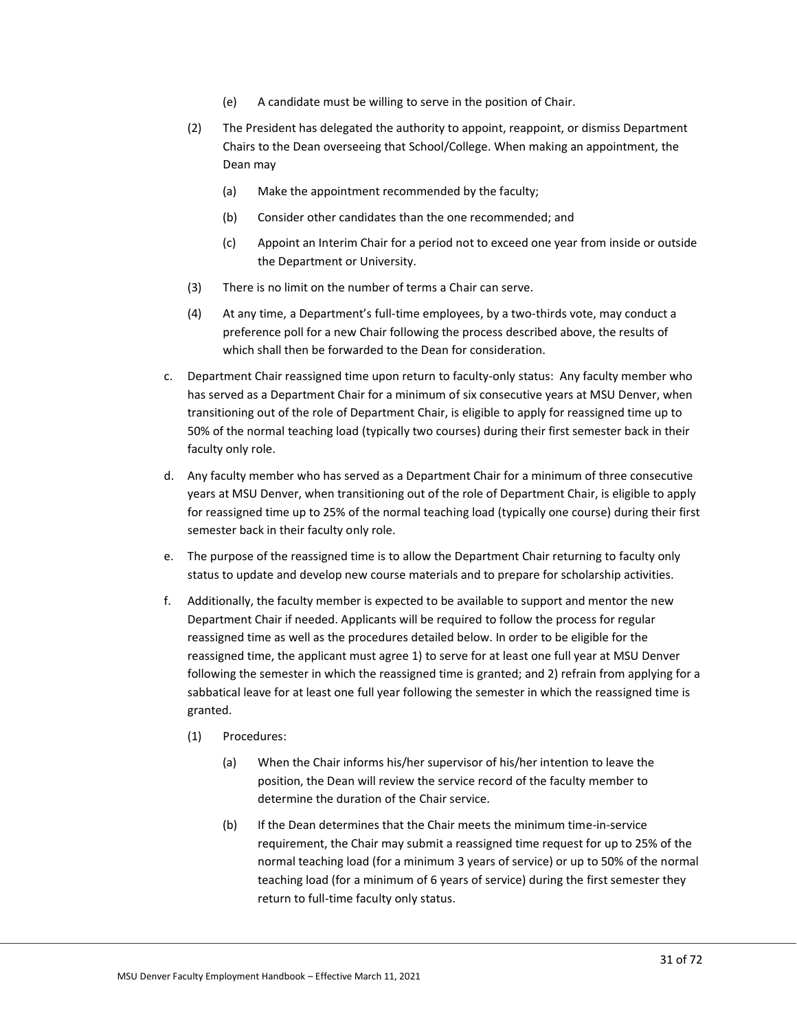(e) A candidate must be willing to serve in the position of Chair.

(2) The President has delegated the authority to appoint, reappoint, or dismiss Department Chairs to the Dean overseeing that School/College. When making an appointment, the Dean may

(a) Make the appointment recommended by the faculty;

(b) Consider other candidates than the one recommended; and

(c) Appoint an Interim Chair for a period not to exceed one year from inside or outside the Department or University.

(3) There is no limit on the number of terms a Chair can serve.

(4) At any time, a Department's full-time employees, by a two-thirds vote, may conduct a preference poll for a new Chair following the process described above, the results of which shall then be forwarded to the Dean for consideration.

c. Department Chair reassigned time upon return to faculty-only status: Any faculty member who has served as a Department Chair for a minimum of six consecutive years at MSU Denver, when transitioning out of the role of Department Chair, is eligible to apply for reassigned time up to 50% of the normal teaching load (typically two courses) during their first semester back in their faculty only role.

d. Any faculty member who has served as a Department Chair for a minimum of three consecutive years at MSU Denver, when transitioning out of the role of Department Chair, is eligible to apply for reassigned time up to 25% of the normal teaching load (typically one course) during their first semester back in their faculty only role.

e. The purpose of the reassigned time is to allow the Department Chair returning to faculty only status to update and develop new course materials and to prepare for scholarship activities.

f. Additionally, the faculty member is expected to be available to support and mentor the new Department Chair if needed. Applicants will be required to follow the process for regular reassigned time as well as the procedures detailed below. In order to be eligible for the reassigned time, the applicant must agree 1) to serve for at least one full year at MSU Denver following the semester in which the reassigned time is granted; and 2) refrain from applying for a sabbatical leave for at least one full year following the semester in which the reassigned time is granted.

(1) Procedures:

(a) When the Chair informs his/her supervisor of his/her intention to leave the position, the Dean will review the service record of the faculty member to determine the duration of the Chair service.

(b) If the Dean determines that the Chair meets the minimum time-in-service requirement, the Chair may submit a reassigned time request for up to 25% of the normal teaching load (for a minimum 3 years of service) or up to 50% of the normal teaching load (for a minimum of 6 years of service) during the first semester they return to full-time faculty only status.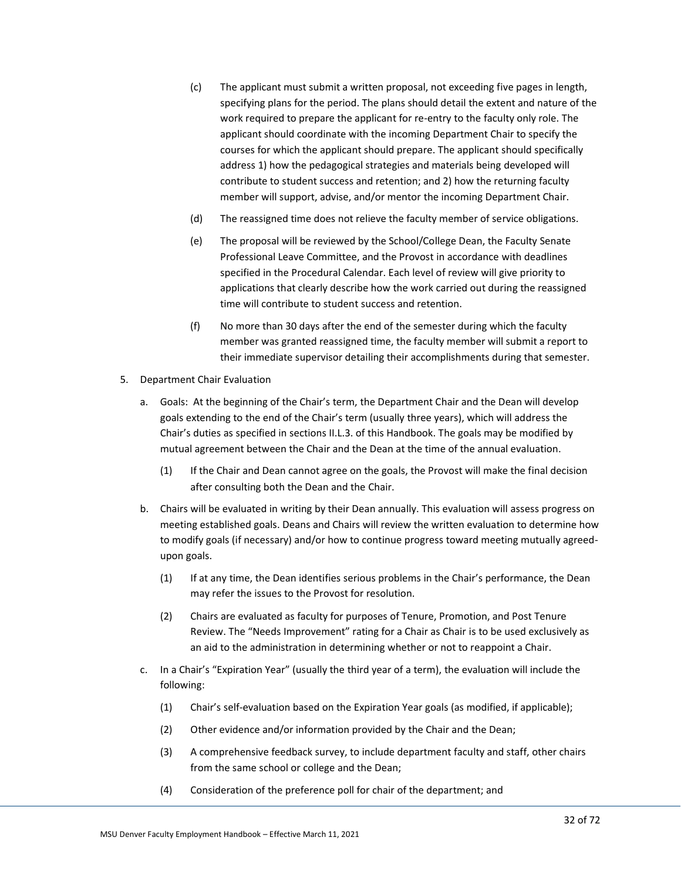(c) The applicant must submit a written proposal, not exceeding five pages in length, specifying plans for the period. The plans should detail the extent and nature of the work required to prepare the applicant for re-entry to the faculty only role. The applicant should coordinate with the incoming Department Chair to specify the courses for which the applicant should prepare. The applicant should specifically address 1) how the pedagogical strategies and materials being developed will contribute to student success and retention; and 2) how the returning faculty member will support, advise, and/or mentor the incoming Department Chair.

(d) The reassigned time does not relieve the faculty member of service obligations.

(e) The proposal will be reviewed by the School/College Dean, the Faculty Senate Professional Leave Committee, and the Provost in accordance with deadlines specified in the Procedural Calendar. Each level of review will give priority to applications that clearly describe how the work carried out during the reassigned time will contribute to student success and retention.

(f) No more than 30 days after the end of the semester during which the faculty member was granted reassigned time, the faculty member will submit a report to their immediate supervisor detailing their accomplishments during that semester.

5. Department Chair Evaluation

a. Goals: At the beginning of the Chair's term, the Department Chair and the Dean will develop goals extending to the end of the Chair's term (usually three years), which will address the Chair's duties as specified in sections II.L.3. of this Handbook. The goals may be modified by mutual agreement between the Chair and the Dean at the time of the annual evaluation.

(1) If the Chair and Dean cannot agree on the goals, the Provost will make the final decision after consulting both the Dean and the Chair.

b. Chairs will be evaluated in writing by their Dean annually. This evaluation will assess progress on meeting established goals. Deans and Chairs will review the written evaluation to determine how to modify goals (if necessary) and/or how to continue progress toward meeting mutually agreed-upon goals.

(1) If at any time, the Dean identifies serious problems in the Chair's performance, the Dean may refer the issues to the Provost for resolution.

(2) Chairs are evaluated as faculty for purposes of Tenure, Promotion, and Post Tenure Review. The "Needs Improvement" rating for a Chair as Chair is to be used exclusively as an aid to the administration in determining whether or not to reappoint a Chair.

c. In a Chair's "Expiration Year" (usually the third year of a term), the evaluation will include the following:

(1) Chair's self-evaluation based on the Expiration Year goals (as modified, if applicable);

(2) Other evidence and/or information provided by the Chair and the Dean;

(3) A comprehensive feedback survey, to include department faculty and staff, other chairs from the same school or college and the Dean;

(4) Consideration of the preference poll for chair of the department; and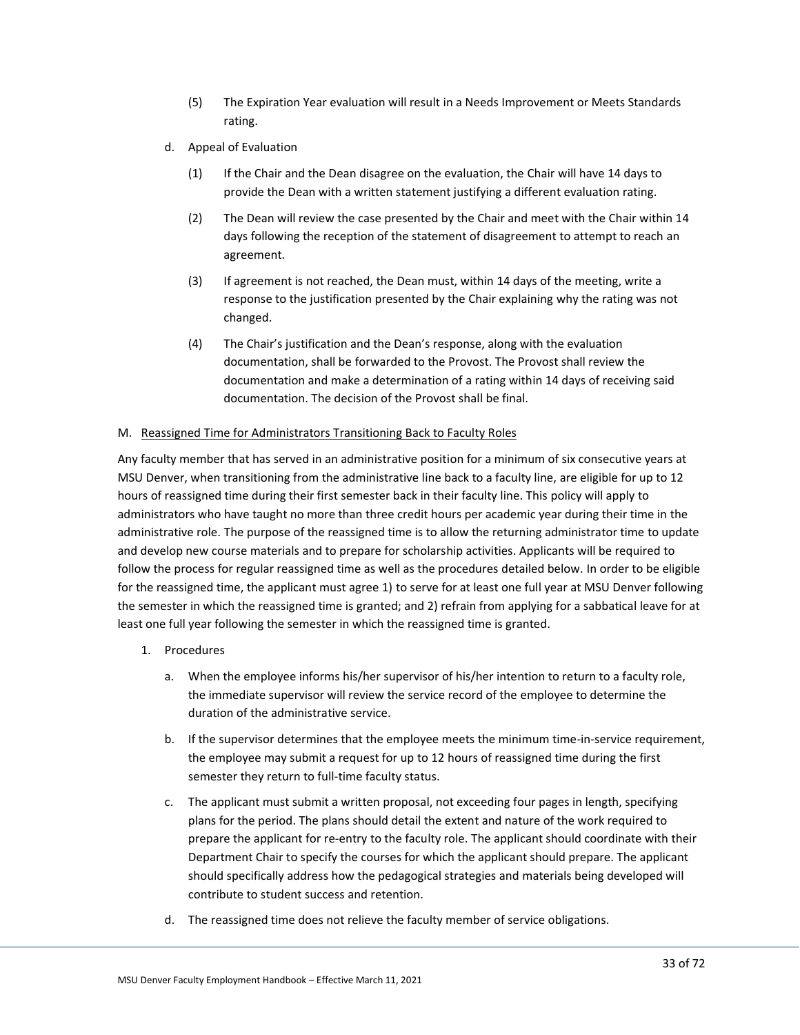(5) The Expiration Year evaluation will result in a Needs Improvement or Meets Standards rating.

d. Appeal of Evaluation

(1) If the Chair and the Dean disagree on the evaluation, the Chair will have 14 days to provide the Dean with a written statement justifying a different evaluation rating.

(2) The Dean will review the case presented by the Chair and meet with the Chair within 14 days following the reception of the statement of disagreement to attempt to reach an agreement.

(3) If agreement is not reached, the Dean must, within 14 days of the meeting, write a response to the justification presented by the Chair explaining why the rating was not changed.

(4) The Chair's justification and the Dean's response, along with the evaluation documentation, shall be forwarded to the Provost. The Provost shall review the documentation and make a determination of a rating within 14 days of receiving said documentation. The decision of the Provost shall be final.

M. <u>Reassigned Time for Administrators Transitioning Back to Faculty Roles</u>

Any faculty member that has served in an administrative position for a minimum of six consecutive years at MSU Denver, when transitioning from the administrative line back to a faculty line, are eligible for up to 12 hours of reassigned time during their first semester back in their faculty line. This policy will apply to administrators who have taught no more than three credit hours per academic year during their time in the administrative role. The purpose of the reassigned time is to allow the returning administrator time to update and develop new course materials and to prepare for scholarship activities. Applicants will be required to follow the process for regular reassigned time as well as the procedures detailed below. In order to be eligible for the reassigned time, the applicant must agree 1) to serve for at least one full year at MSU Denver following the semester in which the reassigned time is granted; and 2) refrain from applying for a sabbatical leave for at least one full year following the semester in which the reassigned time is granted.

1. Procedures

   a. When the employee informs his/her supervisor of his/her intention to return to a faculty role, the immediate supervisor will review the service record of the employee to determine the duration of the administrative service.

   b. If the supervisor determines that the employee meets the minimum time-in-service requirement, the employee may submit a request for up to 12 hours of reassigned time during the first semester they return to full-time faculty status.

   c. The applicant must submit a written proposal, not exceeding four pages in length, specifying plans for the period. The plans should detail the extent and nature of the work required to prepare the applicant for re-entry to the faculty role. The applicant should coordinate with their Department Chair to specify the courses for which the applicant should prepare. The applicant should specifically address how the pedagogical strategies and materials being developed will contribute to student success and retention.

   d. The reassigned time does not relieve the faculty member of service obligations.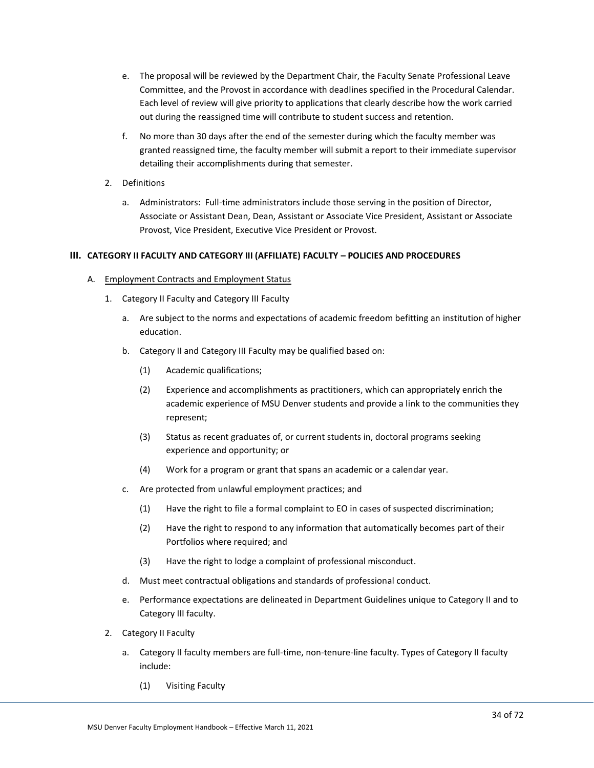e. The proposal will be reviewed by the Department Chair, the Faculty Senate Professional Leave Committee, and the Provost in accordance with deadlines specified in the Procedural Calendar. Each level of review will give priority to applications that clearly describe how the work carried out during the reassigned time will contribute to student success and retention.

f. No more than 30 days after the end of the semester during which the faculty member was granted reassigned time, the faculty member will submit a report to their immediate supervisor detailing their accomplishments during that semester.

2. Definitions

a. Administrators: Full-time administrators include those serving in the position of Director, Associate or Assistant Dean, Dean, Assistant or Associate Vice President, Assistant or Associate Provost, Vice President, Executive Vice President or Provost.

## III. CATEGORY II FACULTY AND CATEGORY III (AFFILIATE) FACULTY – POLICIES AND PROCEDURES

A. Employment Contracts and Employment Status

1. Category II Faculty and Category III Faculty

a. Are subject to the norms and expectations of academic freedom befitting an institution of higher education.

b. Category II and Category III Faculty may be qualified based on:

(1) Academic qualifications;

(2) Experience and accomplishments as practitioners, which can appropriately enrich the academic experience of MSU Denver students and provide a link to the communities they represent;

(3) Status as recent graduates of, or current students in, doctoral programs seeking experience and opportunity; or

(4) Work for a program or grant that spans an academic or a calendar year.

c. Are protected from unlawful employment practices; and

(1) Have the right to file a formal complaint to EO in cases of suspected discrimination;

(2) Have the right to respond to any information that automatically becomes part of their Portfolios where required; and

(3) Have the right to lodge a complaint of professional misconduct.

d. Must meet contractual obligations and standards of professional conduct.

e. Performance expectations are delineated in Department Guidelines unique to Category II and to Category III faculty.

2. Category II Faculty

a. Category II faculty members are full-time, non-tenure-line faculty. Types of Category II faculty include:

(1) Visiting Faculty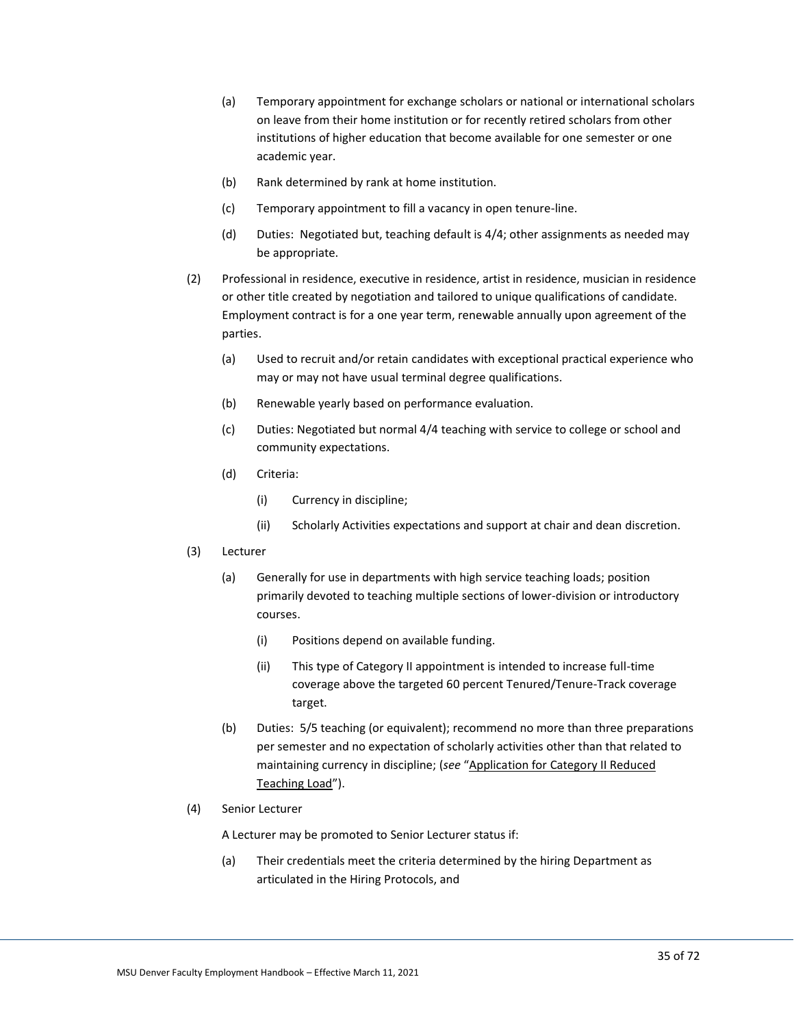(a) Temporary appointment for exchange scholars or national or international scholars on leave from their home institution or for recently retired scholars from other institutions of higher education that become available for one semester or one academic year.

(b) Rank determined by rank at home institution.

(c) Temporary appointment to fill a vacancy in open tenure-line.

(d) Duties: Negotiated but, teaching default is 4/4; other assignments as needed may be appropriate.

(2) Professional in residence, executive in residence, artist in residence, musician in residence or other title created by negotiation and tailored to unique qualifications of candidate. Employment contract is for a one year term, renewable annually upon agreement of the parties.

(a) Used to recruit and/or retain candidates with exceptional practical experience who may or may not have usual terminal degree qualifications.

(b) Renewable yearly based on performance evaluation.

(c) Duties: Negotiated but normal 4/4 teaching with service to college or school and community expectations.

(d) Criteria:

(i) Currency in discipline;

(ii) Scholarly Activities expectations and support at chair and dean discretion.

(3) Lecturer

(a) Generally for use in departments with high service teaching loads; position primarily devoted to teaching multiple sections of lower-division or introductory courses.

(i) Positions depend on available funding.

(ii) This type of Category II appointment is intended to increase full-time coverage above the targeted 60 percent Tenured/Tenure-Track coverage target.

(b) Duties: 5/5 teaching (or equivalent); recommend no more than three preparations per semester and no expectation of scholarly activities other than that related to maintaining currency in discipline; (*see* "Application for Category II Reduced Teaching Load").

(4) Senior Lecturer

A Lecturer may be promoted to Senior Lecturer status if:

(a) Their credentials meet the criteria determined by the hiring Department as articulated in the Hiring Protocols, and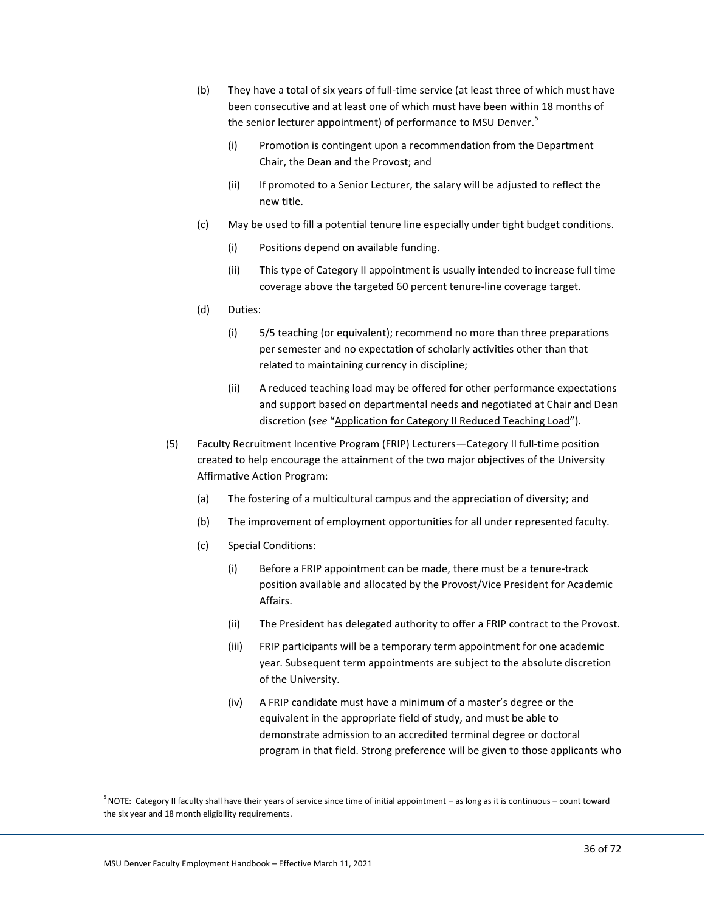(b) They have a total of six years of full-time service (at least three of which must have been consecutive and at least one of which must have been within 18 months of the senior lecturer appointment) of performance to MSU Denver.[5]

   (i) Promotion is contingent upon a recommendation from the Department Chair, the Dean and the Provost; and

   (ii) If promoted to a Senior Lecturer, the salary will be adjusted to reflect the new title.

(c) May be used to fill a potential tenure line especially under tight budget conditions.

   (i) Positions depend on available funding.

   (ii) This type of Category II appointment is usually intended to increase full time coverage above the targeted 60 percent tenure-line coverage target.

(d) Duties:

   (i) 5/5 teaching (or equivalent); recommend no more than three preparations per semester and no expectation of scholarly activities other than that related to maintaining currency in discipline;

   (ii) A reduced teaching load may be offered for other performance expectations and support based on departmental needs and negotiated at Chair and Dean discretion (*see* "Application for Category II Reduced Teaching Load").

(5) Faculty Recruitment Incentive Program (FRIP) Lecturers—Category II full-time position created to help encourage the attainment of the two major objectives of the University Affirmative Action Program:

(a) The fostering of a multicultural campus and the appreciation of diversity; and

(b) The improvement of employment opportunities for all under represented faculty.

(c) Special Conditions:

   (i) Before a FRIP appointment can be made, there must be a tenure-track position available and allocated by the Provost/Vice President for Academic Affairs.

   (ii) The President has delegated authority to offer a FRIP contract to the Provost.

   (iii) FRIP participants will be a temporary term appointment for one academic year. Subsequent term appointments are subject to the absolute discretion of the University.

   (iv) A FRIP candidate must have a minimum of a master's degree or the equivalent in the appropriate field of study, and must be able to demonstrate admission to an accredited terminal degree or doctoral program in that field. Strong preference will be given to those applicants who

[5] NOTE: Category II faculty shall have their years of service since time of initial appointment – as long as it is continuous – count toward the six year and 18 month eligibility requirements.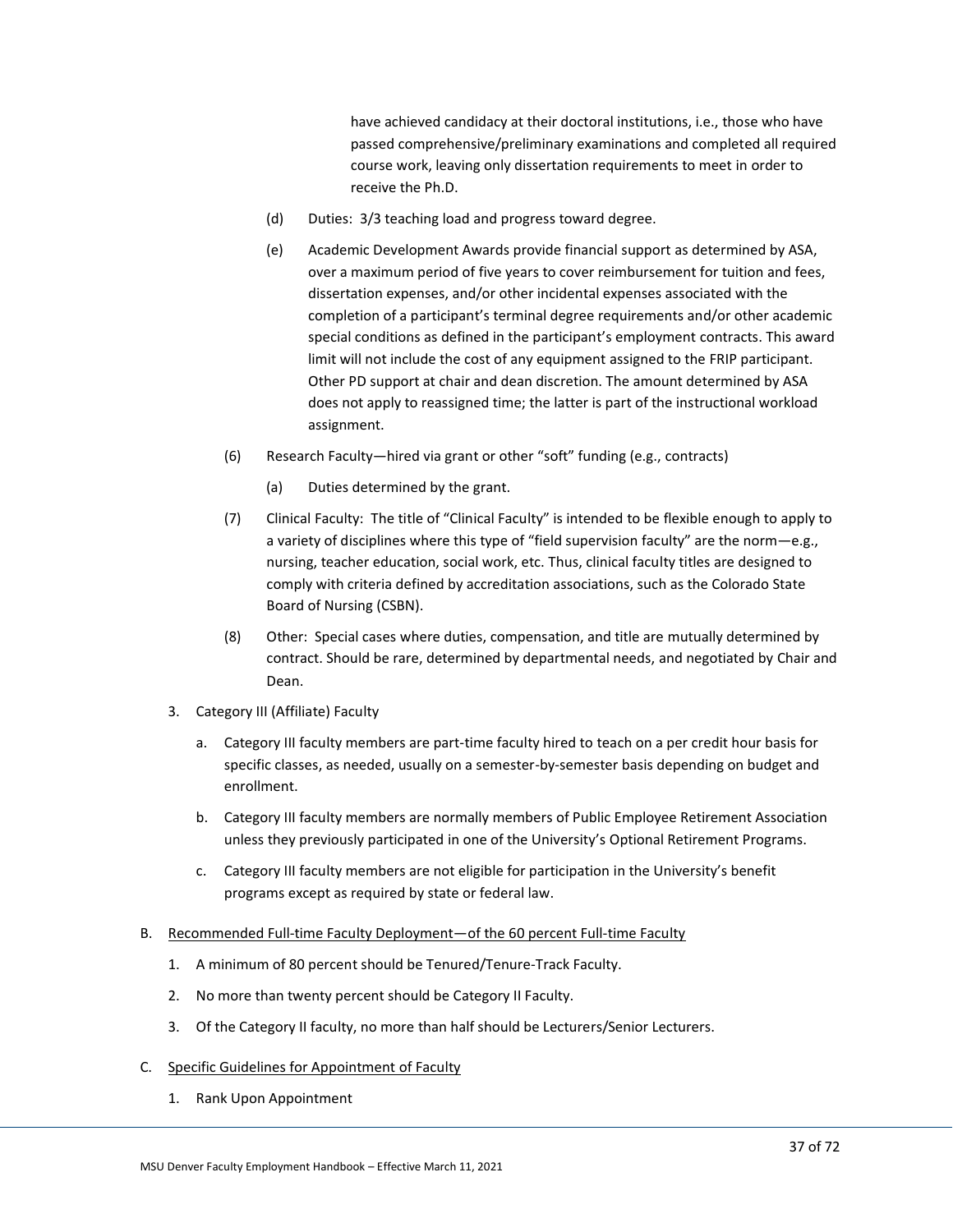have achieved candidacy at their doctoral institutions, i.e., those who have passed comprehensive/preliminary examinations and completed all required course work, leaving only dissertation requirements to meet in order to receive the Ph.D.

(d) Duties: 3/3 teaching load and progress toward degree.

(e) Academic Development Awards provide financial support as determined by ASA, over a maximum period of five years to cover reimbursement for tuition and fees, dissertation expenses, and/or other incidental expenses associated with the completion of a participant's terminal degree requirements and/or other academic special conditions as defined in the participant's employment contracts. This award limit will not include the cost of any equipment assigned to the FRIP participant. Other PD support at chair and dean discretion. The amount determined by ASA does not apply to reassigned time; the latter is part of the instructional workload assignment.

(6) Research Faculty—hired via grant or other "soft" funding (e.g., contracts)

(a) Duties determined by the grant.

(7) Clinical Faculty: The title of "Clinical Faculty" is intended to be flexible enough to apply to a variety of disciplines where this type of "field supervision faculty" are the norm—e.g., nursing, teacher education, social work, etc. Thus, clinical faculty titles are designed to comply with criteria defined by accreditation associations, such as the Colorado State Board of Nursing (CSBN).

(8) Other: Special cases where duties, compensation, and title are mutually determined by contract. Should be rare, determined by departmental needs, and negotiated by Chair and Dean.

3. Category III (Affiliate) Faculty

   a. Category III faculty members are part-time faculty hired to teach on a per credit hour basis for specific classes, as needed, usually on a semester-by-semester basis depending on budget and enrollment.

   b. Category III faculty members are normally members of Public Employee Retirement Association unless they previously participated in one of the University's Optional Retirement Programs.

   c. Category III faculty members are not eligible for participation in the University's benefit programs except as required by state or federal law.

B. Recommended Full-time Faculty Deployment—of the 60 percent Full-time Faculty

   1. A minimum of 80 percent should be Tenured/Tenure-Track Faculty.

   2. No more than twenty percent should be Category II Faculty.

   3. Of the Category II faculty, no more than half should be Lecturers/Senior Lecturers.

C. Specific Guidelines for Appointment of Faculty

   1. Rank Upon Appointment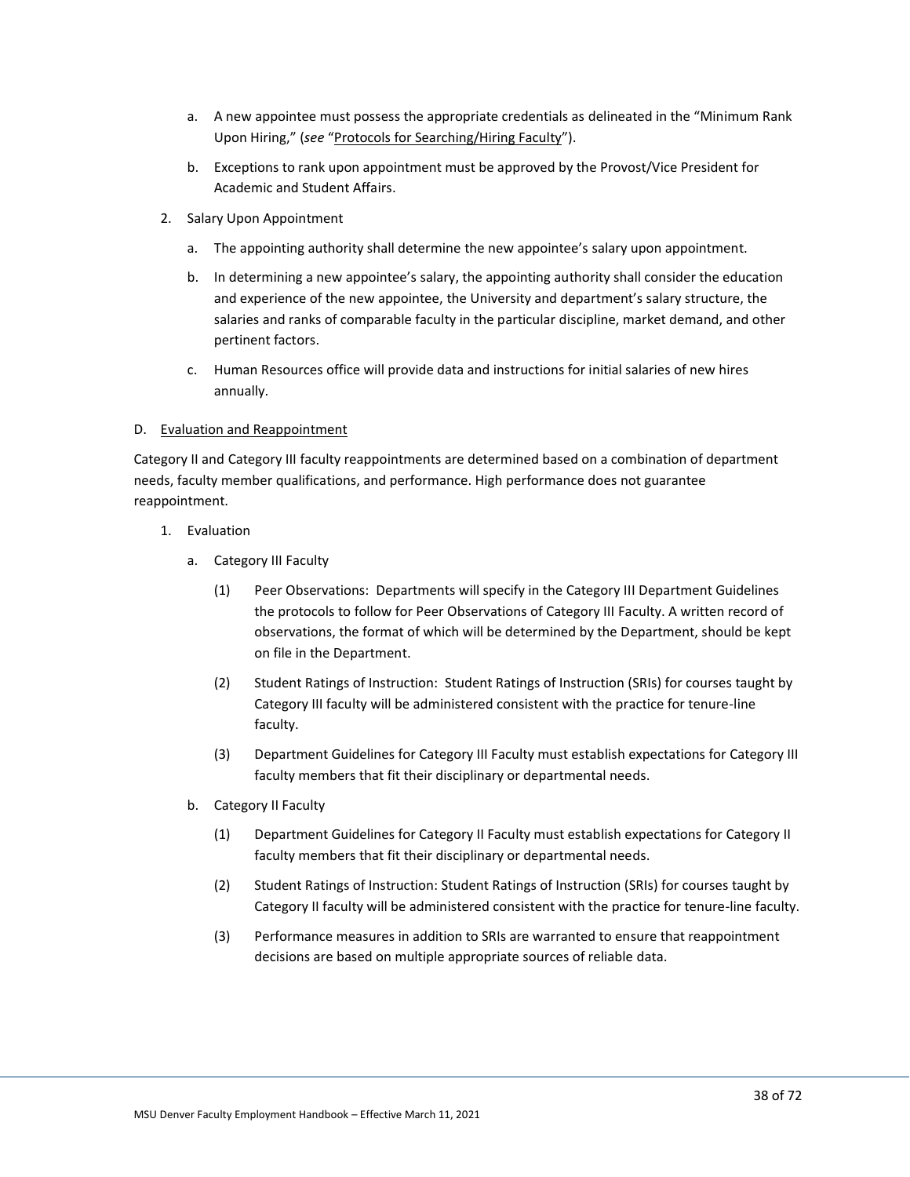a. A new appointee must possess the appropriate credentials as delineated in the "Minimum Rank Upon Hiring," (*see* "Protocols for Searching/Hiring Faculty").

   b. Exceptions to rank upon appointment must be approved by the Provost/Vice President for Academic and Student Affairs.

2. Salary Upon Appointment

   a. The appointing authority shall determine the new appointee's salary upon appointment.

   b. In determining a new appointee's salary, the appointing authority shall consider the education and experience of the new appointee, the University and department's salary structure, the salaries and ranks of comparable faculty in the particular discipline, market demand, and other pertinent factors.

   c. Human Resources office will provide data and instructions for initial salaries of new hires annually.

D. Evaluation and Reappointment

Category II and Category III faculty reappointments are determined based on a combination of department needs, faculty member qualifications, and performance. High performance does not guarantee reappointment.

1. Evaluation

   a. Category III Faculty

      (1) Peer Observations: Departments will specify in the Category III Department Guidelines the protocols to follow for Peer Observations of Category III Faculty. A written record of observations, the format of which will be determined by the Department, should be kept on file in the Department.

      (2) Student Ratings of Instruction: Student Ratings of Instruction (SRIs) for courses taught by Category III faculty will be administered consistent with the practice for tenure-line faculty.

      (3) Department Guidelines for Category III Faculty must establish expectations for Category III faculty members that fit their disciplinary or departmental needs.

   b. Category II Faculty

      (1) Department Guidelines for Category II Faculty must establish expectations for Category II faculty members that fit their disciplinary or departmental needs.

      (2) Student Ratings of Instruction: Student Ratings of Instruction (SRIs) for courses taught by Category II faculty will be administered consistent with the practice for tenure-line faculty.

      (3) Performance measures in addition to SRIs are warranted to ensure that reappointment decisions are based on multiple appropriate sources of reliable data.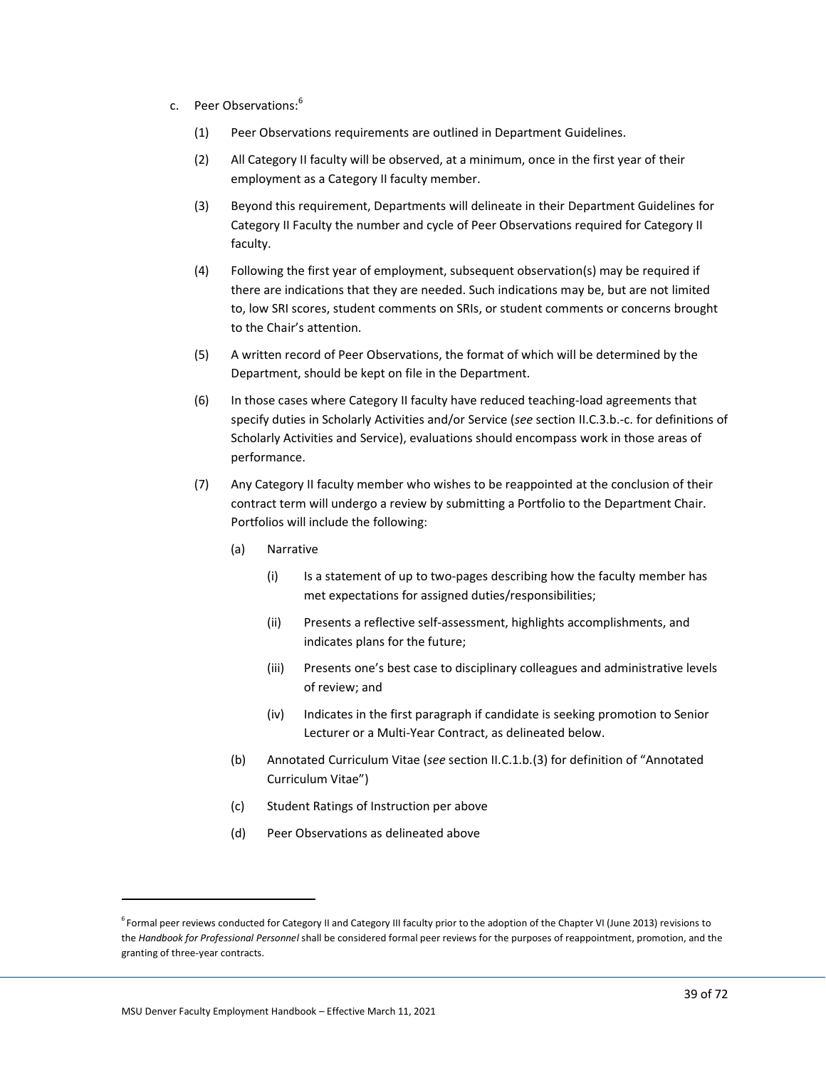c. Peer Observations:[6]

(1) Peer Observations requirements are outlined in Department Guidelines.

(2) All Category II faculty will be observed, at a minimum, once in the first year of their employment as a Category II faculty member.

(3) Beyond this requirement, Departments will delineate in their Department Guidelines for Category II Faculty the number and cycle of Peer Observations required for Category II faculty.

(4) Following the first year of employment, subsequent observation(s) may be required if there are indications that they are needed. Such indications may be, but are not limited to, low SRI scores, student comments on SRIs, or student comments or concerns brought to the Chair's attention.

(5) A written record of Peer Observations, the format of which will be determined by the Department, should be kept on file in the Department.

(6) In those cases where Category II faculty have reduced teaching-load agreements that specify duties in Scholarly Activities and/or Service (*see* section II.C.3.b.-c. for definitions of Scholarly Activities and Service), evaluations should encompass work in those areas of performance.

(7) Any Category II faculty member who wishes to be reappointed at the conclusion of their contract term will undergo a review by submitting a Portfolio to the Department Chair. Portfolios will include the following:

(a) Narrative

(i) Is a statement of up to two-pages describing how the faculty member has met expectations for assigned duties/responsibilities;

(ii) Presents a reflective self-assessment, highlights accomplishments, and indicates plans for the future;

(iii) Presents one's best case to disciplinary colleagues and administrative levels of review; and

(iv) Indicates in the first paragraph if candidate is seeking promotion to Senior Lecturer or a Multi-Year Contract, as delineated below.

(b) Annotated Curriculum Vitae (*see* section II.C.1.b.(3) for definition of "Annotated Curriculum Vitae")

(c) Student Ratings of Instruction per above

(d) Peer Observations as delineated above

---

[6] Formal peer reviews conducted for Category II and Category III faculty prior to the adoption of the Chapter VI (June 2013) revisions to the *Handbook for Professional Personnel* shall be considered formal peer reviews for the purposes of reappointment, promotion, and the granting of three-year contracts.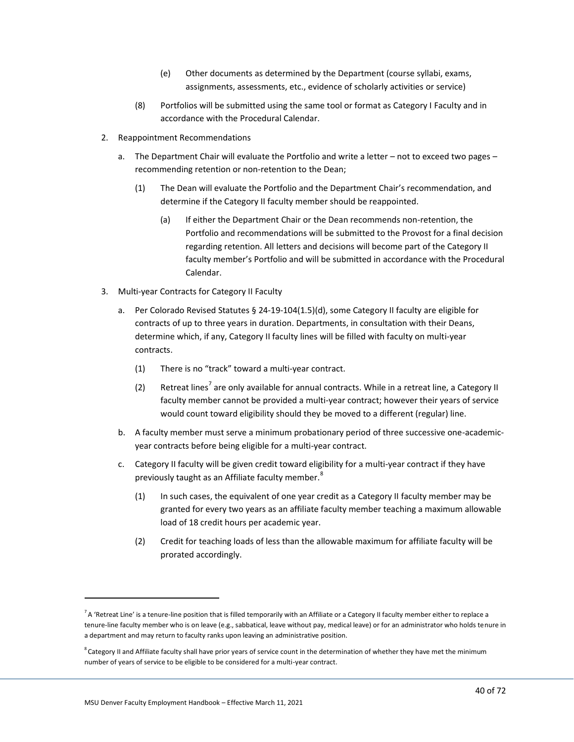(e) Other documents as determined by the Department (course syllabi, exams, assignments, assessments, etc., evidence of scholarly activities or service)

(8) Portfolios will be submitted using the same tool or format as Category I Faculty and in accordance with the Procedural Calendar.

2. Reappointment Recommendations

   a. The Department Chair will evaluate the Portfolio and write a letter – not to exceed two pages – recommending retention or non-retention to the Dean;

      (1) The Dean will evaluate the Portfolio and the Department Chair's recommendation, and determine if the Category II faculty member should be reappointed.

         (a) If either the Department Chair or the Dean recommends non-retention, the Portfolio and recommendations will be submitted to the Provost for a final decision regarding retention. All letters and decisions will become part of the Category II faculty member's Portfolio and will be submitted in accordance with the Procedural Calendar.

3. Multi-year Contracts for Category II Faculty

   a. Per Colorado Revised Statutes § 24-19-104(1.5)(d), some Category II faculty are eligible for contracts of up to three years in duration. Departments, in consultation with their Deans, determine which, if any, Category II faculty lines will be filled with faculty on multi-year contracts.

      (1) There is no "track" toward a multi-year contract.

      (2) Retreat lines[7] are only available for annual contracts. While in a retreat line, a Category II faculty member cannot be provided a multi-year contract; however their years of service would count toward eligibility should they be moved to a different (regular) line.

   b. A faculty member must serve a minimum probationary period of three successive one-academic-year contracts before being eligible for a multi-year contract.

   c. Category II faculty will be given credit toward eligibility for a multi-year contract if they have previously taught as an Affiliate faculty member.[8]

      (1) In such cases, the equivalent of one year credit as a Category II faculty member may be granted for every two years as an affiliate faculty member teaching a maximum allowable load of 18 credit hours per academic year.

      (2) Credit for teaching loads of less than the allowable maximum for affiliate faculty will be prorated accordingly.

---

[7] A 'Retreat Line' is a tenure-line position that is filled temporarily with an Affiliate or a Category II faculty member either to replace a tenure-line faculty member who is on leave (e.g., sabbatical, leave without pay, medical leave) or for an administrator who holds tenure in a department and may return to faculty ranks upon leaving an administrative position.

[8] Category II and Affiliate faculty shall have prior years of service count in the determination of whether they have met the minimum number of years of service to be eligible to be considered for a multi-year contract.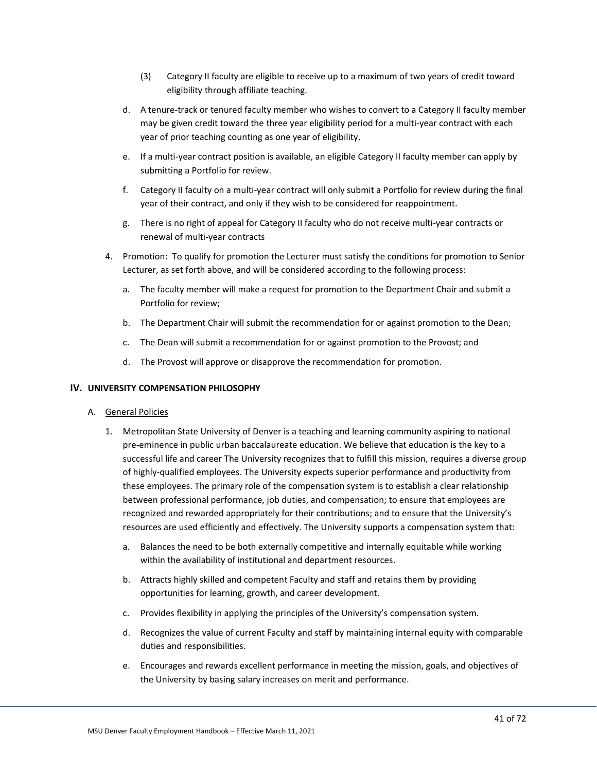(3) Category II faculty are eligible to receive up to a maximum of two years of credit toward eligibility through affiliate teaching.

d. A tenure-track or tenured faculty member who wishes to convert to a Category II faculty member may be given credit toward the three year eligibility period for a multi-year contract with each year of prior teaching counting as one year of eligibility.

e. If a multi-year contract position is available, an eligible Category II faculty member can apply by submitting a Portfolio for review.

f. Category II faculty on a multi-year contract will only submit a Portfolio for review during the final year of their contract, and only if they wish to be considered for reappointment.

g. There is no right of appeal for Category II faculty who do not receive multi-year contracts or renewal of multi-year contracts

4. Promotion: To qualify for promotion the Lecturer must satisfy the conditions for promotion to Senior Lecturer, as set forth above, and will be considered according to the following process:

   a. The faculty member will make a request for promotion to the Department Chair and submit a Portfolio for review;

   b. The Department Chair will submit the recommendation for or against promotion to the Dean;

   c. The Dean will submit a recommendation for or against promotion to the Provost; and

   d. The Provost will approve or disapprove the recommendation for promotion.

## IV. UNIVERSITY COMPENSATION PHILOSOPHY

A. <u>General Policies</u>

1. Metropolitan State University of Denver is a teaching and learning community aspiring to national pre-eminence in public urban baccalaureate education. We believe that education is the key to a successful life and career The University recognizes that to fulfill this mission, requires a diverse group of highly-qualified employees. The University expects superior performance and productivity from these employees. The primary role of the compensation system is to establish a clear relationship between professional performance, job duties, and compensation; to ensure that employees are recognized and rewarded appropriately for their contributions; and to ensure that the University's resources are used efficiently and effectively. The University supports a compensation system that:

   a. Balances the need to be both externally competitive and internally equitable while working within the availability of institutional and department resources.

   b. Attracts highly skilled and competent Faculty and staff and retains them by providing opportunities for learning, growth, and career development.

   c. Provides flexibility in applying the principles of the University's compensation system.

   d. Recognizes the value of current Faculty and staff by maintaining internal equity with comparable duties and responsibilities.

   e. Encourages and rewards excellent performance in meeting the mission, goals, and objectives of the University by basing salary increases on merit and performance.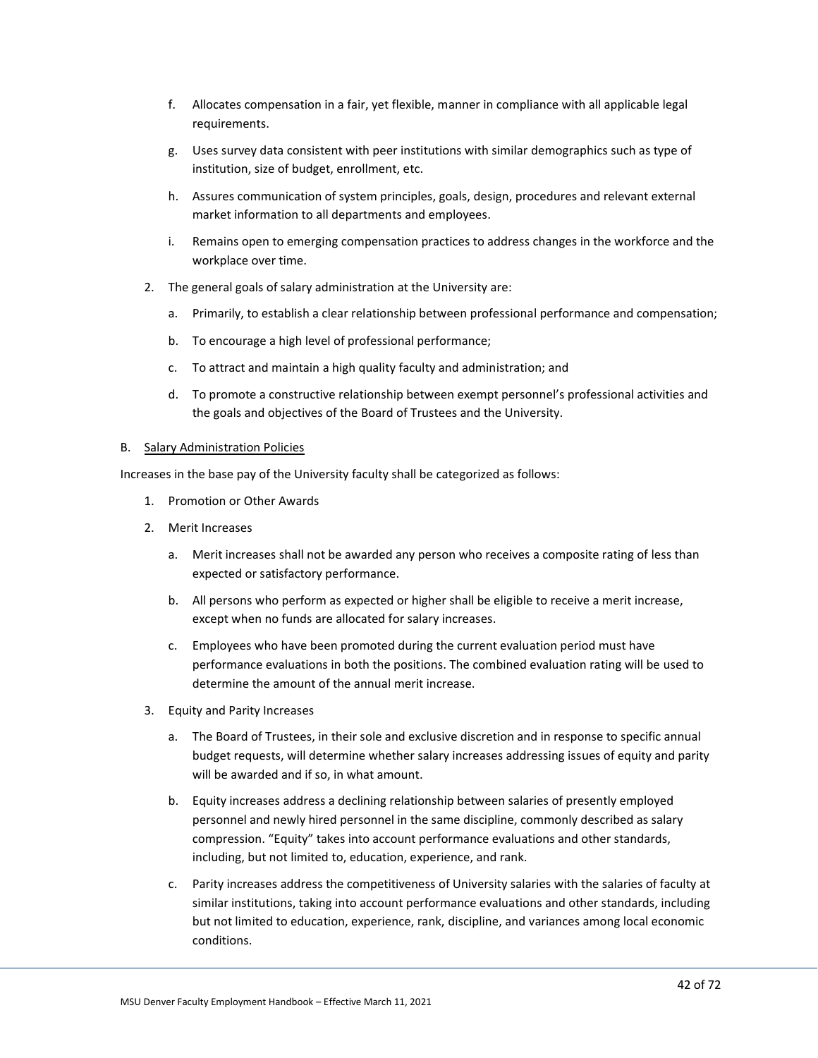f. Allocates compensation in a fair, yet flexible, manner in compliance with all applicable legal requirements.

g. Uses survey data consistent with peer institutions with similar demographics such as type of institution, size of budget, enrollment, etc.

h. Assures communication of system principles, goals, design, procedures and relevant external market information to all departments and employees.

i. Remains open to emerging compensation practices to address changes in the workforce and the workplace over time.

2. The general goals of salary administration at the University are:

   a. Primarily, to establish a clear relationship between professional performance and compensation;

   b. To encourage a high level of professional performance;

   c. To attract and maintain a high quality faculty and administration; and

   d. To promote a constructive relationship between exempt personnel's professional activities and the goals and objectives of the Board of Trustees and the University.

B. Salary Administration Policies

Increases in the base pay of the University faculty shall be categorized as follows:

1. Promotion or Other Awards

2. Merit Increases

   a. Merit increases shall not be awarded any person who receives a composite rating of less than expected or satisfactory performance.

   b. All persons who perform as expected or higher shall be eligible to receive a merit increase, except when no funds are allocated for salary increases.

   c. Employees who have been promoted during the current evaluation period must have performance evaluations in both the positions. The combined evaluation rating will be used to determine the amount of the annual merit increase.

3. Equity and Parity Increases

   a. The Board of Trustees, in their sole and exclusive discretion and in response to specific annual budget requests, will determine whether salary increases addressing issues of equity and parity will be awarded and if so, in what amount.

   b. Equity increases address a declining relationship between salaries of presently employed personnel and newly hired personnel in the same discipline, commonly described as salary compression. "Equity" takes into account performance evaluations and other standards, including, but not limited to, education, experience, and rank.

   c. Parity increases address the competitiveness of University salaries with the salaries of faculty at similar institutions, taking into account performance evaluations and other standards, including but not limited to education, experience, rank, discipline, and variances among local economic conditions.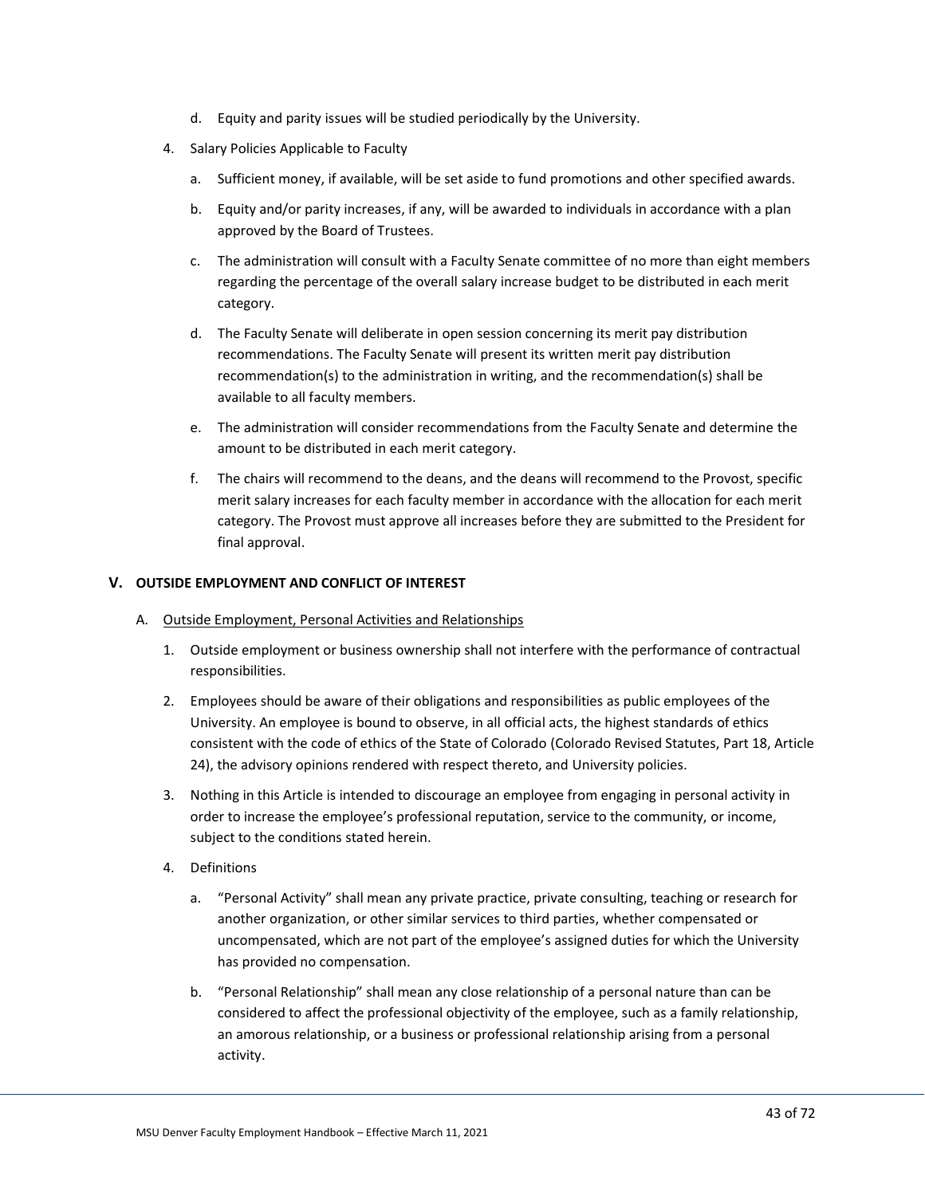d. Equity and parity issues will be studied periodically by the University.

4. Salary Policies Applicable to Faculty

   a. Sufficient money, if available, will be set aside to fund promotions and other specified awards.

   b. Equity and/or parity increases, if any, will be awarded to individuals in accordance with a plan approved by the Board of Trustees.

   c. The administration will consult with a Faculty Senate committee of no more than eight members regarding the percentage of the overall salary increase budget to be distributed in each merit category.

   d. The Faculty Senate will deliberate in open session concerning its merit pay distribution recommendations. The Faculty Senate will present its written merit pay distribution recommendation(s) to the administration in writing, and the recommendation(s) shall be available to all faculty members.

   e. The administration will consider recommendations from the Faculty Senate and determine the amount to be distributed in each merit category.

   f. The chairs will recommend to the deans, and the deans will recommend to the Provost, specific merit salary increases for each faculty member in accordance with the allocation for each merit category. The Provost must approve all increases before they are submitted to the President for final approval.

## V. OUTSIDE EMPLOYMENT AND CONFLICT OF INTEREST

A. <u>Outside Employment, Personal Activities and Relationships</u>

1. Outside employment or business ownership shall not interfere with the performance of contractual responsibilities.

2. Employees should be aware of their obligations and responsibilities as public employees of the University. An employee is bound to observe, in all official acts, the highest standards of ethics consistent with the code of ethics of the State of Colorado (Colorado Revised Statutes, Part 18, Article 24), the advisory opinions rendered with respect thereto, and University policies.

3. Nothing in this Article is intended to discourage an employee from engaging in personal activity in order to increase the employee's professional reputation, service to the community, or income, subject to the conditions stated herein.

4. Definitions

   a. "Personal Activity" shall mean any private practice, private consulting, teaching or research for another organization, or other similar services to third parties, whether compensated or uncompensated, which are not part of the employee's assigned duties for which the University has provided no compensation.

   b. "Personal Relationship" shall mean any close relationship of a personal nature than can be considered to affect the professional objectivity of the employee, such as a family relationship, an amorous relationship, or a business or professional relationship arising from a personal activity.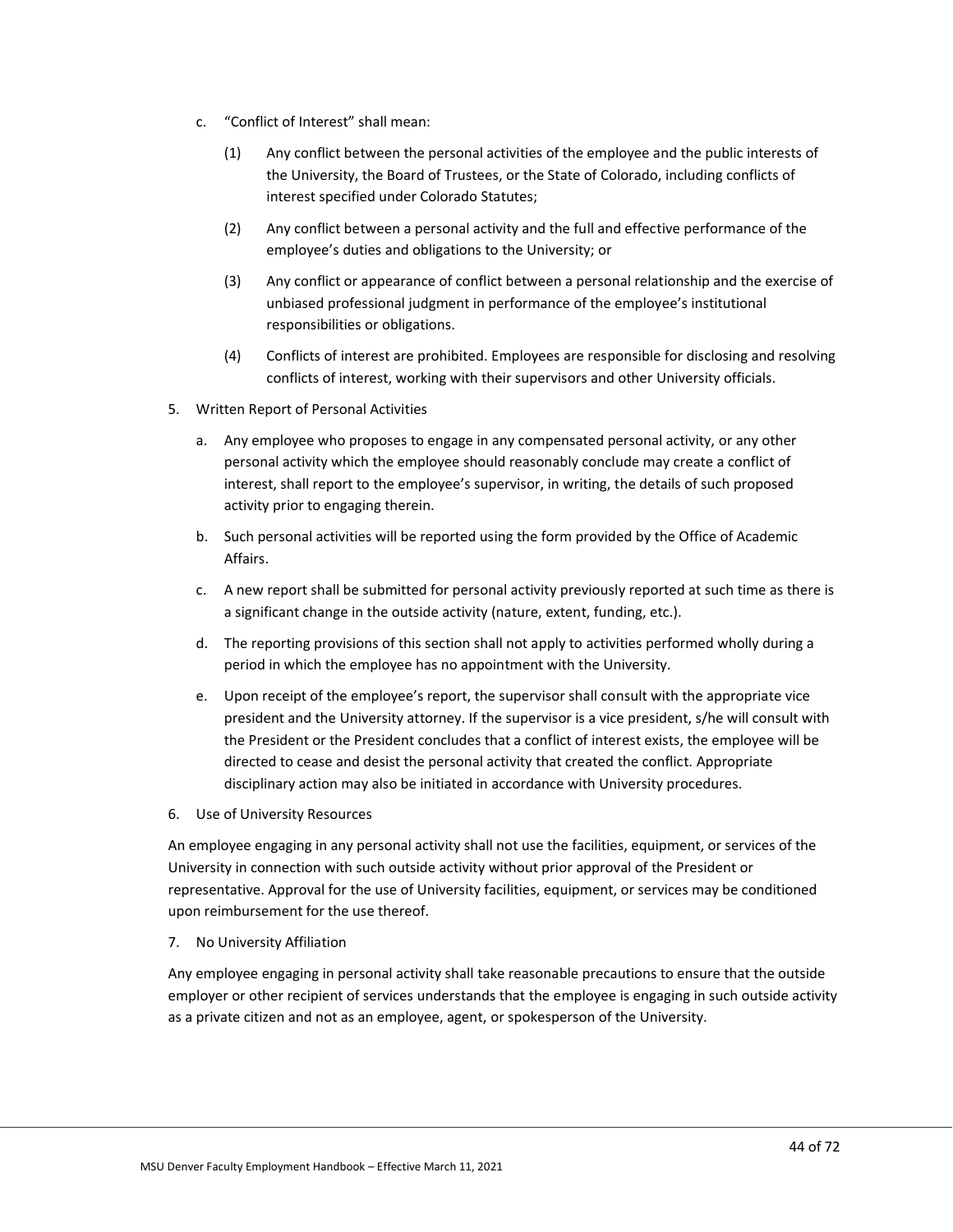c. "Conflict of Interest" shall mean:

   (1) Any conflict between the personal activities of the employee and the public interests of the University, the Board of Trustees, or the State of Colorado, including conflicts of interest specified under Colorado Statutes;

   (2) Any conflict between a personal activity and the full and effective performance of the employee's duties and obligations to the University; or

   (3) Any conflict or appearance of conflict between a personal relationship and the exercise of unbiased professional judgment in performance of the employee's institutional responsibilities or obligations.

   (4) Conflicts of interest are prohibited. Employees are responsible for disclosing and resolving conflicts of interest, working with their supervisors and other University officials.

5. Written Report of Personal Activities

   a. Any employee who proposes to engage in any compensated personal activity, or any other personal activity which the employee should reasonably conclude may create a conflict of interest, shall report to the employee's supervisor, in writing, the details of such proposed activity prior to engaging therein.

   b. Such personal activities will be reported using the form provided by the Office of Academic Affairs.

   c. A new report shall be submitted for personal activity previously reported at such time as there is a significant change in the outside activity (nature, extent, funding, etc.).

   d. The reporting provisions of this section shall not apply to activities performed wholly during a period in which the employee has no appointment with the University.

   e. Upon receipt of the employee's report, the supervisor shall consult with the appropriate vice president and the University attorney. If the supervisor is a vice president, s/he will consult with the President or the President concludes that a conflict of interest exists, the employee will be directed to cease and desist the personal activity that created the conflict. Appropriate disciplinary action may also be initiated in accordance with University procedures.

6. Use of University Resources

An employee engaging in any personal activity shall not use the facilities, equipment, or services of the University in connection with such outside activity without prior approval of the President or representative. Approval for the use of University facilities, equipment, or services may be conditioned upon reimbursement for the use thereof.

7. No University Affiliation

Any employee engaging in personal activity shall take reasonable precautions to ensure that the outside employer or other recipient of services understands that the employee is engaging in such outside activity as a private citizen and not as an employee, agent, or spokesperson of the University.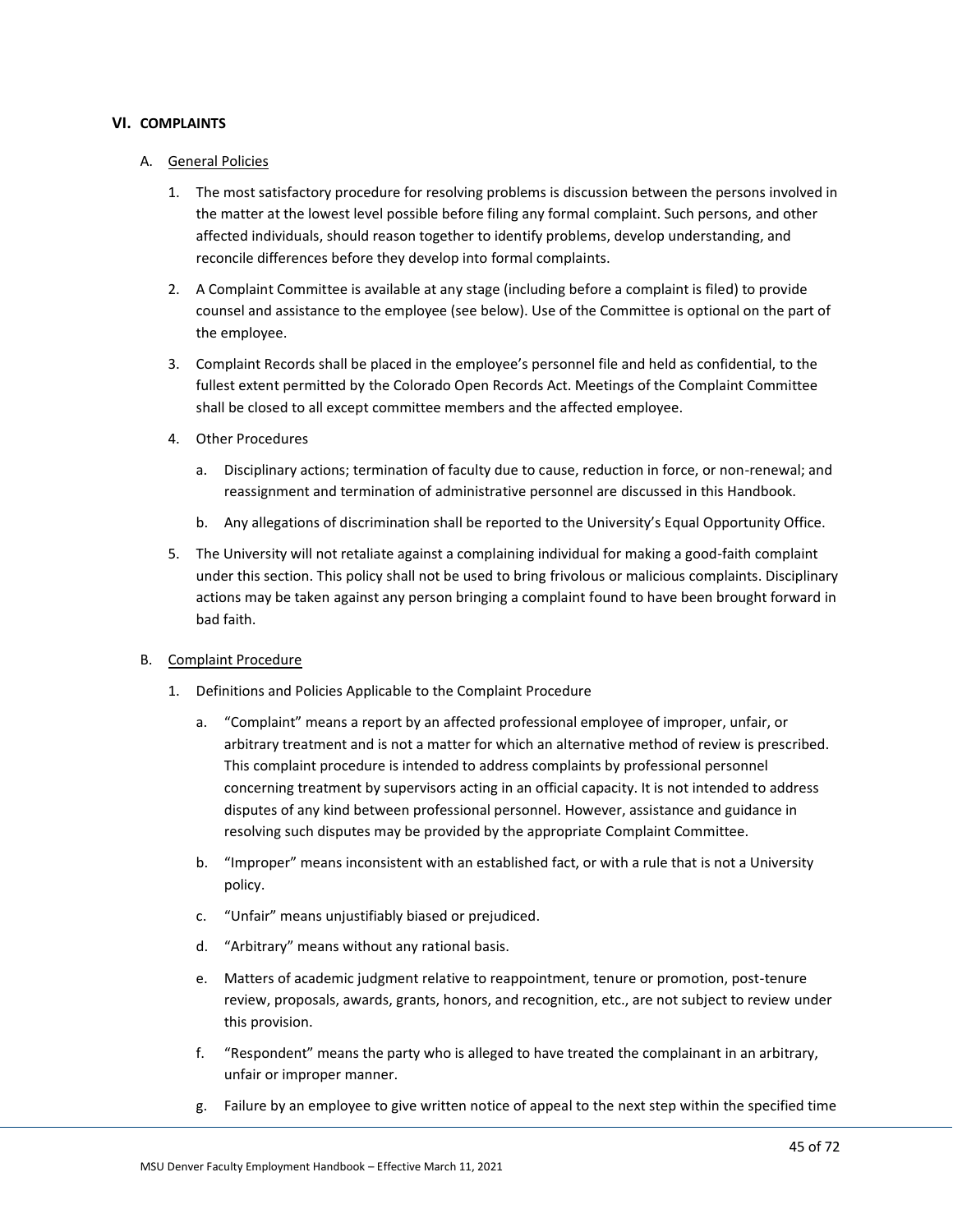## VI. COMPLAINTS

### A. General Policies

1. The most satisfactory procedure for resolving problems is discussion between the persons involved in the matter at the lowest level possible before filing any formal complaint. Such persons, and other affected individuals, should reason together to identify problems, develop understanding, and reconcile differences before they develop into formal complaints.

2. A Complaint Committee is available at any stage (including before a complaint is filed) to provide counsel and assistance to the employee (see below). Use of the Committee is optional on the part of the employee.

3. Complaint Records shall be placed in the employee's personnel file and held as confidential, to the fullest extent permitted by the Colorado Open Records Act. Meetings of the Complaint Committee shall be closed to all except committee members and the affected employee.

4. Other Procedures

   a. Disciplinary actions; termination of faculty due to cause, reduction in force, or non-renewal; and reassignment and termination of administrative personnel are discussed in this Handbook.

   b. Any allegations of discrimination shall be reported to the University's Equal Opportunity Office.

5. The University will not retaliate against a complaining individual for making a good-faith complaint under this section. This policy shall not be used to bring frivolous or malicious complaints. Disciplinary actions may be taken against any person bringing a complaint found to have been brought forward in bad faith.

### B. Complaint Procedure

1. Definitions and Policies Applicable to the Complaint Procedure

   a. "Complaint" means a report by an affected professional employee of improper, unfair, or arbitrary treatment and is not a matter for which an alternative method of review is prescribed. This complaint procedure is intended to address complaints by professional personnel concerning treatment by supervisors acting in an official capacity. It is not intended to address disputes of any kind between professional personnel. However, assistance and guidance in resolving such disputes may be provided by the appropriate Complaint Committee.

   b. "Improper" means inconsistent with an established fact, or with a rule that is not a University policy.

   c. "Unfair" means unjustifiably biased or prejudiced.

   d. "Arbitrary" means without any rational basis.

   e. Matters of academic judgment relative to reappointment, tenure or promotion, post-tenure review, proposals, awards, grants, honors, and recognition, etc., are not subject to review under this provision.

   f. "Respondent" means the party who is alleged to have treated the complainant in an arbitrary, unfair or improper manner.

   g. Failure by an employee to give written notice of appeal to the next step within the specified time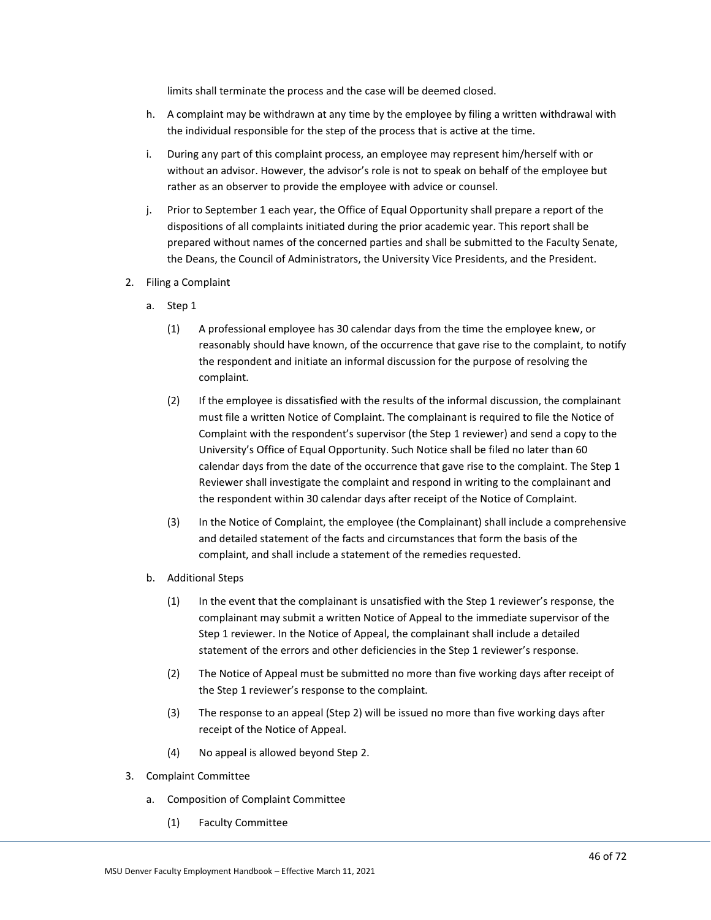limits shall terminate the process and the case will be deemed closed.

h. A complaint may be withdrawn at any time by the employee by filing a written withdrawal with the individual responsible for the step of the process that is active at the time.

i. During any part of this complaint process, an employee may represent him/herself with or without an advisor. However, the advisor's role is not to speak on behalf of the employee but rather as an observer to provide the employee with advice or counsel.

j. Prior to September 1 each year, the Office of Equal Opportunity shall prepare a report of the dispositions of all complaints initiated during the prior academic year. This report shall be prepared without names of the concerned parties and shall be submitted to the Faculty Senate, the Deans, the Council of Administrators, the University Vice Presidents, and the President.

2. Filing a Complaint

   a. Step 1

      (1) A professional employee has 30 calendar days from the time the employee knew, or reasonably should have known, of the occurrence that gave rise to the complaint, to notify the respondent and initiate an informal discussion for the purpose of resolving the complaint.

      (2) If the employee is dissatisfied with the results of the informal discussion, the complainant must file a written Notice of Complaint. The complainant is required to file the Notice of Complaint with the respondent's supervisor (the Step 1 reviewer) and send a copy to the University's Office of Equal Opportunity. Such Notice shall be filed no later than 60 calendar days from the date of the occurrence that gave rise to the complaint. The Step 1 Reviewer shall investigate the complaint and respond in writing to the complainant and the respondent within 30 calendar days after receipt of the Notice of Complaint.

      (3) In the Notice of Complaint, the employee (the Complainant) shall include a comprehensive and detailed statement of the facts and circumstances that form the basis of the complaint, and shall include a statement of the remedies requested.

   b. Additional Steps

      (1) In the event that the complainant is unsatisfied with the Step 1 reviewer's response, the complainant may submit a written Notice of Appeal to the immediate supervisor of the Step 1 reviewer. In the Notice of Appeal, the complainant shall include a detailed statement of the errors and other deficiencies in the Step 1 reviewer's response.

      (2) The Notice of Appeal must be submitted no more than five working days after receipt of the Step 1 reviewer's response to the complaint.

      (3) The response to an appeal (Step 2) will be issued no more than five working days after receipt of the Notice of Appeal.

      (4) No appeal is allowed beyond Step 2.

3. Complaint Committee

   a. Composition of Complaint Committee

      (1) Faculty Committee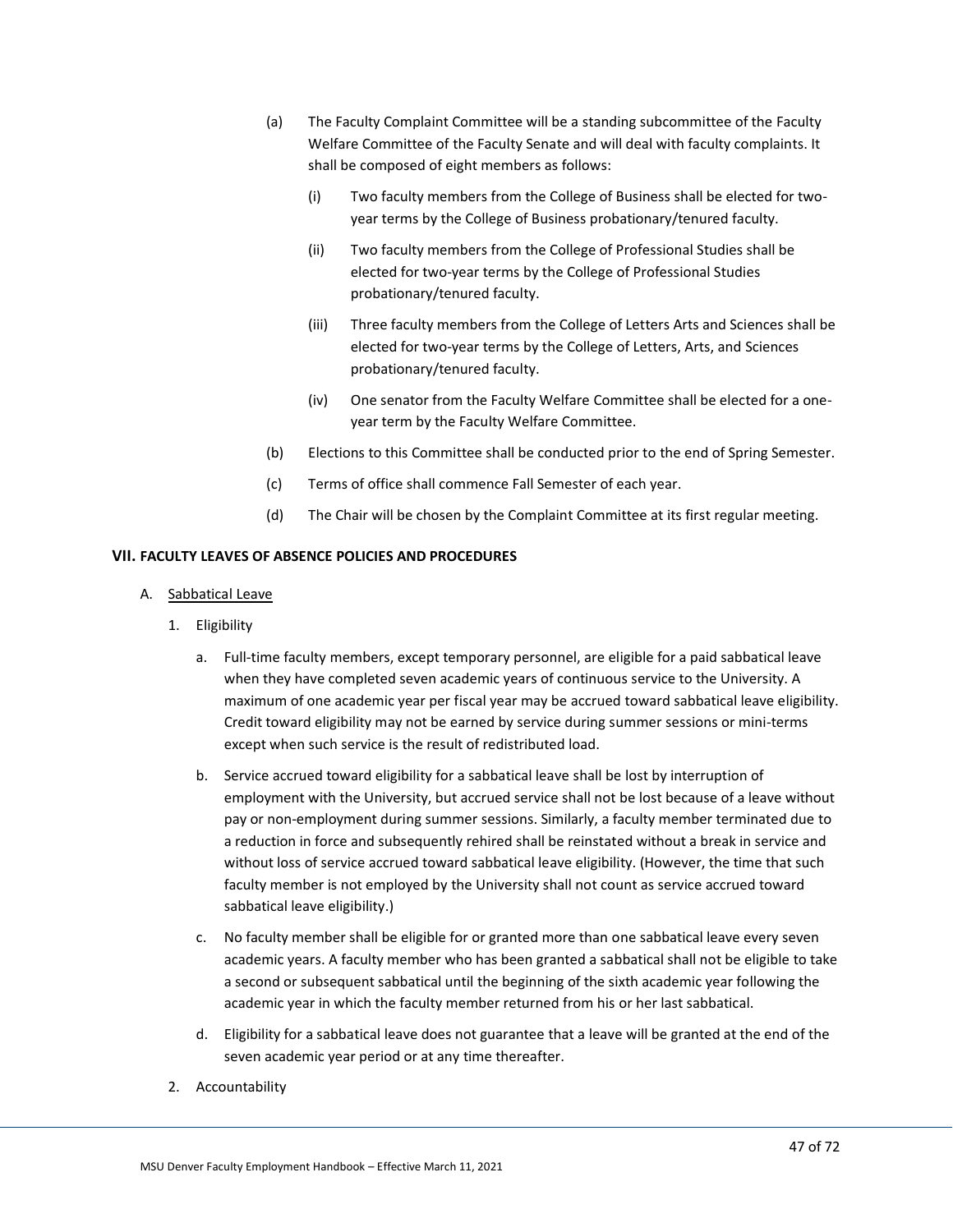(a) The Faculty Complaint Committee will be a standing subcommittee of the Faculty Welfare Committee of the Faculty Senate and will deal with faculty complaints. It shall be composed of eight members as follows:

   (i) Two faculty members from the College of Business shall be elected for two-year terms by the College of Business probationary/tenured faculty.

   (ii) Two faculty members from the College of Professional Studies shall be elected for two-year terms by the College of Professional Studies probationary/tenured faculty.

   (iii) Three faculty members from the College of Letters Arts and Sciences shall be elected for two-year terms by the College of Letters, Arts, and Sciences probationary/tenured faculty.

   (iv) One senator from the Faculty Welfare Committee shall be elected for a one-year term by the Faculty Welfare Committee.

(b) Elections to this Committee shall be conducted prior to the end of Spring Semester.

(c) Terms of office shall commence Fall Semester of each year.

(d) The Chair will be chosen by the Complaint Committee at its first regular meeting.

## VII. FACULTY LEAVES OF ABSENCE POLICIES AND PROCEDURES

A. <u>Sabbatical Leave</u>

1. Eligibility

   a. Full-time faculty members, except temporary personnel, are eligible for a paid sabbatical leave when they have completed seven academic years of continuous service to the University. A maximum of one academic year per fiscal year may be accrued toward sabbatical leave eligibility. Credit toward eligibility may not be earned by service during summer sessions or mini-terms except when such service is the result of redistributed load.

   b. Service accrued toward eligibility for a sabbatical leave shall be lost by interruption of employment with the University, but accrued service shall not be lost because of a leave without pay or non-employment during summer sessions. Similarly, a faculty member terminated due to a reduction in force and subsequently rehired shall be reinstated without a break in service and without loss of service accrued toward sabbatical leave eligibility. (However, the time that such faculty member is not employed by the University shall not count as service accrued toward sabbatical leave eligibility.)

   c. No faculty member shall be eligible for or granted more than one sabbatical leave every seven academic years. A faculty member who has been granted a sabbatical shall not be eligible to take a second or subsequent sabbatical until the beginning of the sixth academic year following the academic year in which the faculty member returned from his or her last sabbatical.

   d. Eligibility for a sabbatical leave does not guarantee that a leave will be granted at the end of the seven academic year period or at any time thereafter.

2. Accountability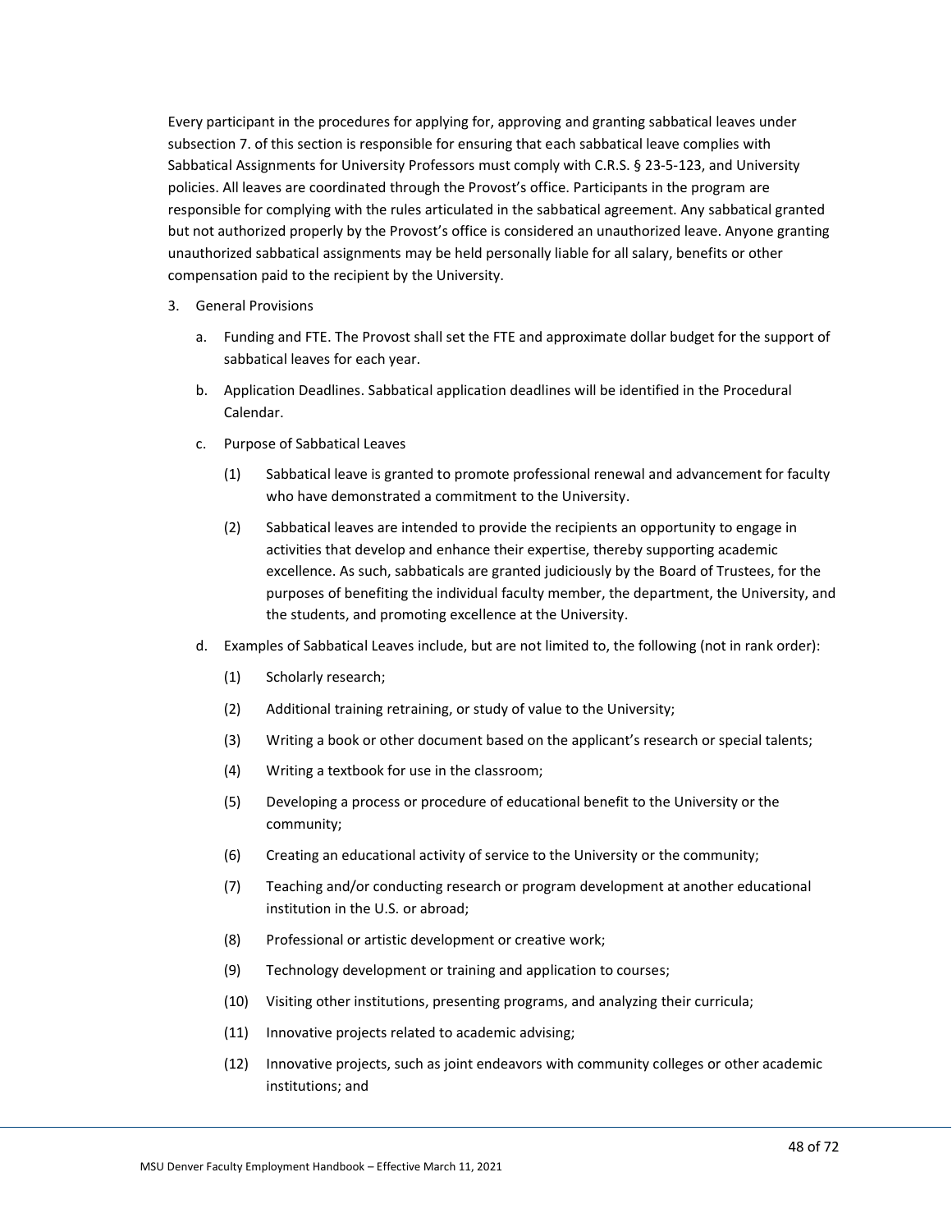Every participant in the procedures for applying for, approving and granting sabbatical leaves under subsection 7. of this section is responsible for ensuring that each sabbatical leave complies with Sabbatical Assignments for University Professors must comply with C.R.S. § 23-5-123, and University policies. All leaves are coordinated through the Provost's office. Participants in the program are responsible for complying with the rules articulated in the sabbatical agreement. Any sabbatical granted but not authorized properly by the Provost's office is considered an unauthorized leave. Anyone granting unauthorized sabbatical assignments may be held personally liable for all salary, benefits or other compensation paid to the recipient by the University.

3. General Provisions

   a. Funding and FTE. The Provost shall set the FTE and approximate dollar budget for the support of sabbatical leaves for each year.

   b. Application Deadlines. Sabbatical application deadlines will be identified in the Procedural Calendar.

   c. Purpose of Sabbatical Leaves

      (1) Sabbatical leave is granted to promote professional renewal and advancement for faculty who have demonstrated a commitment to the University.

      (2) Sabbatical leaves are intended to provide the recipients an opportunity to engage in activities that develop and enhance their expertise, thereby supporting academic excellence. As such, sabbaticals are granted judiciously by the Board of Trustees, for the purposes of benefiting the individual faculty member, the department, the University, and the students, and promoting excellence at the University.

   d. Examples of Sabbatical Leaves include, but are not limited to, the following (not in rank order):

      (1) Scholarly research;

      (2) Additional training retraining, or study of value to the University;

      (3) Writing a book or other document based on the applicant's research or special talents;

      (4) Writing a textbook for use in the classroom;

      (5) Developing a process or procedure of educational benefit to the University or the community;

      (6) Creating an educational activity of service to the University or the community;

      (7) Teaching and/or conducting research or program development at another educational institution in the U.S. or abroad;

      (8) Professional or artistic development or creative work;

      (9) Technology development or training and application to courses;

      (10) Visiting other institutions, presenting programs, and analyzing their curricula;

      (11) Innovative projects related to academic advising;

      (12) Innovative projects, such as joint endeavors with community colleges or other academic institutions; and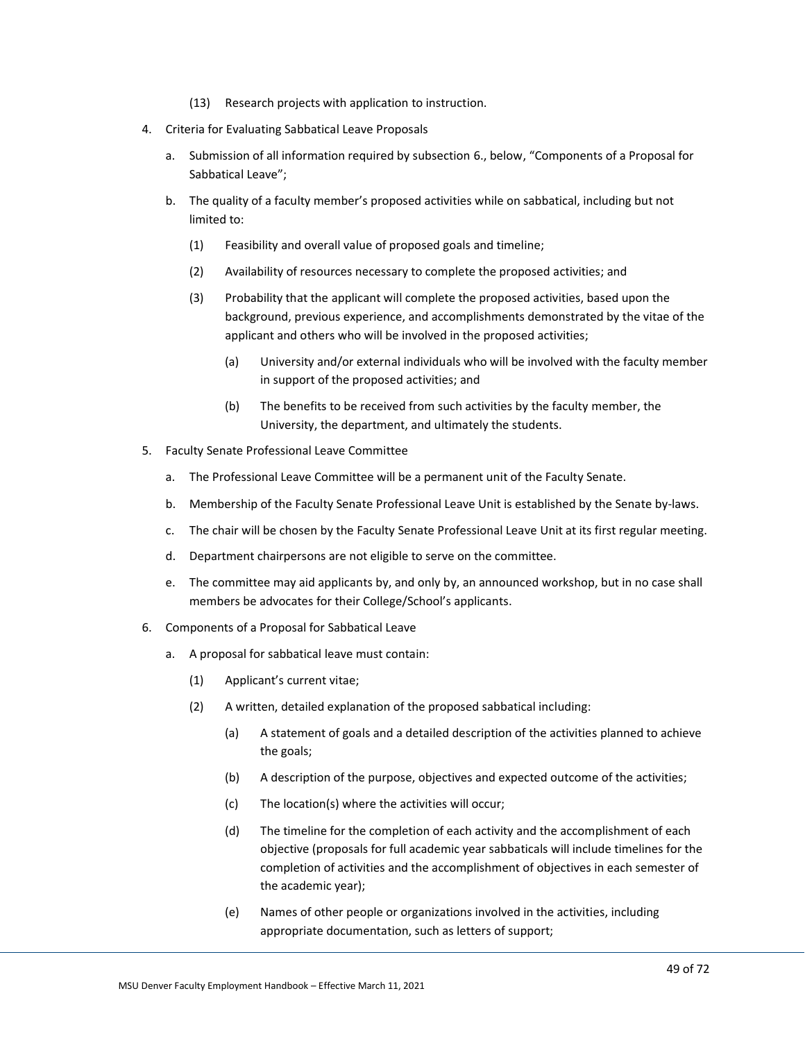(13) Research projects with application to instruction.

4. Criteria for Evaluating Sabbatical Leave Proposals

   a. Submission of all information required by subsection 6., below, "Components of a Proposal for Sabbatical Leave";

   b. The quality of a faculty member's proposed activities while on sabbatical, including but not limited to:

      (1) Feasibility and overall value of proposed goals and timeline;

      (2) Availability of resources necessary to complete the proposed activities; and

      (3) Probability that the applicant will complete the proposed activities, based upon the background, previous experience, and accomplishments demonstrated by the vitae of the applicant and others who will be involved in the proposed activities;

         (a) University and/or external individuals who will be involved with the faculty member in support of the proposed activities; and

         (b) The benefits to be received from such activities by the faculty member, the University, the department, and ultimately the students.

5. Faculty Senate Professional Leave Committee

   a. The Professional Leave Committee will be a permanent unit of the Faculty Senate.

   b. Membership of the Faculty Senate Professional Leave Unit is established by the Senate by-laws.

   c. The chair will be chosen by the Faculty Senate Professional Leave Unit at its first regular meeting.

   d. Department chairpersons are not eligible to serve on the committee.

   e. The committee may aid applicants by, and only by, an announced workshop, but in no case shall members be advocates for their College/School's applicants.

6. Components of a Proposal for Sabbatical Leave

   a. A proposal for sabbatical leave must contain:

      (1) Applicant's current vitae;

      (2) A written, detailed explanation of the proposed sabbatical including:

         (a) A statement of goals and a detailed description of the activities planned to achieve the goals;

         (b) A description of the purpose, objectives and expected outcome of the activities;

         (c) The location(s) where the activities will occur;

         (d) The timeline for the completion of each activity and the accomplishment of each objective (proposals for full academic year sabbaticals will include timelines for the completion of activities and the accomplishment of objectives in each semester of the academic year);

         (e) Names of other people or organizations involved in the activities, including appropriate documentation, such as letters of support;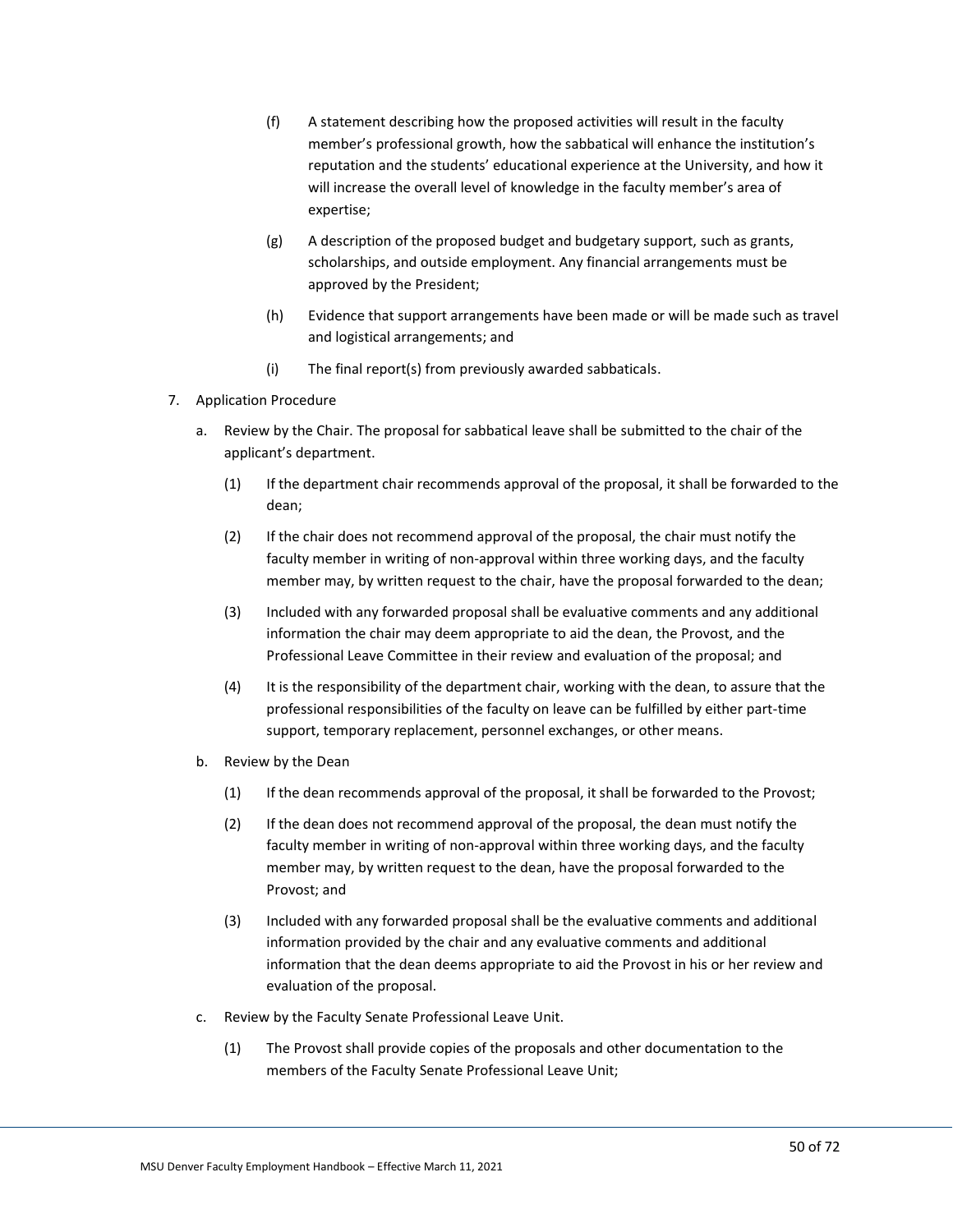(f) A statement describing how the proposed activities will result in the faculty member's professional growth, how the sabbatical will enhance the institution's reputation and the students' educational experience at the University, and how it will increase the overall level of knowledge in the faculty member's area of expertise;

(g) A description of the proposed budget and budgetary support, such as grants, scholarships, and outside employment. Any financial arrangements must be approved by the President;

(h) Evidence that support arrangements have been made or will be made such as travel and logistical arrangements; and

(i) The final report(s) from previously awarded sabbaticals.

7. Application Procedure

   a. Review by the Chair. The proposal for sabbatical leave shall be submitted to the chair of the applicant's department.

      (1) If the department chair recommends approval of the proposal, it shall be forwarded to the dean;

      (2) If the chair does not recommend approval of the proposal, the chair must notify the faculty member in writing of non-approval within three working days, and the faculty member may, by written request to the chair, have the proposal forwarded to the dean;

      (3) Included with any forwarded proposal shall be evaluative comments and any additional information the chair may deem appropriate to aid the dean, the Provost, and the Professional Leave Committee in their review and evaluation of the proposal; and

      (4) It is the responsibility of the department chair, working with the dean, to assure that the professional responsibilities of the faculty on leave can be fulfilled by either part-time support, temporary replacement, personnel exchanges, or other means.

   b. Review by the Dean

      (1) If the dean recommends approval of the proposal, it shall be forwarded to the Provost;

      (2) If the dean does not recommend approval of the proposal, the dean must notify the faculty member in writing of non-approval within three working days, and the faculty member may, by written request to the dean, have the proposal forwarded to the Provost; and

      (3) Included with any forwarded proposal shall be the evaluative comments and additional information provided by the chair and any evaluative comments and additional information that the dean deems appropriate to aid the Provost in his or her review and evaluation of the proposal.

   c. Review by the Faculty Senate Professional Leave Unit.

      (1) The Provost shall provide copies of the proposals and other documentation to the members of the Faculty Senate Professional Leave Unit;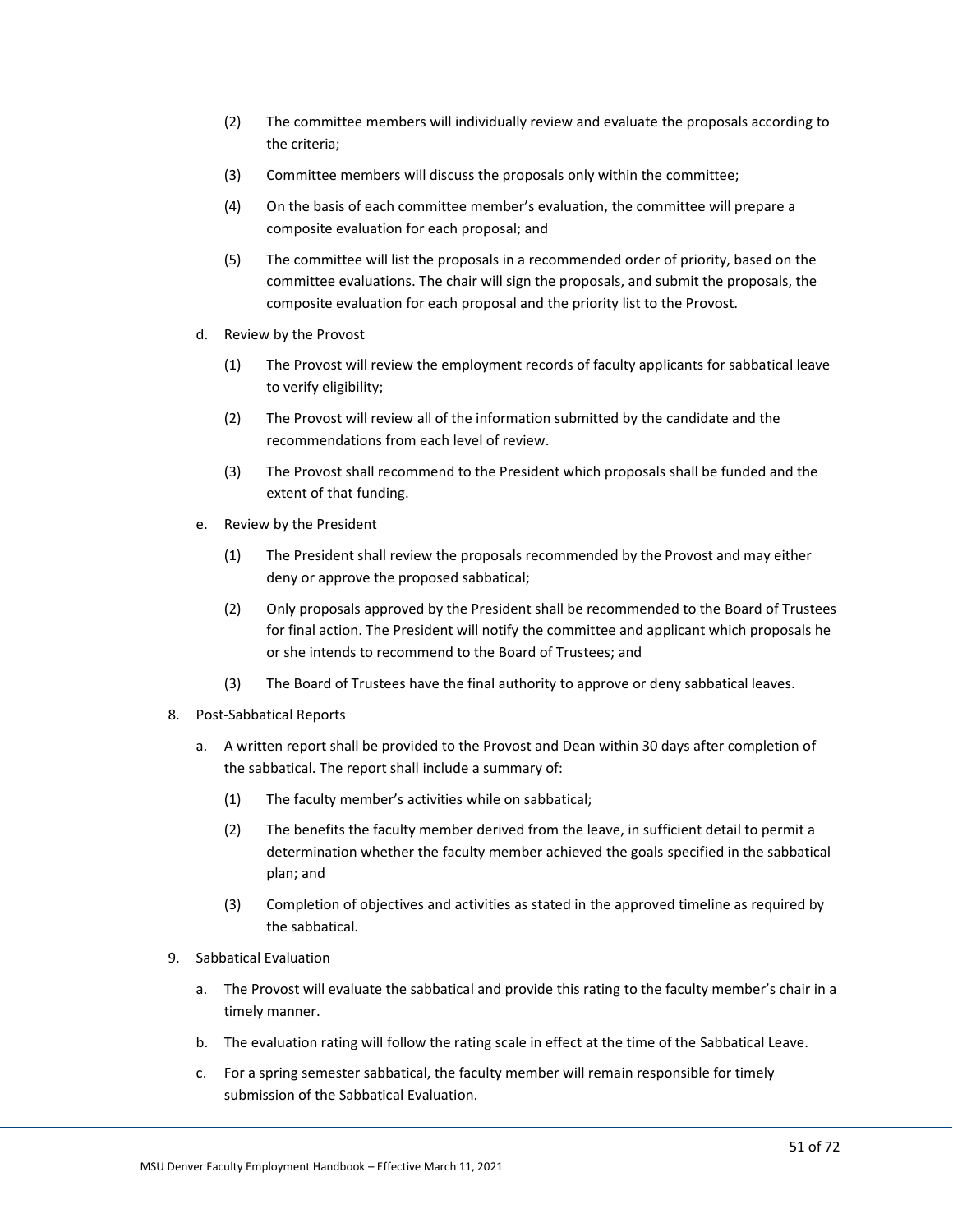(2) The committee members will individually review and evaluate the proposals according to the criteria;

(3) Committee members will discuss the proposals only within the committee;

(4) On the basis of each committee member's evaluation, the committee will prepare a composite evaluation for each proposal; and

(5) The committee will list the proposals in a recommended order of priority, based on the committee evaluations. The chair will sign the proposals, and submit the proposals, the composite evaluation for each proposal and the priority list to the Provost.

d. Review by the Provost

(1) The Provost will review the employment records of faculty applicants for sabbatical leave to verify eligibility;

(2) The Provost will review all of the information submitted by the candidate and the recommendations from each level of review.

(3) The Provost shall recommend to the President which proposals shall be funded and the extent of that funding.

e. Review by the President

(1) The President shall review the proposals recommended by the Provost and may either deny or approve the proposed sabbatical;

(2) Only proposals approved by the President shall be recommended to the Board of Trustees for final action. The President will notify the committee and applicant which proposals he or she intends to recommend to the Board of Trustees; and

(3) The Board of Trustees have the final authority to approve or deny sabbatical leaves.

8. Post-Sabbatical Reports

a. A written report shall be provided to the Provost and Dean within 30 days after completion of the sabbatical. The report shall include a summary of:

(1) The faculty member's activities while on sabbatical;

(2) The benefits the faculty member derived from the leave, in sufficient detail to permit a determination whether the faculty member achieved the goals specified in the sabbatical plan; and

(3) Completion of objectives and activities as stated in the approved timeline as required by the sabbatical.

9. Sabbatical Evaluation

a. The Provost will evaluate the sabbatical and provide this rating to the faculty member's chair in a timely manner.

b. The evaluation rating will follow the rating scale in effect at the time of the Sabbatical Leave.

c. For a spring semester sabbatical, the faculty member will remain responsible for timely submission of the Sabbatical Evaluation.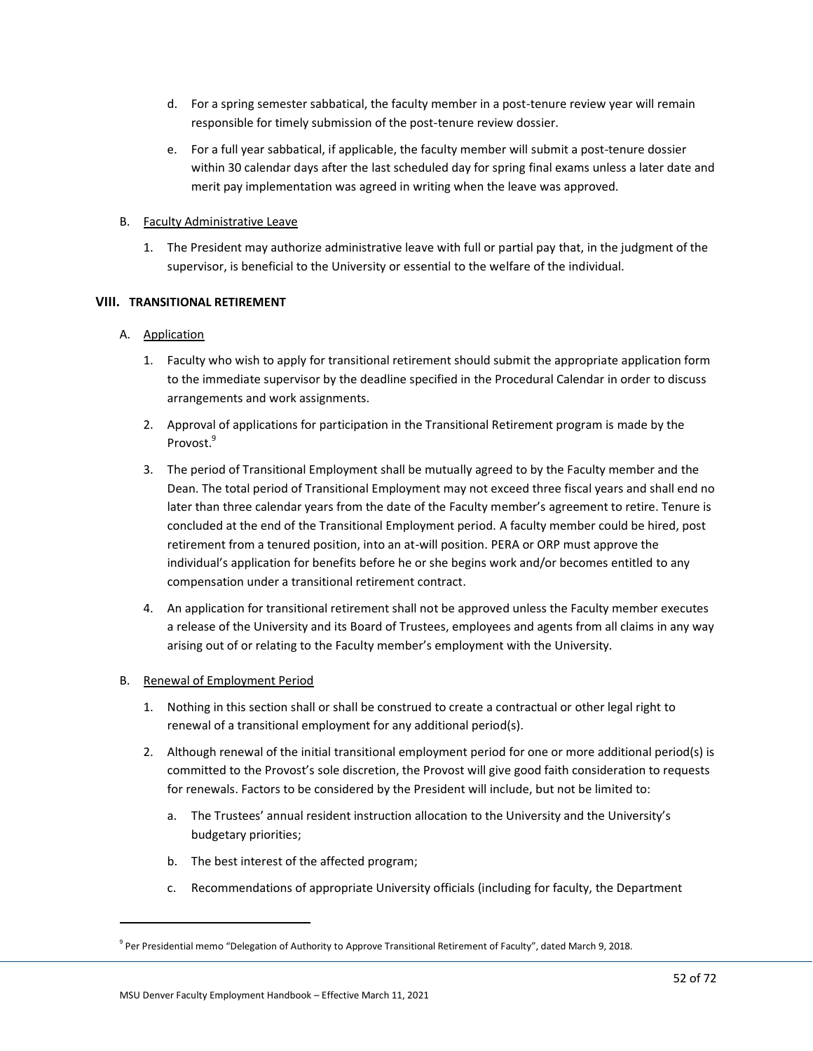d. For a spring semester sabbatical, the faculty member in a post-tenure review year will remain responsible for timely submission of the post-tenure review dossier.

e. For a full year sabbatical, if applicable, the faculty member will submit a post-tenure dossier within 30 calendar days after the last scheduled day for spring final exams unless a later date and merit pay implementation was agreed in writing when the leave was approved.

B. Faculty Administrative Leave

1. The President may authorize administrative leave with full or partial pay that, in the judgment of the supervisor, is beneficial to the University or essential to the welfare of the individual.

## VIII. TRANSITIONAL RETIREMENT

A. Application

1. Faculty who wish to apply for transitional retirement should submit the appropriate application form to the immediate supervisor by the deadline specified in the Procedural Calendar in order to discuss arrangements and work assignments.

2. Approval of applications for participation in the Transitional Retirement program is made by the Provost.[9]

3. The period of Transitional Employment shall be mutually agreed to by the Faculty member and the Dean. The total period of Transitional Employment may not exceed three fiscal years and shall end no later than three calendar years from the date of the Faculty member's agreement to retire. Tenure is concluded at the end of the Transitional Employment period. A faculty member could be hired, post retirement from a tenured position, into an at-will position. PERA or ORP must approve the individual's application for benefits before he or she begins work and/or becomes entitled to any compensation under a transitional retirement contract.

4. An application for transitional retirement shall not be approved unless the Faculty member executes a release of the University and its Board of Trustees, employees and agents from all claims in any way arising out of or relating to the Faculty member's employment with the University.

B. Renewal of Employment Period

1. Nothing in this section shall or shall be construed to create a contractual or other legal right to renewal of a transitional employment for any additional period(s).

2. Although renewal of the initial transitional employment period for one or more additional period(s) is committed to the Provost's sole discretion, the Provost will give good faith consideration to requests for renewals. Factors to be considered by the President will include, but not be limited to:

   a. The Trustees' annual resident instruction allocation to the University and the University's budgetary priorities;

   b. The best interest of the affected program;

   c. Recommendations of appropriate University officials (including for faculty, the Department

[9] Per Presidential memo "Delegation of Authority to Approve Transitional Retirement of Faculty", dated March 9, 2018.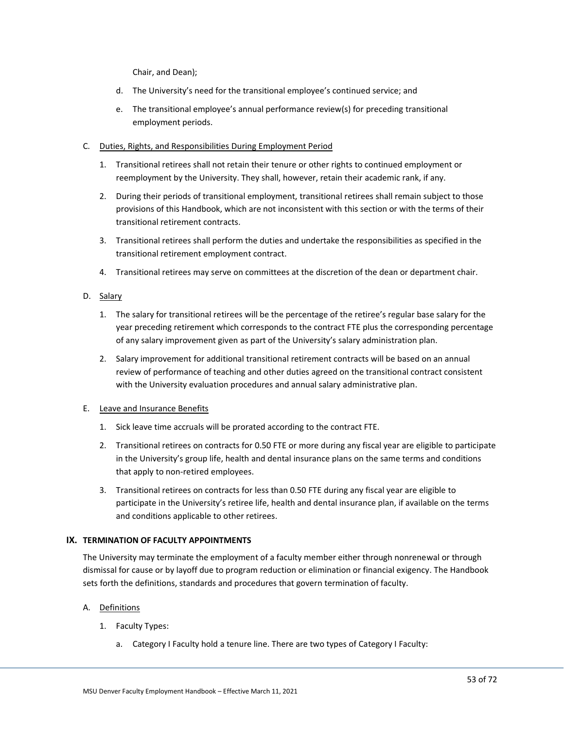Chair, and Dean);

d. The University's need for the transitional employee's continued service; and

e. The transitional employee's annual performance review(s) for preceding transitional employment periods.

C. Duties, Rights, and Responsibilities During Employment Period

1. Transitional retirees shall not retain their tenure or other rights to continued employment or reemployment by the University. They shall, however, retain their academic rank, if any.

2. During their periods of transitional employment, transitional retirees shall remain subject to those provisions of this Handbook, which are not inconsistent with this section or with the terms of their transitional retirement contracts.

3. Transitional retirees shall perform the duties and undertake the responsibilities as specified in the transitional retirement employment contract.

4. Transitional retirees may serve on committees at the discretion of the dean or department chair.

D. Salary

1. The salary for transitional retirees will be the percentage of the retiree's regular base salary for the year preceding retirement which corresponds to the contract FTE plus the corresponding percentage of any salary improvement given as part of the University's salary administration plan.

2. Salary improvement for additional transitional retirement contracts will be based on an annual review of performance of teaching and other duties agreed on the transitional contract consistent with the University evaluation procedures and annual salary administrative plan.

E. Leave and Insurance Benefits

1. Sick leave time accruals will be prorated according to the contract FTE.

2. Transitional retirees on contracts for 0.50 FTE or more during any fiscal year are eligible to participate in the University's group life, health and dental insurance plans on the same terms and conditions that apply to non-retired employees.

3. Transitional retirees on contracts for less than 0.50 FTE during any fiscal year are eligible to participate in the University's retiree life, health and dental insurance plan, if available on the terms and conditions applicable to other retirees.

## IX. TERMINATION OF FACULTY APPOINTMENTS

The University may terminate the employment of a faculty member either through nonrenewal or through dismissal for cause or by layoff due to program reduction or elimination or financial exigency. The Handbook sets forth the definitions, standards and procedures that govern termination of faculty.

A. Definitions

1. Faculty Types:

a. Category I Faculty hold a tenure line. There are two types of Category I Faculty: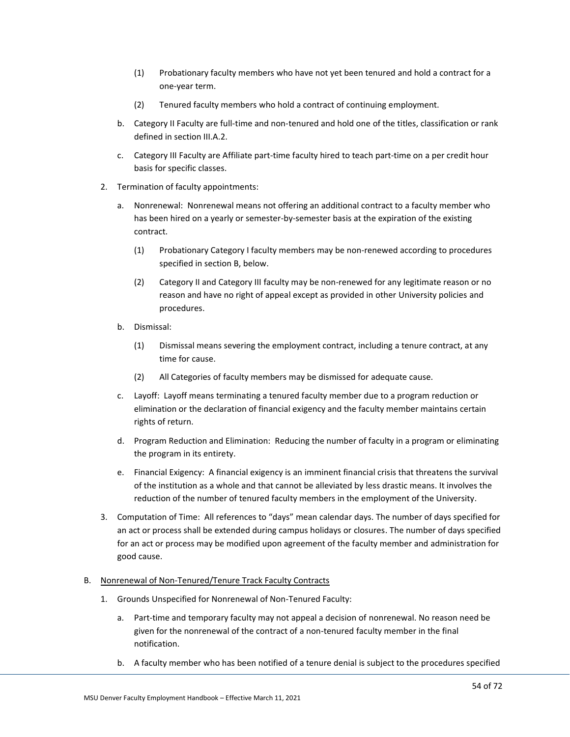(1) Probationary faculty members who have not yet been tenured and hold a contract for a one-year term.

(2) Tenured faculty members who hold a contract of continuing employment.

b. Category II Faculty are full-time and non-tenured and hold one of the titles, classification or rank defined in section III.A.2.

c. Category III Faculty are Affiliate part-time faculty hired to teach part-time on a per credit hour basis for specific classes.

2. Termination of faculty appointments:

   a. Nonrenewal: Nonrenewal means not offering an additional contract to a faculty member who has been hired on a yearly or semester-by-semester basis at the expiration of the existing contract.

      (1) Probationary Category I faculty members may be non-renewed according to procedures specified in section B, below.

      (2) Category II and Category III faculty may be non-renewed for any legitimate reason or no reason and have no right of appeal except as provided in other University policies and procedures.

   b. Dismissal:

      (1) Dismissal means severing the employment contract, including a tenure contract, at any time for cause.

      (2) All Categories of faculty members may be dismissed for adequate cause.

   c. Layoff: Layoff means terminating a tenured faculty member due to a program reduction or elimination or the declaration of financial exigency and the faculty member maintains certain rights of return.

   d. Program Reduction and Elimination: Reducing the number of faculty in a program or eliminating the program in its entirety.

   e. Financial Exigency: A financial exigency is an imminent financial crisis that threatens the survival of the institution as a whole and that cannot be alleviated by less drastic means. It involves the reduction of the number of tenured faculty members in the employment of the University.

3. Computation of Time: All references to "days" mean calendar days. The number of days specified for an act or process shall be extended during campus holidays or closures. The number of days specified for an act or process may be modified upon agreement of the faculty member and administration for good cause.

B. Nonrenewal of Non-Tenured/Tenure Track Faculty Contracts

1. Grounds Unspecified for Nonrenewal of Non-Tenured Faculty:

   a. Part-time and temporary faculty may not appeal a decision of nonrenewal. No reason need be given for the nonrenewal of the contract of a non-tenured faculty member in the final notification.

   b. A faculty member who has been notified of a tenure denial is subject to the procedures specified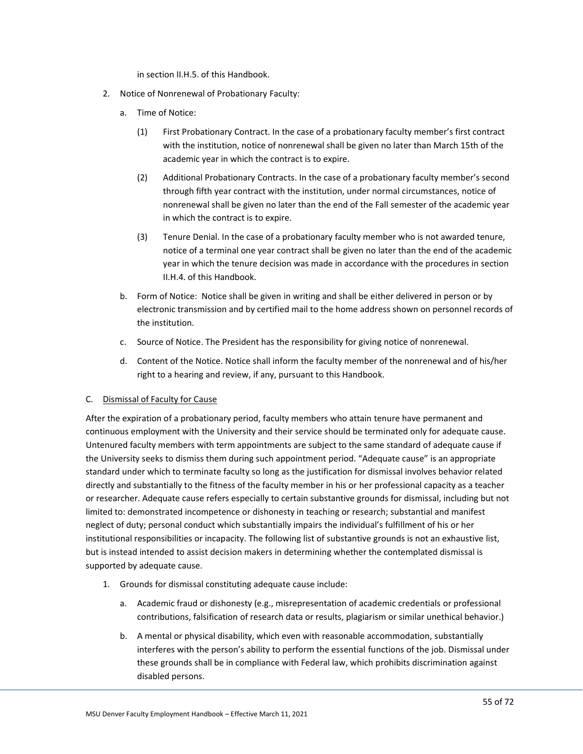in section II.H.5. of this Handbook.

2. Notice of Nonrenewal of Probationary Faculty:

   a. Time of Notice:

      (1) First Probationary Contract. In the case of a probationary faculty member's first contract with the institution, notice of nonrenewal shall be given no later than March 15th of the academic year in which the contract is to expire.

      (2) Additional Probationary Contracts. In the case of a probationary faculty member's second through fifth year contract with the institution, under normal circumstances, notice of nonrenewal shall be given no later than the end of the Fall semester of the academic year in which the contract is to expire.

      (3) Tenure Denial. In the case of a probationary faculty member who is not awarded tenure, notice of a terminal one year contract shall be given no later than the end of the academic year in which the tenure decision was made in accordance with the procedures in section II.H.4. of this Handbook.

   b. Form of Notice: Notice shall be given in writing and shall be either delivered in person or by electronic transmission and by certified mail to the home address shown on personnel records of the institution.

   c. Source of Notice. The President has the responsibility for giving notice of nonrenewal.

   d. Content of the Notice. Notice shall inform the faculty member of the nonrenewal and of his/her right to a hearing and review, if any, pursuant to this Handbook.

C. <u>Dismissal of Faculty for Cause</u>

After the expiration of a probationary period, faculty members who attain tenure have permanent and continuous employment with the University and their service should be terminated only for adequate cause. Untenured faculty members with term appointments are subject to the same standard of adequate cause if the University seeks to dismiss them during such appointment period. "Adequate cause" is an appropriate standard under which to terminate faculty so long as the justification for dismissal involves behavior related directly and substantially to the fitness of the faculty member in his or her professional capacity as a teacher or researcher. Adequate cause refers especially to certain substantive grounds for dismissal, including but not limited to: demonstrated incompetence or dishonesty in teaching or research; substantial and manifest neglect of duty; personal conduct which substantially impairs the individual's fulfillment of his or her institutional responsibilities or incapacity. The following list of substantive grounds is not an exhaustive list, but is instead intended to assist decision makers in determining whether the contemplated dismissal is supported by adequate cause.

1. Grounds for dismissal constituting adequate cause include:

   a. Academic fraud or dishonesty (e.g., misrepresentation of academic credentials or professional contributions, falsification of research data or results, plagiarism or similar unethical behavior.)

   b. A mental or physical disability, which even with reasonable accommodation, substantially interferes with the person's ability to perform the essential functions of the job. Dismissal under these grounds shall be in compliance with Federal law, which prohibits discrimination against disabled persons.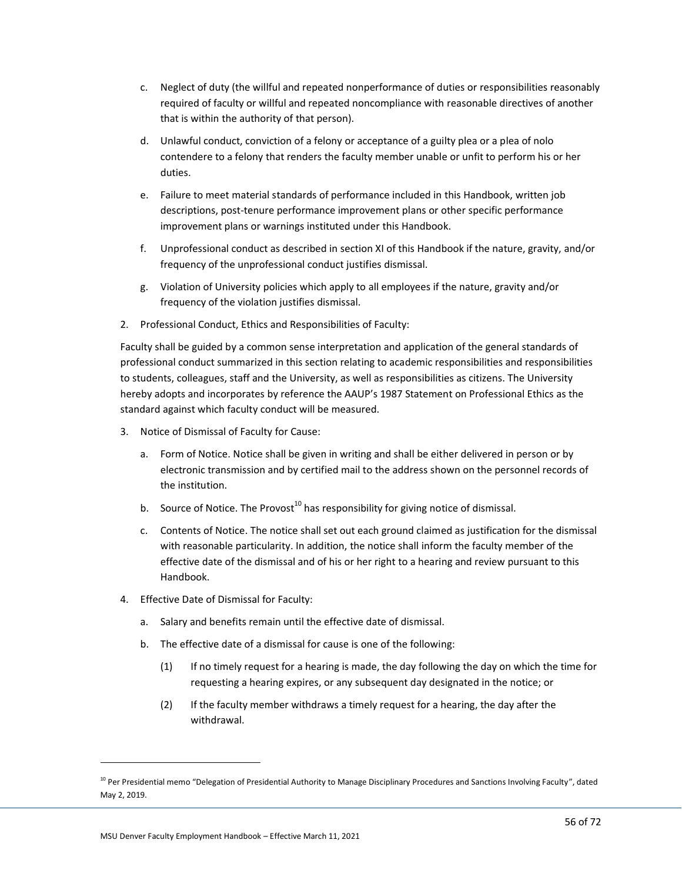c. Neglect of duty (the willful and repeated nonperformance of duties or responsibilities reasonably required of faculty or willful and repeated noncompliance with reasonable directives of another that is within the authority of that person).

d. Unlawful conduct, conviction of a felony or acceptance of a guilty plea or a plea of nolo contendere to a felony that renders the faculty member unable or unfit to perform his or her duties.

e. Failure to meet material standards of performance included in this Handbook, written job descriptions, post-tenure performance improvement plans or other specific performance improvement plans or warnings instituted under this Handbook.

f. Unprofessional conduct as described in section XI of this Handbook if the nature, gravity, and/or frequency of the unprofessional conduct justifies dismissal.

g. Violation of University policies which apply to all employees if the nature, gravity and/or frequency of the violation justifies dismissal.

2. Professional Conduct, Ethics and Responsibilities of Faculty:

Faculty shall be guided by a common sense interpretation and application of the general standards of professional conduct summarized in this section relating to academic responsibilities and responsibilities to students, colleagues, staff and the University, as well as responsibilities as citizens. The University hereby adopts and incorporates by reference the AAUP's 1987 Statement on Professional Ethics as the standard against which faculty conduct will be measured.

3. Notice of Dismissal of Faculty for Cause:

   a. Form of Notice. Notice shall be given in writing and shall be either delivered in person or by electronic transmission and by certified mail to the address shown on the personnel records of the institution.

   b. Source of Notice. The Provost[10] has responsibility for giving notice of dismissal.

   c. Contents of Notice. The notice shall set out each ground claimed as justification for the dismissal with reasonable particularity. In addition, the notice shall inform the faculty member of the effective date of the dismissal and of his or her right to a hearing and review pursuant to this Handbook.

4. Effective Date of Dismissal for Faculty:

   a. Salary and benefits remain until the effective date of dismissal.

   b. The effective date of a dismissal for cause is one of the following:

      (1) If no timely request for a hearing is made, the day following the day on which the time for requesting a hearing expires, or any subsequent day designated in the notice; or

      (2) If the faculty member withdraws a timely request for a hearing, the day after the withdrawal.

---

[10] Per Presidential memo "Delegation of Presidential Authority to Manage Disciplinary Procedures and Sanctions Involving Faculty", dated May 2, 2019.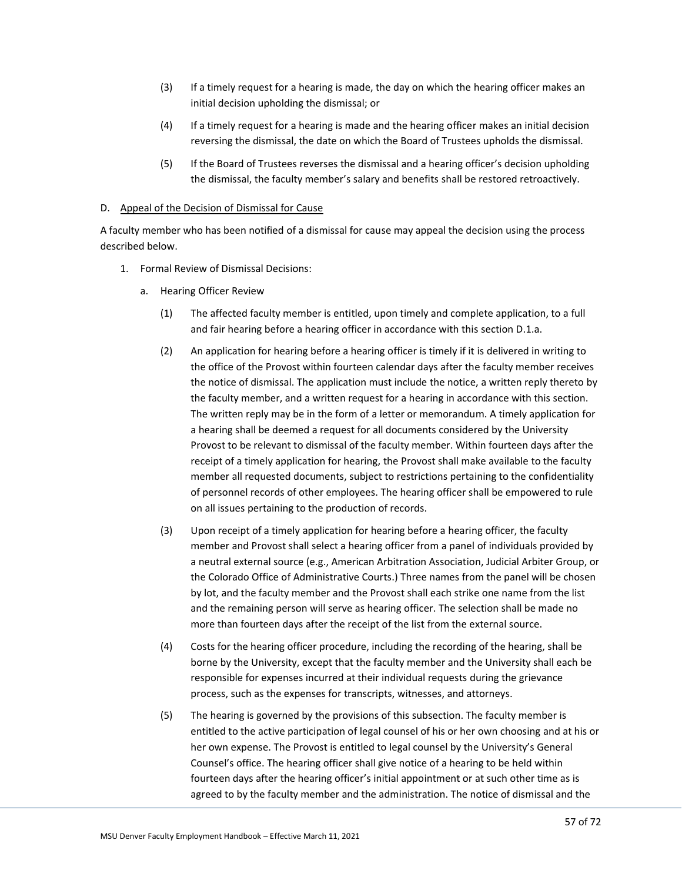(3) If a timely request for a hearing is made, the day on which the hearing officer makes an initial decision upholding the dismissal; or

(4) If a timely request for a hearing is made and the hearing officer makes an initial decision reversing the dismissal, the date on which the Board of Trustees upholds the dismissal.

(5) If the Board of Trustees reverses the dismissal and a hearing officer's decision upholding the dismissal, the faculty member's salary and benefits shall be restored retroactively.

D. <u>Appeal of the Decision of Dismissal for Cause</u>

A faculty member who has been notified of a dismissal for cause may appeal the decision using the process described below.

1. Formal Review of Dismissal Decisions:

   a. Hearing Officer Review

   (1) The affected faculty member is entitled, upon timely and complete application, to a full and fair hearing before a hearing officer in accordance with this section D.1.a.

   (2) An application for hearing before a hearing officer is timely if it is delivered in writing to the office of the Provost within fourteen calendar days after the faculty member receives the notice of dismissal. The application must include the notice, a written reply thereto by the faculty member, and a written request for a hearing in accordance with this section. The written reply may be in the form of a letter or memorandum. A timely application for a hearing shall be deemed a request for all documents considered by the University Provost to be relevant to dismissal of the faculty member. Within fourteen days after the receipt of a timely application for hearing, the Provost shall make available to the faculty member all requested documents, subject to restrictions pertaining to the confidentiality of personnel records of other employees. The hearing officer shall be empowered to rule on all issues pertaining to the production of records.

   (3) Upon receipt of a timely application for hearing before a hearing officer, the faculty member and Provost shall select a hearing officer from a panel of individuals provided by a neutral external source (e.g., American Arbitration Association, Judicial Arbiter Group, or the Colorado Office of Administrative Courts.) Three names from the panel will be chosen by lot, and the faculty member and the Provost shall each strike one name from the list and the remaining person will serve as hearing officer. The selection shall be made no more than fourteen days after the receipt of the list from the external source.

   (4) Costs for the hearing officer procedure, including the recording of the hearing, shall be borne by the University, except that the faculty member and the University shall each be responsible for expenses incurred at their individual requests during the grievance process, such as the expenses for transcripts, witnesses, and attorneys.

   (5) The hearing is governed by the provisions of this subsection. The faculty member is entitled to the active participation of legal counsel of his or her own choosing and at his or her own expense. The Provost is entitled to legal counsel by the University's General Counsel's office. The hearing officer shall give notice of a hearing to be held within fourteen days after the hearing officer's initial appointment or at such other time as is agreed to by the faculty member and the administration. The notice of dismissal and the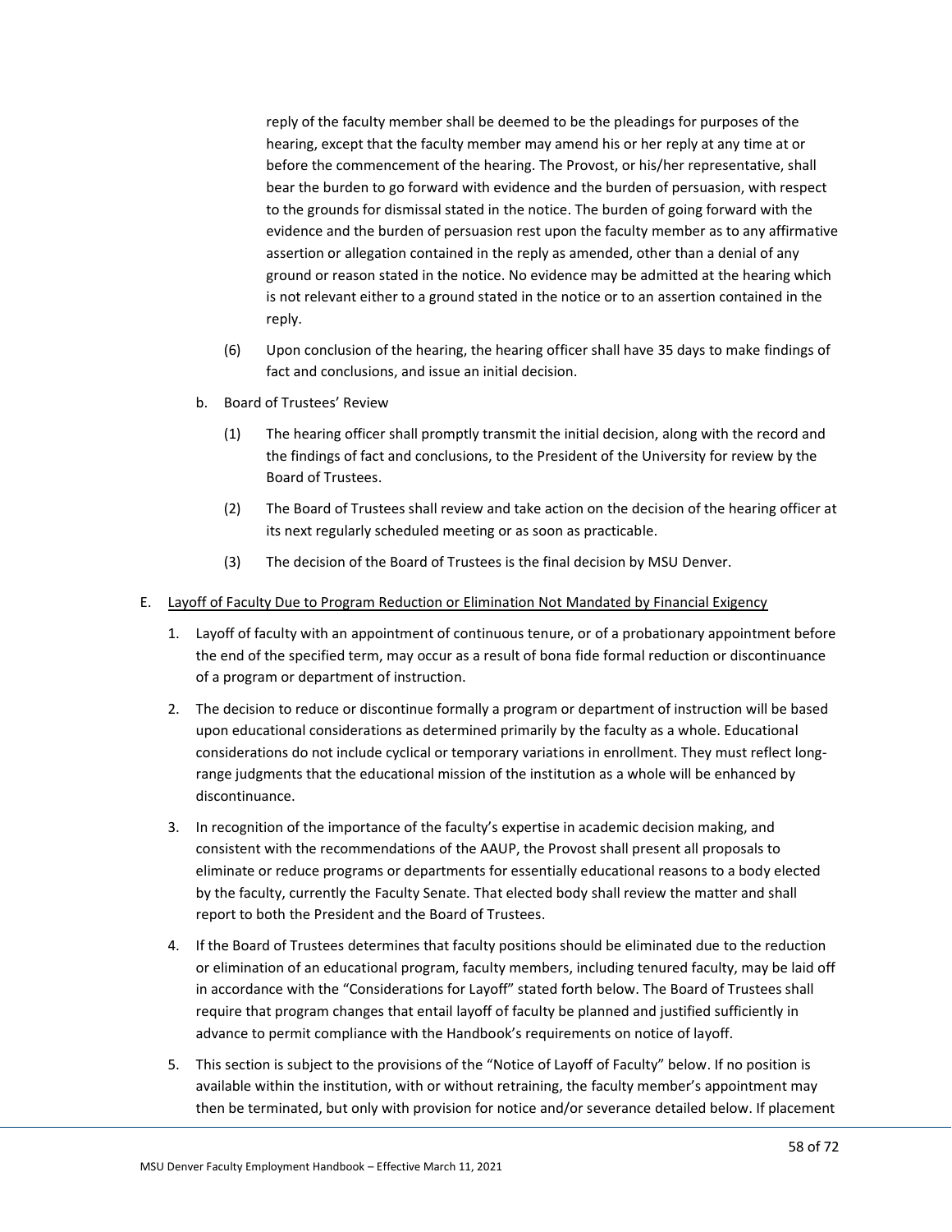reply of the faculty member shall be deemed to be the pleadings for purposes of the hearing, except that the faculty member may amend his or her reply at any time at or before the commencement of the hearing. The Provost, or his/her representative, shall bear the burden to go forward with evidence and the burden of persuasion, with respect to the grounds for dismissal stated in the notice. The burden of going forward with the evidence and the burden of persuasion rest upon the faculty member as to any affirmative assertion or allegation contained in the reply as amended, other than a denial of any ground or reason stated in the notice. No evidence may be admitted at the hearing which is not relevant either to a ground stated in the notice or to an assertion contained in the reply.

(6) Upon conclusion of the hearing, the hearing officer shall have 35 days to make findings of fact and conclusions, and issue an initial decision.

b. Board of Trustees' Review

(1) The hearing officer shall promptly transmit the initial decision, along with the record and the findings of fact and conclusions, to the President of the University for review by the Board of Trustees.

(2) The Board of Trustees shall review and take action on the decision of the hearing officer at its next regularly scheduled meeting or as soon as practicable.

(3) The decision of the Board of Trustees is the final decision by MSU Denver.

E. Layoff of Faculty Due to Program Reduction or Elimination Not Mandated by Financial Exigency

1. Layoff of faculty with an appointment of continuous tenure, or of a probationary appointment before the end of the specified term, may occur as a result of bona fide formal reduction or discontinuance of a program or department of instruction.

2. The decision to reduce or discontinue formally a program or department of instruction will be based upon educational considerations as determined primarily by the faculty as a whole. Educational considerations do not include cyclical or temporary variations in enrollment. They must reflect long-range judgments that the educational mission of the institution as a whole will be enhanced by discontinuance.

3. In recognition of the importance of the faculty's expertise in academic decision making, and consistent with the recommendations of the AAUP, the Provost shall present all proposals to eliminate or reduce programs or departments for essentially educational reasons to a body elected by the faculty, currently the Faculty Senate. That elected body shall review the matter and shall report to both the President and the Board of Trustees.

4. If the Board of Trustees determines that faculty positions should be eliminated due to the reduction or elimination of an educational program, faculty members, including tenured faculty, may be laid off in accordance with the "Considerations for Layoff" stated forth below. The Board of Trustees shall require that program changes that entail layoff of faculty be planned and justified sufficiently in advance to permit compliance with the Handbook's requirements on notice of layoff.

5. This section is subject to the provisions of the "Notice of Layoff of Faculty" below. If no position is available within the institution, with or without retraining, the faculty member's appointment may then be terminated, but only with provision for notice and/or severance detailed below. If placement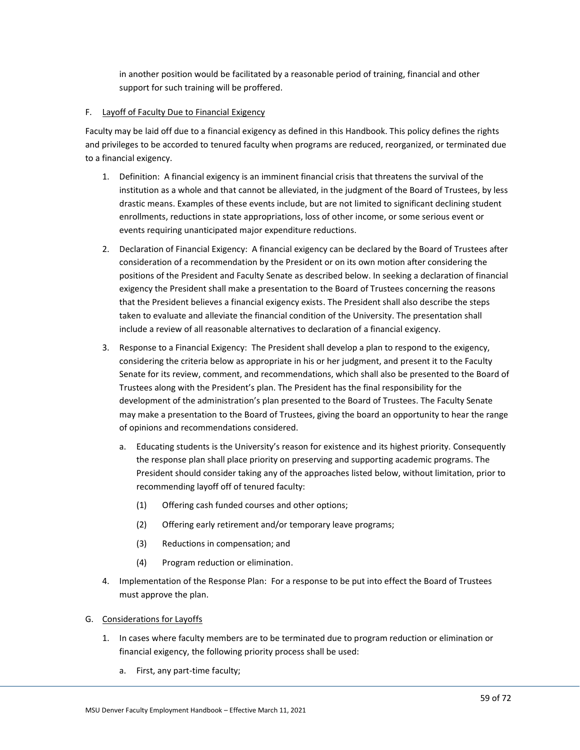in another position would be facilitated by a reasonable period of training, financial and other support for such training will be proffered.

F. Layoff of Faculty Due to Financial Exigency

Faculty may be laid off due to a financial exigency as defined in this Handbook. This policy defines the rights and privileges to be accorded to tenured faculty when programs are reduced, reorganized, or terminated due to a financial exigency.

1. Definition: A financial exigency is an imminent financial crisis that threatens the survival of the institution as a whole and that cannot be alleviated, in the judgment of the Board of Trustees, by less drastic means. Examples of these events include, but are not limited to significant declining student enrollments, reductions in state appropriations, loss of other income, or some serious event or events requiring unanticipated major expenditure reductions.
2. Declaration of Financial Exigency: A financial exigency can be declared by the Board of Trustees after consideration of a recommendation by the President or on its own motion after considering the positions of the President and Faculty Senate as described below. In seeking a declaration of financial exigency the President shall make a presentation to the Board of Trustees concerning the reasons that the President believes a financial exigency exists. The President shall also describe the steps taken to evaluate and alleviate the financial condition of the University. The presentation shall include a review of all reasonable alternatives to declaration of a financial exigency.
3. Response to a Financial Exigency: The President shall develop a plan to respond to the exigency, considering the criteria below as appropriate in his or her judgment, and present it to the Faculty Senate for its review, comment, and recommendations, which shall also be presented to the Board of Trustees along with the President's plan. The President has the final responsibility for the development of the administration's plan presented to the Board of Trustees. The Faculty Senate may make a presentation to the Board of Trustees, giving the board an opportunity to hear the range of opinions and recommendations considered.
   a. Educating students is the University's reason for existence and its highest priority. Consequently the response plan shall place priority on preserving and supporting academic programs. The President should consider taking any of the approaches listed below, without limitation, prior to recommending layoff off of tenured faculty:
      (1) Offering cash funded courses and other options;
      (2) Offering early retirement and/or temporary leave programs;
      (3) Reductions in compensation; and
      (4) Program reduction or elimination.
4. Implementation of the Response Plan: For a response to be put into effect the Board of Trustees must approve the plan.

G. Considerations for Layoffs

1. In cases where faculty members are to be terminated due to program reduction or elimination or financial exigency, the following priority process shall be used:
   a. First, any part-time faculty;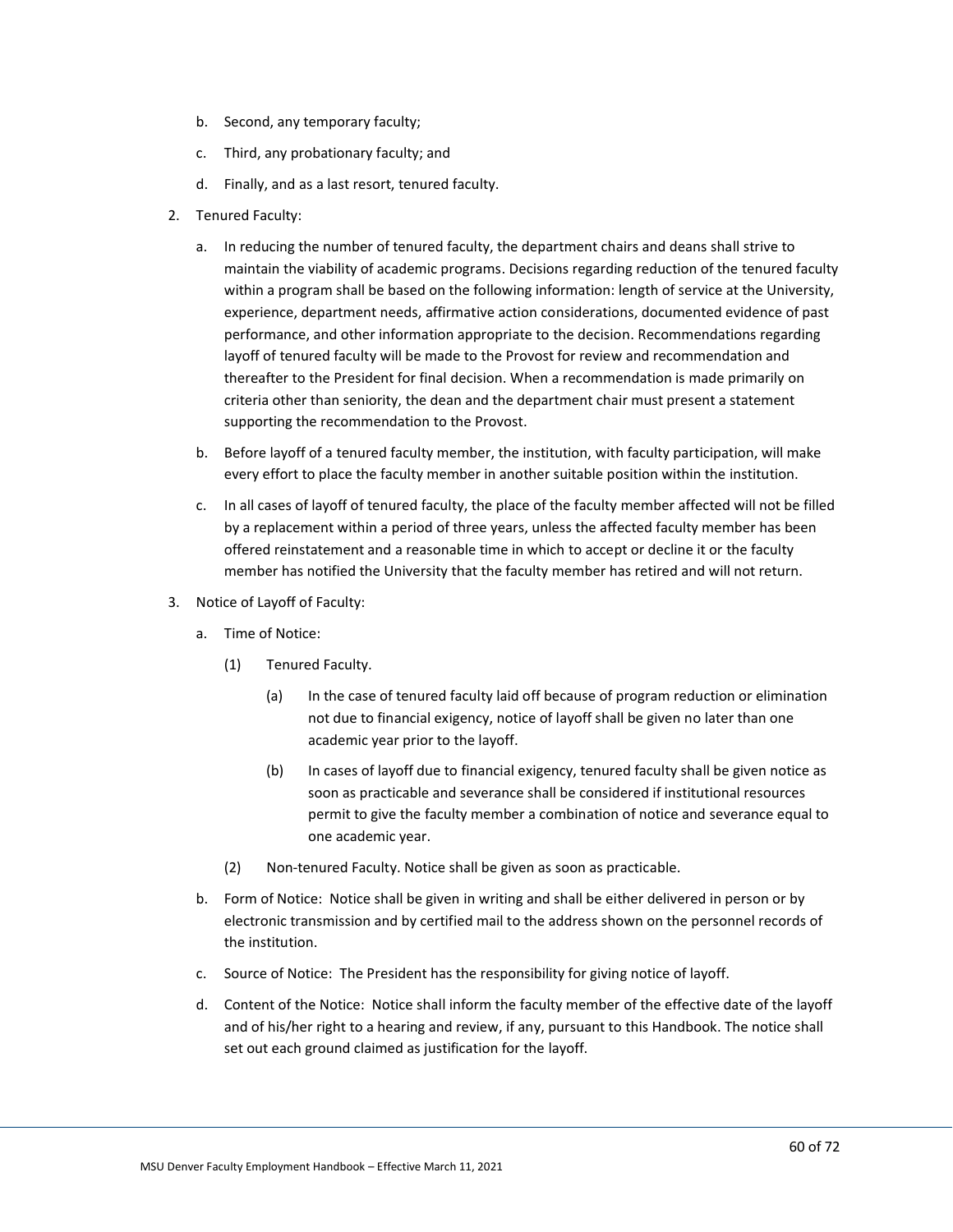b. Second, any temporary faculty;

c. Third, any probationary faculty; and

d. Finally, and as a last resort, tenured faculty.

2. Tenured Faculty:

   a. In reducing the number of tenured faculty, the department chairs and deans shall strive to maintain the viability of academic programs. Decisions regarding reduction of the tenured faculty within a program shall be based on the following information: length of service at the University, experience, department needs, affirmative action considerations, documented evidence of past performance, and other information appropriate to the decision. Recommendations regarding layoff of tenured faculty will be made to the Provost for review and recommendation and thereafter to the President for final decision. When a recommendation is made primarily on criteria other than seniority, the dean and the department chair must present a statement supporting the recommendation to the Provost.

   b. Before layoff of a tenured faculty member, the institution, with faculty participation, will make every effort to place the faculty member in another suitable position within the institution.

   c. In all cases of layoff of tenured faculty, the place of the faculty member affected will not be filled by a replacement within a period of three years, unless the affected faculty member has been offered reinstatement and a reasonable time in which to accept or decline it or the faculty member has notified the University that the faculty member has retired and will not return.

3. Notice of Layoff of Faculty:

   a. Time of Notice:

      (1) Tenured Faculty.

         (a) In the case of tenured faculty laid off because of program reduction or elimination not due to financial exigency, notice of layoff shall be given no later than one academic year prior to the layoff.

         (b) In cases of layoff due to financial exigency, tenured faculty shall be given notice as soon as practicable and severance shall be considered if institutional resources permit to give the faculty member a combination of notice and severance equal to one academic year.

      (2) Non-tenured Faculty. Notice shall be given as soon as practicable.

   b. Form of Notice: Notice shall be given in writing and shall be either delivered in person or by electronic transmission and by certified mail to the address shown on the personnel records of the institution.

   c. Source of Notice: The President has the responsibility for giving notice of layoff.

   d. Content of the Notice: Notice shall inform the faculty member of the effective date of the layoff and of his/her right to a hearing and review, if any, pursuant to this Handbook. The notice shall set out each ground claimed as justification for the layoff.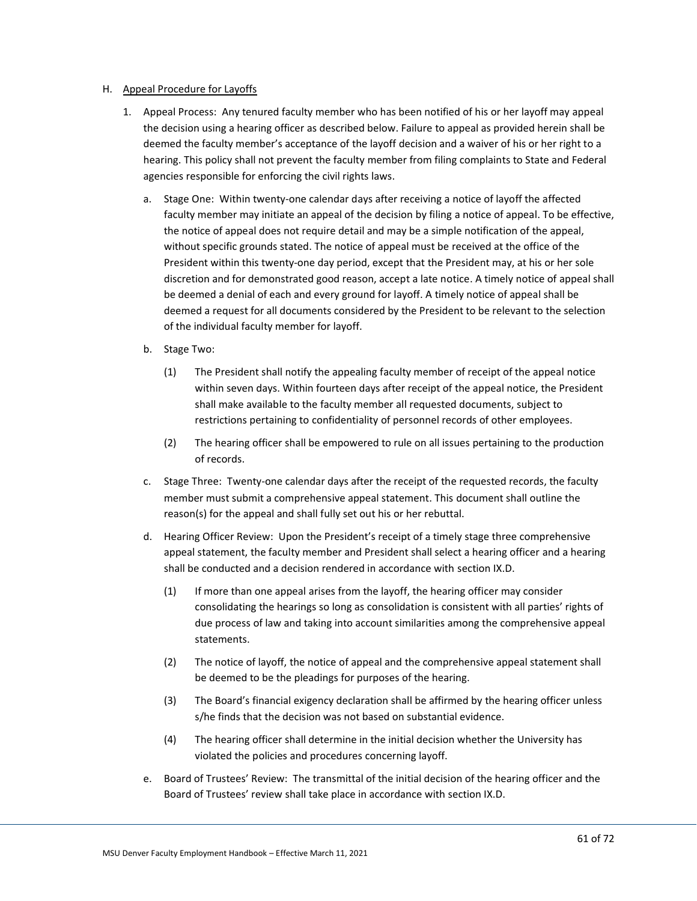H. Appeal Procedure for Layoffs

1. Appeal Process: Any tenured faculty member who has been notified of his or her layoff may appeal the decision using a hearing officer as described below. Failure to appeal as provided herein shall be deemed the faculty member's acceptance of the layoff decision and a waiver of his or her right to a hearing. This policy shall not prevent the faculty member from filing complaints to State and Federal agencies responsible for enforcing the civil rights laws.

   a. Stage One: Within twenty-one calendar days after receiving a notice of layoff the affected faculty member may initiate an appeal of the decision by filing a notice of appeal. To be effective, the notice of appeal does not require detail and may be a simple notification of the appeal, without specific grounds stated. The notice of appeal must be received at the office of the President within this twenty-one day period, except that the President may, at his or her sole discretion and for demonstrated good reason, accept a late notice. A timely notice of appeal shall be deemed a denial of each and every ground for layoff. A timely notice of appeal shall be deemed a request for all documents considered by the President to be relevant to the selection of the individual faculty member for layoff.

   b. Stage Two:

      (1) The President shall notify the appealing faculty member of receipt of the appeal notice within seven days. Within fourteen days after receipt of the appeal notice, the President shall make available to the faculty member all requested documents, subject to restrictions pertaining to confidentiality of personnel records of other employees.

      (2) The hearing officer shall be empowered to rule on all issues pertaining to the production of records.

   c. Stage Three: Twenty-one calendar days after the receipt of the requested records, the faculty member must submit a comprehensive appeal statement. This document shall outline the reason(s) for the appeal and shall fully set out his or her rebuttal.

   d. Hearing Officer Review: Upon the President's receipt of a timely stage three comprehensive appeal statement, the faculty member and President shall select a hearing officer and a hearing shall be conducted and a decision rendered in accordance with section IX.D.

      (1) If more than one appeal arises from the layoff, the hearing officer may consider consolidating the hearings so long as consolidation is consistent with all parties' rights of due process of law and taking into account similarities among the comprehensive appeal statements.

      (2) The notice of layoff, the notice of appeal and the comprehensive appeal statement shall be deemed to be the pleadings for purposes of the hearing.

      (3) The Board's financial exigency declaration shall be affirmed by the hearing officer unless s/he finds that the decision was not based on substantial evidence.

      (4) The hearing officer shall determine in the initial decision whether the University has violated the policies and procedures concerning layoff.

   e. Board of Trustees' Review: The transmittal of the initial decision of the hearing officer and the Board of Trustees' review shall take place in accordance with section IX.D.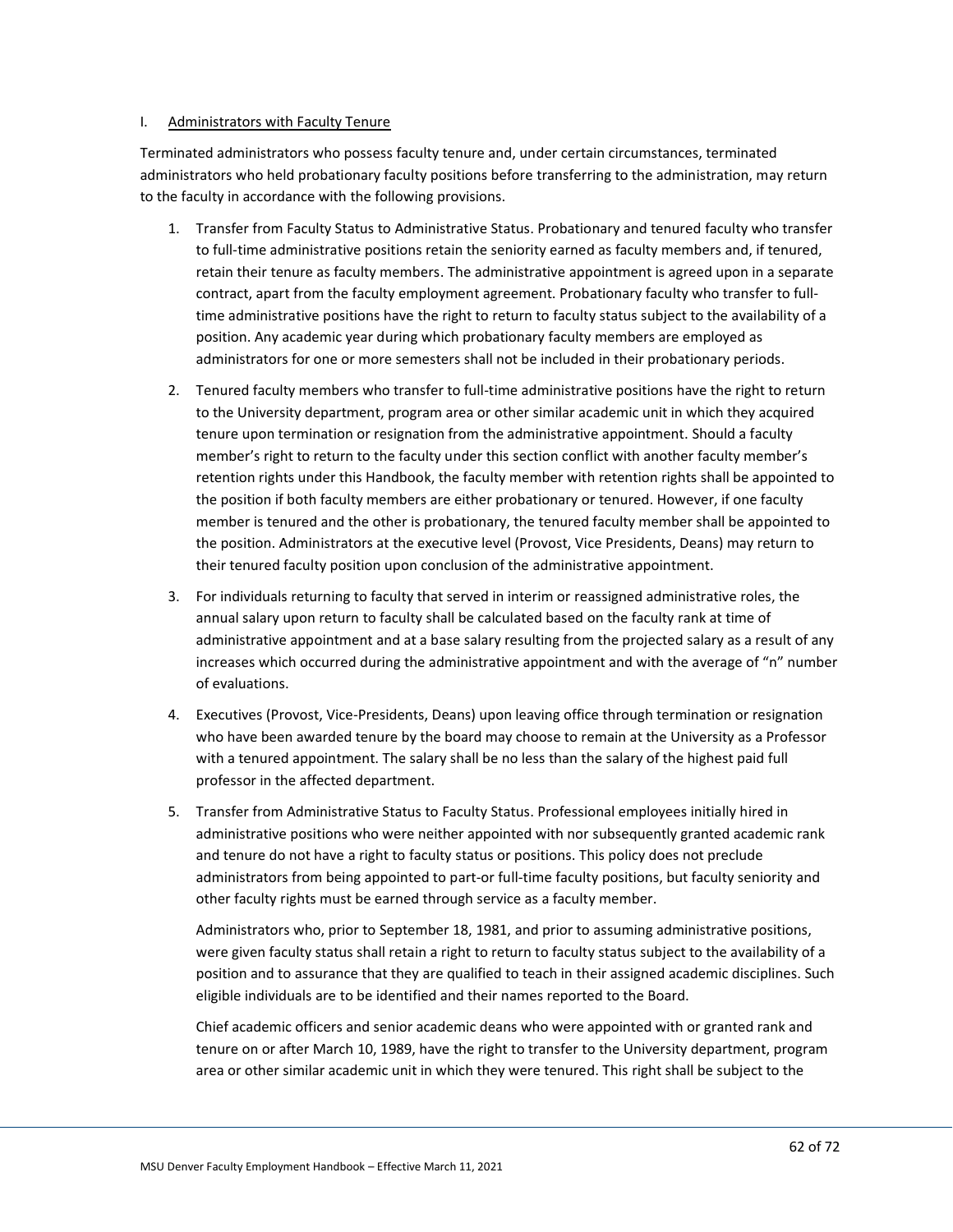I. Administrators with Faculty Tenure

Terminated administrators who possess faculty tenure and, under certain circumstances, terminated administrators who held probationary faculty positions before transferring to the administration, may return to the faculty in accordance with the following provisions.

1. Transfer from Faculty Status to Administrative Status. Probationary and tenured faculty who transfer to full-time administrative positions retain the seniority earned as faculty members and, if tenured, retain their tenure as faculty members. The administrative appointment is agreed upon in a separate contract, apart from the faculty employment agreement. Probationary faculty who transfer to full-time administrative positions have the right to return to faculty status subject to the availability of a position. Any academic year during which probationary faculty members are employed as administrators for one or more semesters shall not be included in their probationary periods.

2. Tenured faculty members who transfer to full-time administrative positions have the right to return to the University department, program area or other similar academic unit in which they acquired tenure upon termination or resignation from the administrative appointment. Should a faculty member's right to return to the faculty under this section conflict with another faculty member's retention rights under this Handbook, the faculty member with retention rights shall be appointed to the position if both faculty members are either probationary or tenured. However, if one faculty member is tenured and the other is probationary, the tenured faculty member shall be appointed to the position. Administrators at the executive level (Provost, Vice Presidents, Deans) may return to their tenured faculty position upon conclusion of the administrative appointment.

3. For individuals returning to faculty that served in interim or reassigned administrative roles, the annual salary upon return to faculty shall be calculated based on the faculty rank at time of administrative appointment and at a base salary resulting from the projected salary as a result of any increases which occurred during the administrative appointment and with the average of "n" number of evaluations.

4. Executives (Provost, Vice-Presidents, Deans) upon leaving office through termination or resignation who have been awarded tenure by the board may choose to remain at the University as a Professor with a tenured appointment. The salary shall be no less than the salary of the highest paid full professor in the affected department.

5. Transfer from Administrative Status to Faculty Status. Professional employees initially hired in administrative positions who were neither appointed with nor subsequently granted academic rank and tenure do not have a right to faculty status or positions. This policy does not preclude administrators from being appointed to part-or full-time faculty positions, but faculty seniority and other faculty rights must be earned through service as a faculty member.

   Administrators who, prior to September 18, 1981, and prior to assuming administrative positions, were given faculty status shall retain a right to return to faculty status subject to the availability of a position and to assurance that they are qualified to teach in their assigned academic disciplines. Such eligible individuals are to be identified and their names reported to the Board.

   Chief academic officers and senior academic deans who were appointed with or granted rank and tenure on or after March 10, 1989, have the right to transfer to the University department, program area or other similar academic unit in which they were tenured. This right shall be subject to the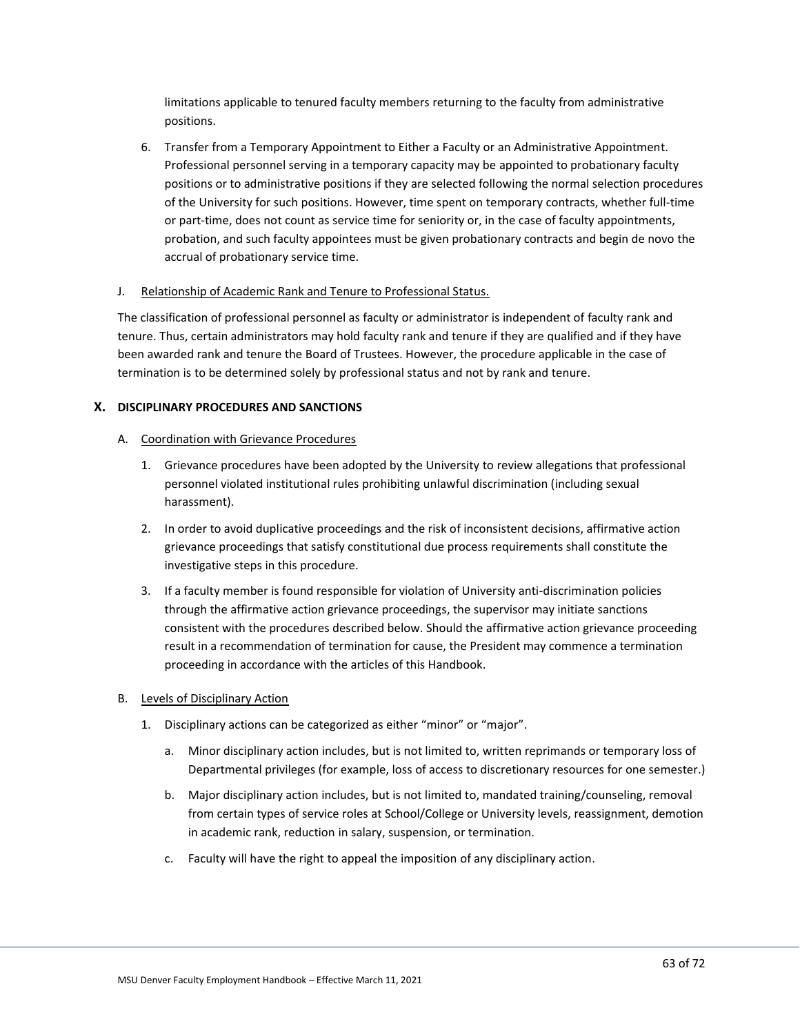limitations applicable to tenured faculty members returning to the faculty from administrative positions.

6. Transfer from a Temporary Appointment to Either a Faculty or an Administrative Appointment. Professional personnel serving in a temporary capacity may be appointed to probationary faculty positions or to administrative positions if they are selected following the normal selection procedures of the University for such positions. However, time spent on temporary contracts, whether full-time or part-time, does not count as service time for seniority or, in the case of faculty appointments, probation, and such faculty appointees must be given probationary contracts and begin de novo the accrual of probationary service time.

J. Relationship of Academic Rank and Tenure to Professional Status.

The classification of professional personnel as faculty or administrator is independent of faculty rank and tenure. Thus, certain administrators may hold faculty rank and tenure if they are qualified and if they have been awarded rank and tenure the Board of Trustees. However, the procedure applicable in the case of termination is to be determined solely by professional status and not by rank and tenure.

## X. DISCIPLINARY PROCEDURES AND SANCTIONS

A. Coordination with Grievance Procedures

1. Grievance procedures have been adopted by the University to review allegations that professional personnel violated institutional rules prohibiting unlawful discrimination (including sexual harassment).
2. In order to avoid duplicative proceedings and the risk of inconsistent decisions, affirmative action grievance proceedings that satisfy constitutional due process requirements shall constitute the investigative steps in this procedure.
3. If a faculty member is found responsible for violation of University anti-discrimination policies through the affirmative action grievance proceedings, the supervisor may initiate sanctions consistent with the procedures described below. Should the affirmative action grievance proceeding result in a recommendation of termination for cause, the President may commence a termination proceeding in accordance with the articles of this Handbook.

B. Levels of Disciplinary Action

1. Disciplinary actions can be categorized as either "minor" or "major".
   a. Minor disciplinary action includes, but is not limited to, written reprimands or temporary loss of Departmental privileges (for example, loss of access to discretionary resources for one semester.)
   b. Major disciplinary action includes, but is not limited to, mandated training/counseling, removal from certain types of service roles at School/College or University levels, reassignment, demotion in academic rank, reduction in salary, suspension, or termination.
   c. Faculty will have the right to appeal the imposition of any disciplinary action.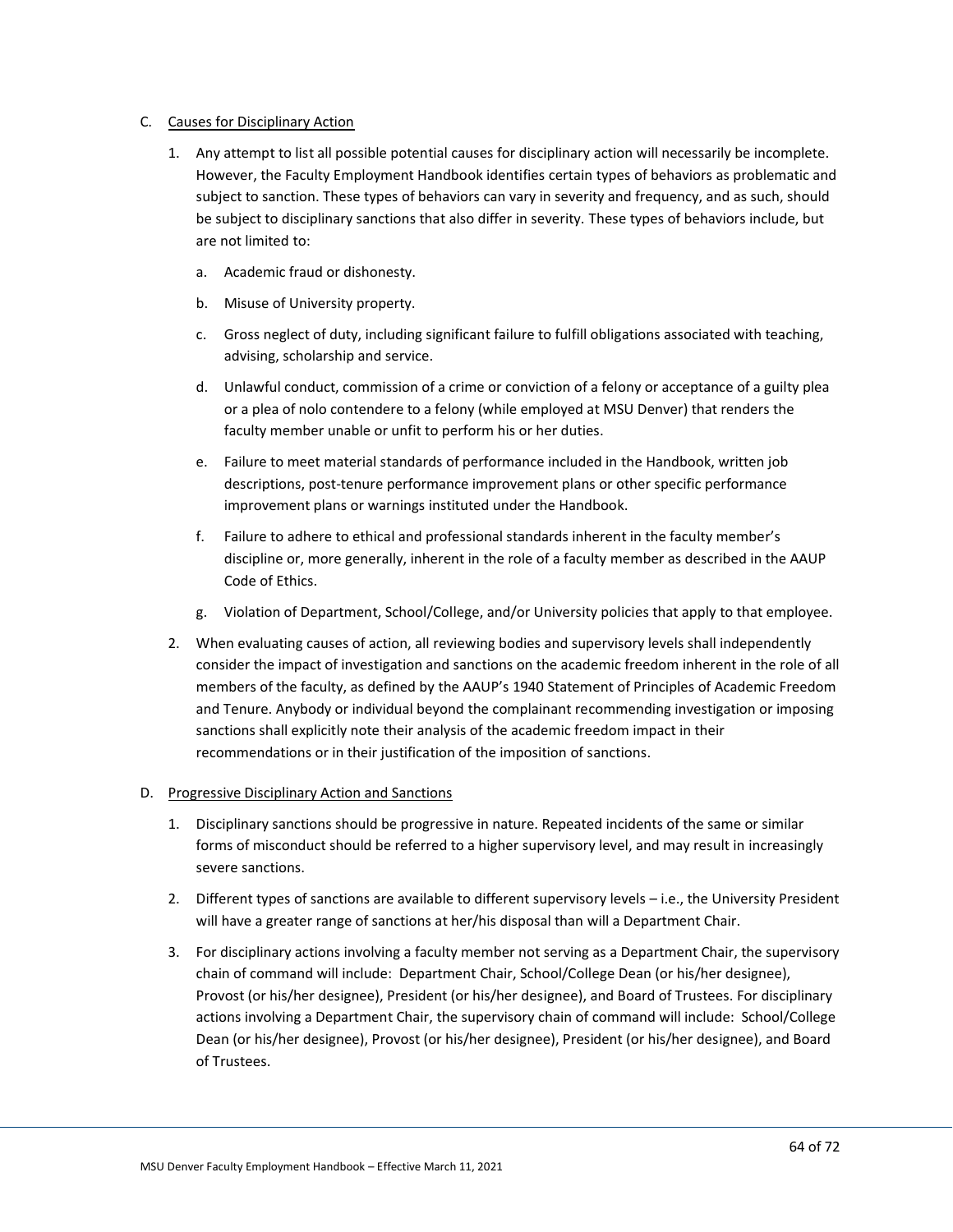C. Causes for Disciplinary Action

1. Any attempt to list all possible potential causes for disciplinary action will necessarily be incomplete. However, the Faculty Employment Handbook identifies certain types of behaviors as problematic and subject to sanction. These types of behaviors can vary in severity and frequency, and as such, should be subject to disciplinary sanctions that also differ in severity. These types of behaviors include, but are not limited to:

   a. Academic fraud or dishonesty.

   b. Misuse of University property.

   c. Gross neglect of duty, including significant failure to fulfill obligations associated with teaching, advising, scholarship and service.

   d. Unlawful conduct, commission of a crime or conviction of a felony or acceptance of a guilty plea or a plea of nolo contendere to a felony (while employed at MSU Denver) that renders the faculty member unable or unfit to perform his or her duties.

   e. Failure to meet material standards of performance included in the Handbook, written job descriptions, post-tenure performance improvement plans or other specific performance improvement plans or warnings instituted under the Handbook.

   f. Failure to adhere to ethical and professional standards inherent in the faculty member's discipline or, more generally, inherent in the role of a faculty member as described in the AAUP Code of Ethics.

   g. Violation of Department, School/College, and/or University policies that apply to that employee.

2. When evaluating causes of action, all reviewing bodies and supervisory levels shall independently consider the impact of investigation and sanctions on the academic freedom inherent in the role of all members of the faculty, as defined by the AAUP's 1940 Statement of Principles of Academic Freedom and Tenure. Anybody or individual beyond the complainant recommending investigation or imposing sanctions shall explicitly note their analysis of the academic freedom impact in their recommendations or in their justification of the imposition of sanctions.

D. Progressive Disciplinary Action and Sanctions

1. Disciplinary sanctions should be progressive in nature. Repeated incidents of the same or similar forms of misconduct should be referred to a higher supervisory level, and may result in increasingly severe sanctions.

2. Different types of sanctions are available to different supervisory levels – i.e., the University President will have a greater range of sanctions at her/his disposal than will a Department Chair.

3. For disciplinary actions involving a faculty member not serving as a Department Chair, the supervisory chain of command will include: Department Chair, School/College Dean (or his/her designee), Provost (or his/her designee), President (or his/her designee), and Board of Trustees. For disciplinary actions involving a Department Chair, the supervisory chain of command will include: School/College Dean (or his/her designee), Provost (or his/her designee), President (or his/her designee), and Board of Trustees.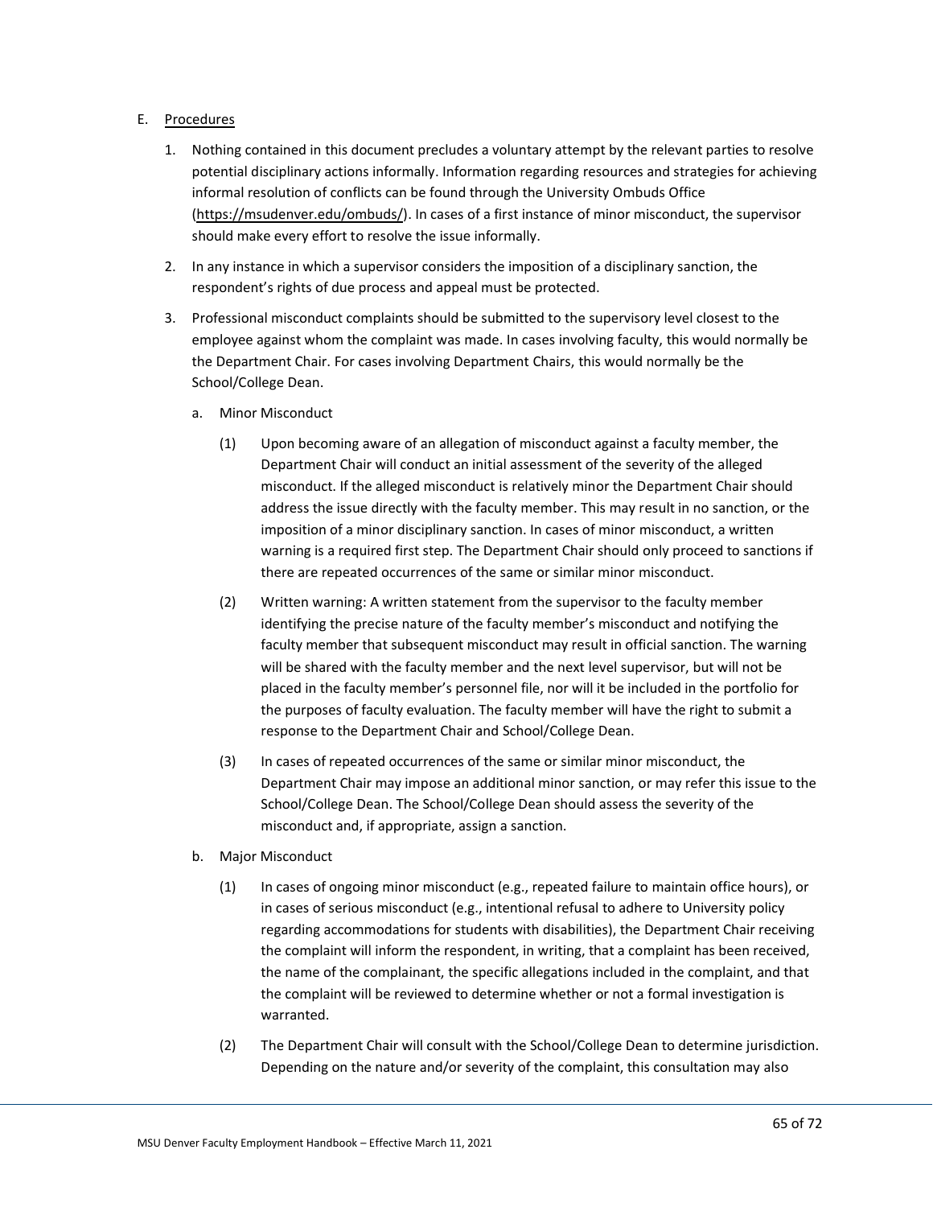E. <u>Procedures</u>

1. Nothing contained in this document precludes a voluntary attempt by the relevant parties to resolve potential disciplinary actions informally. Information regarding resources and strategies for achieving informal resolution of conflicts can be found through the University Ombuds Office (https://msudenver.edu/ombuds/). In cases of a first instance of minor misconduct, the supervisor should make every effort to resolve the issue informally.

2. In any instance in which a supervisor considers the imposition of a disciplinary sanction, the respondent's rights of due process and appeal must be protected.

3. Professional misconduct complaints should be submitted to the supervisory level closest to the employee against whom the complaint was made. In cases involving faculty, this would normally be the Department Chair. For cases involving Department Chairs, this would normally be the School/College Dean.

   a. Minor Misconduct

      (1) Upon becoming aware of an allegation of misconduct against a faculty member, the Department Chair will conduct an initial assessment of the severity of the alleged misconduct. If the alleged misconduct is relatively minor the Department Chair should address the issue directly with the faculty member. This may result in no sanction, or the imposition of a minor disciplinary sanction. In cases of minor misconduct, a written warning is a required first step. The Department Chair should only proceed to sanctions if there are repeated occurrences of the same or similar minor misconduct.

      (2) Written warning: A written statement from the supervisor to the faculty member identifying the precise nature of the faculty member's misconduct and notifying the faculty member that subsequent misconduct may result in official sanction. The warning will be shared with the faculty member and the next level supervisor, but will not be placed in the faculty member's personnel file, nor will it be included in the portfolio for the purposes of faculty evaluation. The faculty member will have the right to submit a response to the Department Chair and School/College Dean.

      (3) In cases of repeated occurrences of the same or similar minor misconduct, the Department Chair may impose an additional minor sanction, or may refer this issue to the School/College Dean. The School/College Dean should assess the severity of the misconduct and, if appropriate, assign a sanction.

   b. Major Misconduct

      (1) In cases of ongoing minor misconduct (e.g., repeated failure to maintain office hours), or in cases of serious misconduct (e.g., intentional refusal to adhere to University policy regarding accommodations for students with disabilities), the Department Chair receiving the complaint will inform the respondent, in writing, that a complaint has been received, the name of the complainant, the specific allegations included in the complaint, and that the complaint will be reviewed to determine whether or not a formal investigation is warranted.

      (2) The Department Chair will consult with the School/College Dean to determine jurisdiction. Depending on the nature and/or severity of the complaint, this consultation may also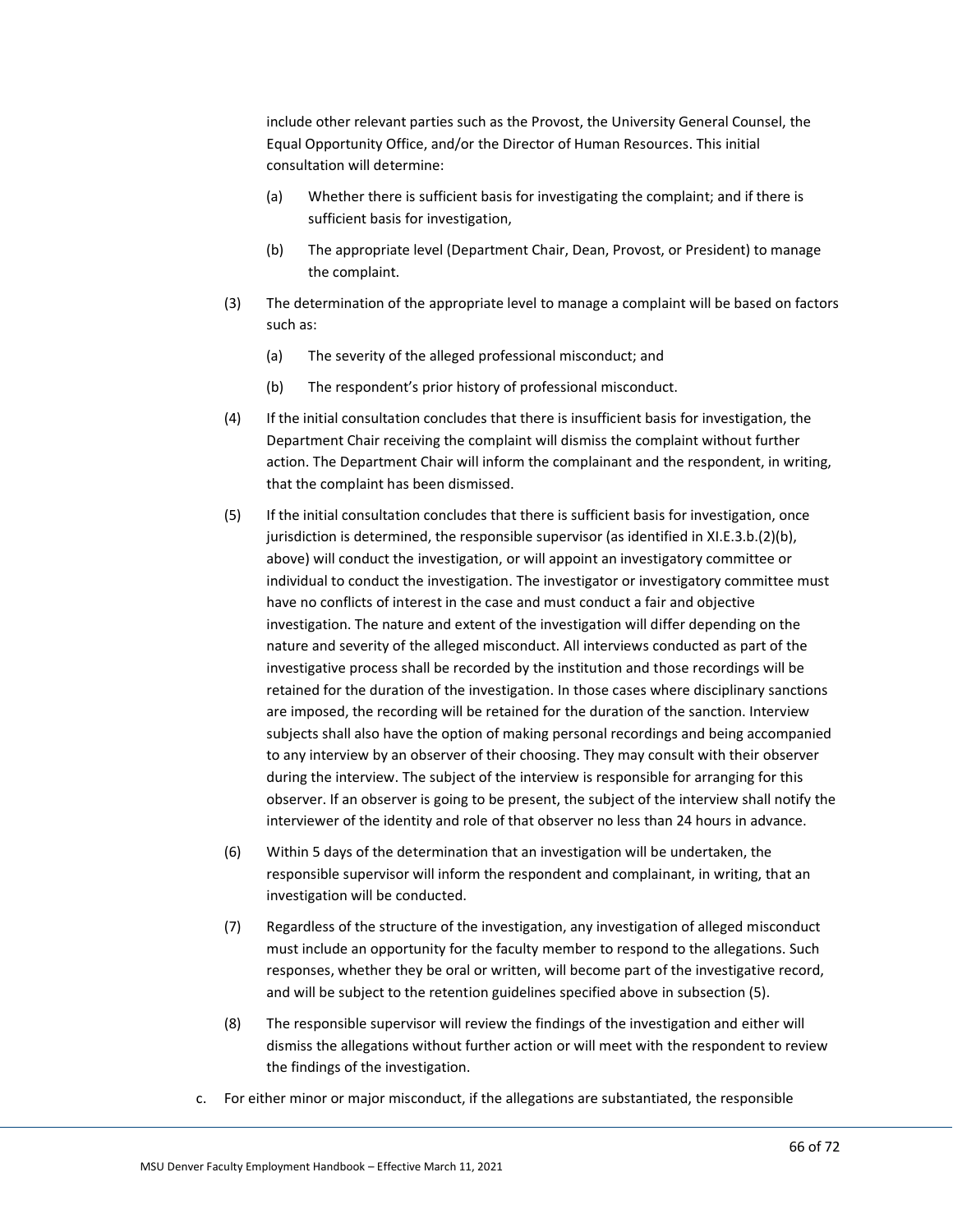include other relevant parties such as the Provost, the University General Counsel, the Equal Opportunity Office, and/or the Director of Human Resources. This initial consultation will determine:

(a) Whether there is sufficient basis for investigating the complaint; and if there is sufficient basis for investigation,

(b) The appropriate level (Department Chair, Dean, Provost, or President) to manage the complaint.

(3) The determination of the appropriate level to manage a complaint will be based on factors such as:

(a) The severity of the alleged professional misconduct; and

(b) The respondent's prior history of professional misconduct.

(4) If the initial consultation concludes that there is insufficient basis for investigation, the Department Chair receiving the complaint will dismiss the complaint without further action. The Department Chair will inform the complainant and the respondent, in writing, that the complaint has been dismissed.

(5) If the initial consultation concludes that there is sufficient basis for investigation, once jurisdiction is determined, the responsible supervisor (as identified in XI.E.3.b.(2)(b), above) will conduct the investigation, or will appoint an investigatory committee or individual to conduct the investigation. The investigator or investigatory committee must have no conflicts of interest in the case and must conduct a fair and objective investigation. The nature and extent of the investigation will differ depending on the nature and severity of the alleged misconduct. All interviews conducted as part of the investigative process shall be recorded by the institution and those recordings will be retained for the duration of the investigation. In those cases where disciplinary sanctions are imposed, the recording will be retained for the duration of the sanction. Interview subjects shall also have the option of making personal recordings and being accompanied to any interview by an observer of their choosing. They may consult with their observer during the interview. The subject of the interview is responsible for arranging for this observer. If an observer is going to be present, the subject of the interview shall notify the interviewer of the identity and role of that observer no less than 24 hours in advance.

(6) Within 5 days of the determination that an investigation will be undertaken, the responsible supervisor will inform the respondent and complainant, in writing, that an investigation will be conducted.

(7) Regardless of the structure of the investigation, any investigation of alleged misconduct must include an opportunity for the faculty member to respond to the allegations. Such responses, whether they be oral or written, will become part of the investigative record, and will be subject to the retention guidelines specified above in subsection (5).

(8) The responsible supervisor will review the findings of the investigation and either will dismiss the allegations without further action or will meet with the respondent to review the findings of the investigation.

c. For either minor or major misconduct, if the allegations are substantiated, the responsible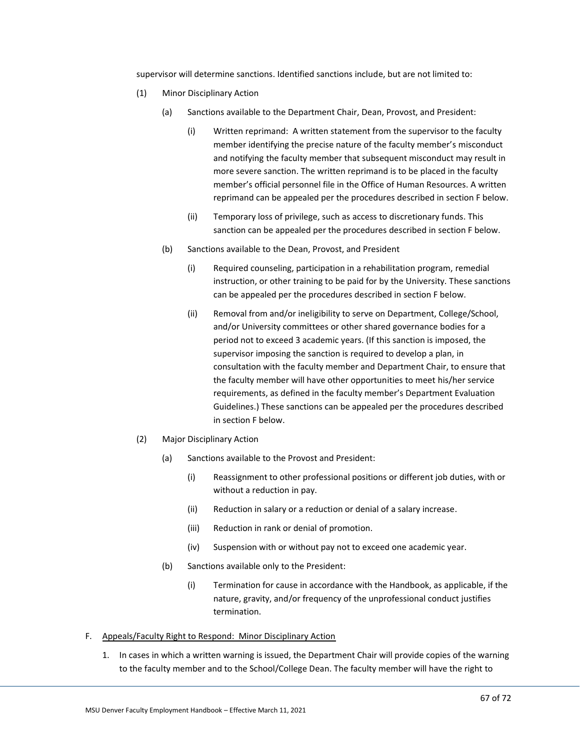supervisor will determine sanctions. Identified sanctions include, but are not limited to:

(1) Minor Disciplinary Action

(a) Sanctions available to the Department Chair, Dean, Provost, and President:

(i) Written reprimand: A written statement from the supervisor to the faculty member identifying the precise nature of the faculty member's misconduct and notifying the faculty member that subsequent misconduct may result in more severe sanction. The written reprimand is to be placed in the faculty member's official personnel file in the Office of Human Resources. A written reprimand can be appealed per the procedures described in section F below.

(ii) Temporary loss of privilege, such as access to discretionary funds. This sanction can be appealed per the procedures described in section F below.

(b) Sanctions available to the Dean, Provost, and President

(i) Required counseling, participation in a rehabilitation program, remedial instruction, or other training to be paid for by the University. These sanctions can be appealed per the procedures described in section F below.

(ii) Removal from and/or ineligibility to serve on Department, College/School, and/or University committees or other shared governance bodies for a period not to exceed 3 academic years. (If this sanction is imposed, the supervisor imposing the sanction is required to develop a plan, in consultation with the faculty member and Department Chair, to ensure that the faculty member will have other opportunities to meet his/her service requirements, as defined in the faculty member's Department Evaluation Guidelines.) These sanctions can be appealed per the procedures described in section F below.

(2) Major Disciplinary Action

(a) Sanctions available to the Provost and President:

(i) Reassignment to other professional positions or different job duties, with or without a reduction in pay.

(ii) Reduction in salary or a reduction or denial of a salary increase.

(iii) Reduction in rank or denial of promotion.

(iv) Suspension with or without pay not to exceed one academic year.

(b) Sanctions available only to the President:

(i) Termination for cause in accordance with the Handbook, as applicable, if the nature, gravity, and/or frequency of the unprofessional conduct justifies termination.

F. <u>Appeals/Faculty Right to Respond: Minor Disciplinary Action</u>

1. In cases in which a written warning is issued, the Department Chair will provide copies of the warning to the faculty member and to the School/College Dean. The faculty member will have the right to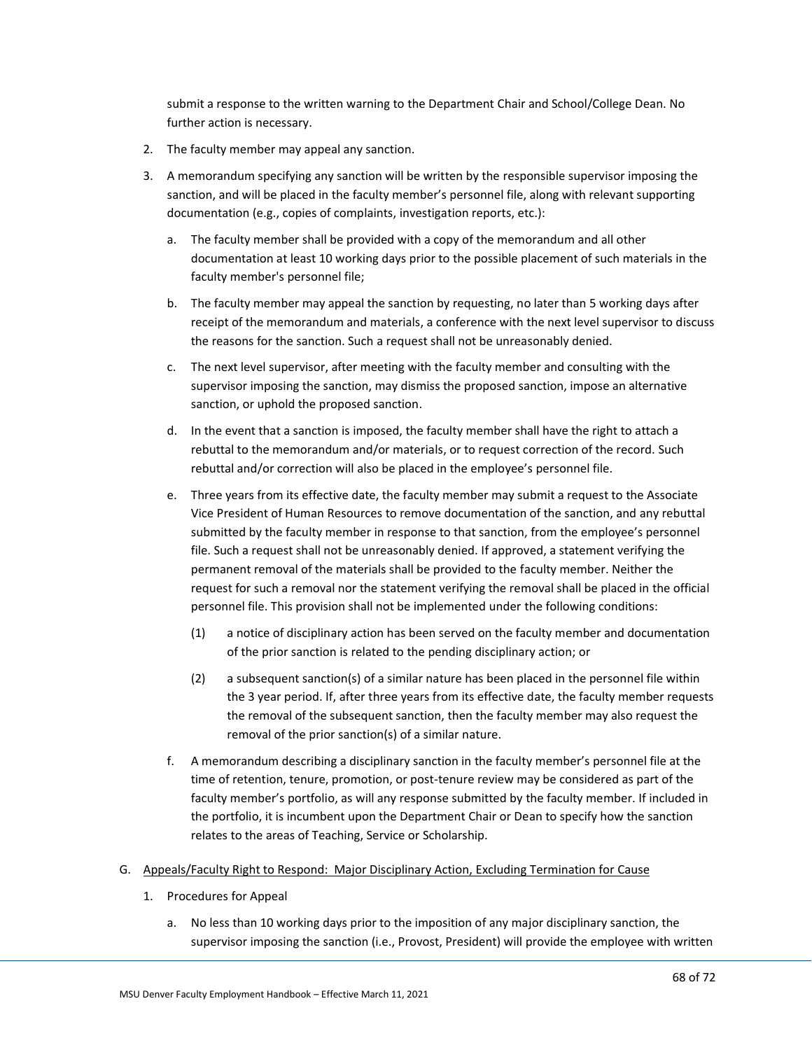submit a response to the written warning to the Department Chair and School/College Dean. No further action is necessary.

2. The faculty member may appeal any sanction.
3. A memorandum specifying any sanction will be written by the responsible supervisor imposing the sanction, and will be placed in the faculty member's personnel file, along with relevant supporting documentation (e.g., copies of complaints, investigation reports, etc.):
   a. The faculty member shall be provided with a copy of the memorandum and all other documentation at least 10 working days prior to the possible placement of such materials in the faculty member's personnel file;
   b. The faculty member may appeal the sanction by requesting, no later than 5 working days after receipt of the memorandum and materials, a conference with the next level supervisor to discuss the reasons for the sanction. Such a request shall not be unreasonably denied.
   c. The next level supervisor, after meeting with the faculty member and consulting with the supervisor imposing the sanction, may dismiss the proposed sanction, impose an alternative sanction, or uphold the proposed sanction.
   d. In the event that a sanction is imposed, the faculty member shall have the right to attach a rebuttal to the memorandum and/or materials, or to request correction of the record. Such rebuttal and/or correction will also be placed in the employee's personnel file.
   e. Three years from its effective date, the faculty member may submit a request to the Associate Vice President of Human Resources to remove documentation of the sanction, and any rebuttal submitted by the faculty member in response to that sanction, from the employee's personnel file. Such a request shall not be unreasonably denied. If approved, a statement verifying the permanent removal of the materials shall be provided to the faculty member. Neither the request for such a removal nor the statement verifying the removal shall be placed in the official personnel file. This provision shall not be implemented under the following conditions:
      (1) a notice of disciplinary action has been served on the faculty member and documentation of the prior sanction is related to the pending disciplinary action; or
      (2) a subsequent sanction(s) of a similar nature has been placed in the personnel file within the 3 year period. If, after three years from its effective date, the faculty member requests the removal of the subsequent sanction, then the faculty member may also request the removal of the prior sanction(s) of a similar nature.
   f. A memorandum describing a disciplinary sanction in the faculty member's personnel file at the time of retention, tenure, promotion, or post-tenure review may be considered as part of the faculty member's portfolio, as will any response submitted by the faculty member. If included in the portfolio, it is incumbent upon the Department Chair or Dean to specify how the sanction relates to the areas of Teaching, Service or Scholarship.

G. Appeals/Faculty Right to Respond: Major Disciplinary Action, Excluding Termination for Cause

1. Procedures for Appeal
   a. No less than 10 working days prior to the imposition of any major disciplinary sanction, the supervisor imposing the sanction (i.e., Provost, President) will provide the employee with written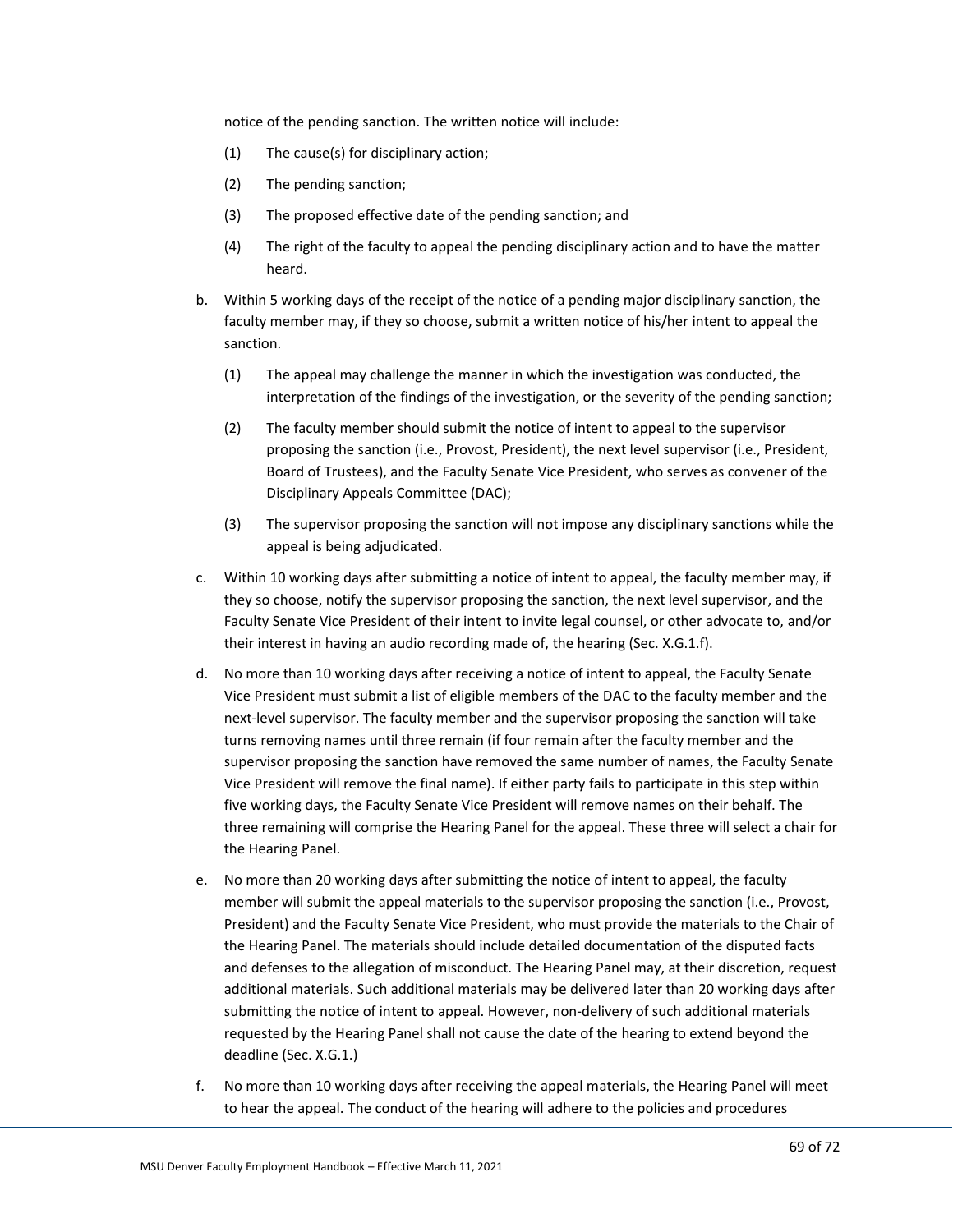notice of the pending sanction. The written notice will include:

(1) The cause(s) for disciplinary action;

(2) The pending sanction;

(3) The proposed effective date of the pending sanction; and

(4) The right of the faculty to appeal the pending disciplinary action and to have the matter heard.

b. Within 5 working days of the receipt of the notice of a pending major disciplinary sanction, the faculty member may, if they so choose, submit a written notice of his/her intent to appeal the sanction.

(1) The appeal may challenge the manner in which the investigation was conducted, the interpretation of the findings of the investigation, or the severity of the pending sanction;

(2) The faculty member should submit the notice of intent to appeal to the supervisor proposing the sanction (i.e., Provost, President), the next level supervisor (i.e., President, Board of Trustees), and the Faculty Senate Vice President, who serves as convener of the Disciplinary Appeals Committee (DAC);

(3) The supervisor proposing the sanction will not impose any disciplinary sanctions while the appeal is being adjudicated.

c. Within 10 working days after submitting a notice of intent to appeal, the faculty member may, if they so choose, notify the supervisor proposing the sanction, the next level supervisor, and the Faculty Senate Vice President of their intent to invite legal counsel, or other advocate to, and/or their interest in having an audio recording made of, the hearing (Sec. X.G.1.f).

d. No more than 10 working days after receiving a notice of intent to appeal, the Faculty Senate Vice President must submit a list of eligible members of the DAC to the faculty member and the next-level supervisor. The faculty member and the supervisor proposing the sanction will take turns removing names until three remain (if four remain after the faculty member and the supervisor proposing the sanction have removed the same number of names, the Faculty Senate Vice President will remove the final name). If either party fails to participate in this step within five working days, the Faculty Senate Vice President will remove names on their behalf. The three remaining will comprise the Hearing Panel for the appeal. These three will select a chair for the Hearing Panel.

e. No more than 20 working days after submitting the notice of intent to appeal, the faculty member will submit the appeal materials to the supervisor proposing the sanction (i.e., Provost, President) and the Faculty Senate Vice President, who must provide the materials to the Chair of the Hearing Panel. The materials should include detailed documentation of the disputed facts and defenses to the allegation of misconduct. The Hearing Panel may, at their discretion, request additional materials. Such additional materials may be delivered later than 20 working days after submitting the notice of intent to appeal. However, non-delivery of such additional materials requested by the Hearing Panel shall not cause the date of the hearing to extend beyond the deadline (Sec. X.G.1.)

f. No more than 10 working days after receiving the appeal materials, the Hearing Panel will meet to hear the appeal. The conduct of the hearing will adhere to the policies and procedures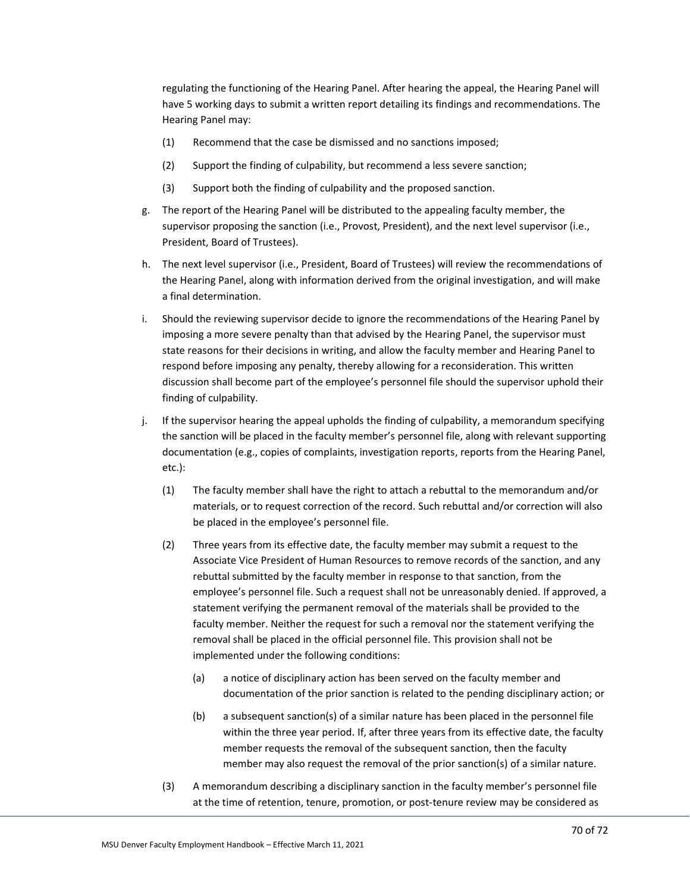regulating the functioning of the Hearing Panel. After hearing the appeal, the Hearing Panel will have 5 working days to submit a written report detailing its findings and recommendations. The Hearing Panel may:

(1) Recommend that the case be dismissed and no sanctions imposed;

(2) Support the finding of culpability, but recommend a less severe sanction;

(3) Support both the finding of culpability and the proposed sanction.

g. The report of the Hearing Panel will be distributed to the appealing faculty member, the supervisor proposing the sanction (i.e., Provost, President), and the next level supervisor (i.e., President, Board of Trustees).

h. The next level supervisor (i.e., President, Board of Trustees) will review the recommendations of the Hearing Panel, along with information derived from the original investigation, and will make a final determination.

i. Should the reviewing supervisor decide to ignore the recommendations of the Hearing Panel by imposing a more severe penalty than that advised by the Hearing Panel, the supervisor must state reasons for their decisions in writing, and allow the faculty member and Hearing Panel to respond before imposing any penalty, thereby allowing for a reconsideration. This written discussion shall become part of the employee's personnel file should the supervisor uphold their finding of culpability.

j. If the supervisor hearing the appeal upholds the finding of culpability, a memorandum specifying the sanction will be placed in the faculty member's personnel file, along with relevant supporting documentation (e.g., copies of complaints, investigation reports, reports from the Hearing Panel, etc.):

(1) The faculty member shall have the right to attach a rebuttal to the memorandum and/or materials, or to request correction of the record. Such rebuttal and/or correction will also be placed in the employee's personnel file.

(2) Three years from its effective date, the faculty member may submit a request to the Associate Vice President of Human Resources to remove records of the sanction, and any rebuttal submitted by the faculty member in response to that sanction, from the employee's personnel file. Such a request shall not be unreasonably denied. If approved, a statement verifying the permanent removal of the materials shall be provided to the faculty member. Neither the request for such a removal nor the statement verifying the removal shall be placed in the official personnel file. This provision shall not be implemented under the following conditions:

(a) a notice of disciplinary action has been served on the faculty member and documentation of the prior sanction is related to the pending disciplinary action; or

(b) a subsequent sanction(s) of a similar nature has been placed in the personnel file within the three year period. If, after three years from its effective date, the faculty member requests the removal of the subsequent sanction, then the faculty member may also request the removal of the prior sanction(s) of a similar nature.

(3) A memorandum describing a disciplinary sanction in the faculty member's personnel file at the time of retention, tenure, promotion, or post-tenure review may be considered as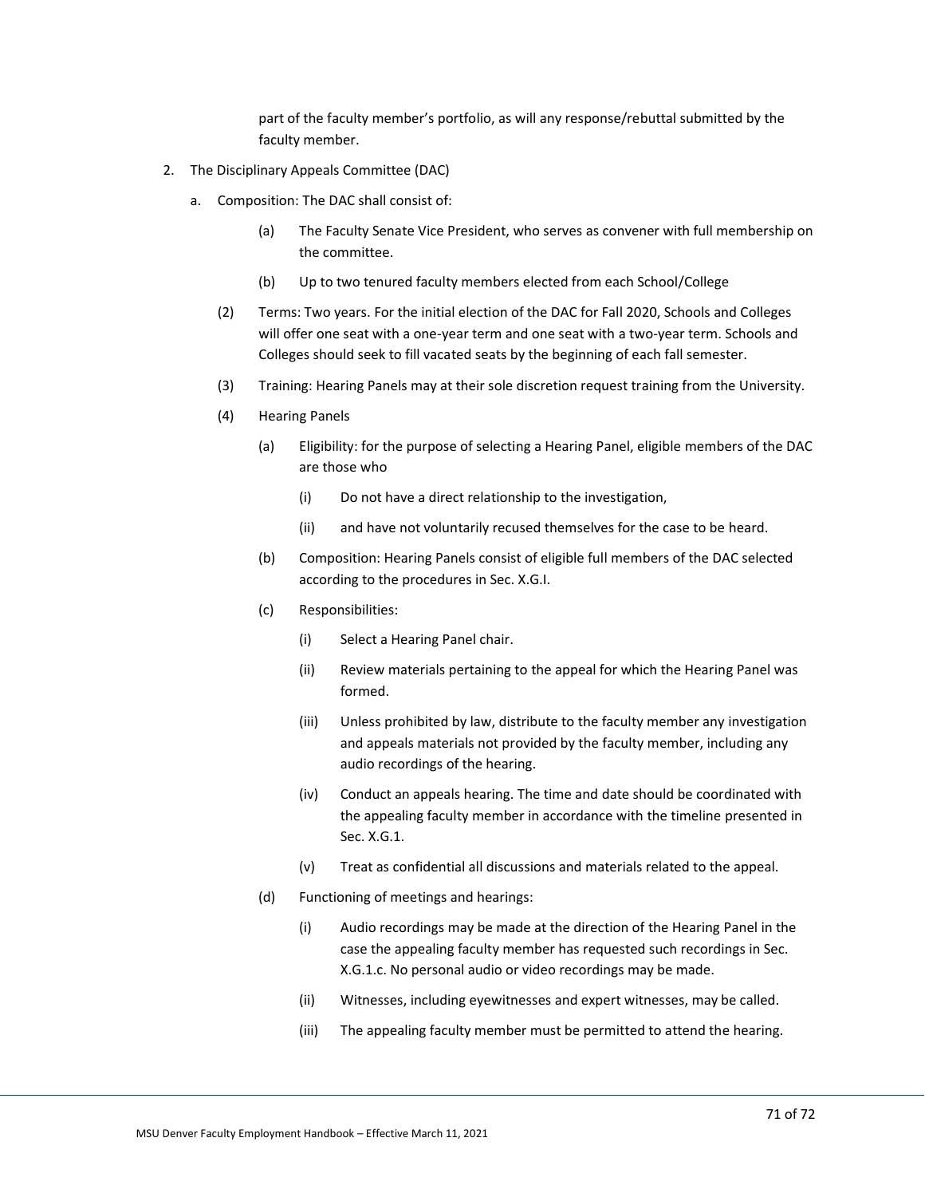part of the faculty member's portfolio, as will any response/rebuttal submitted by the faculty member.

2. The Disciplinary Appeals Committee (DAC)

   a. Composition: The DAC shall consist of:

      (a) The Faculty Senate Vice President, who serves as convener with full membership on the committee.

      (b) Up to two tenured faculty members elected from each School/College

   (2) Terms: Two years. For the initial election of the DAC for Fall 2020, Schools and Colleges will offer one seat with a one-year term and one seat with a two-year term. Schools and Colleges should seek to fill vacated seats by the beginning of each fall semester.

   (3) Training: Hearing Panels may at their sole discretion request training from the University.

   (4) Hearing Panels

      (a) Eligibility: for the purpose of selecting a Hearing Panel, eligible members of the DAC are those who

         (i) Do not have a direct relationship to the investigation,

         (ii) and have not voluntarily recused themselves for the case to be heard.

      (b) Composition: Hearing Panels consist of eligible full members of the DAC selected according to the procedures in Sec. X.G.I.

      (c) Responsibilities:

         (i) Select a Hearing Panel chair.

         (ii) Review materials pertaining to the appeal for which the Hearing Panel was formed.

         (iii) Unless prohibited by law, distribute to the faculty member any investigation and appeals materials not provided by the faculty member, including any audio recordings of the hearing.

         (iv) Conduct an appeals hearing. The time and date should be coordinated with the appealing faculty member in accordance with the timeline presented in Sec. X.G.1.

         (v) Treat as confidential all discussions and materials related to the appeal.

      (d) Functioning of meetings and hearings:

         (i) Audio recordings may be made at the direction of the Hearing Panel in the case the appealing faculty member has requested such recordings in Sec. X.G.1.c. No personal audio or video recordings may be made.

         (ii) Witnesses, including eyewitnesses and expert witnesses, may be called.

         (iii) The appealing faculty member must be permitted to attend the hearing.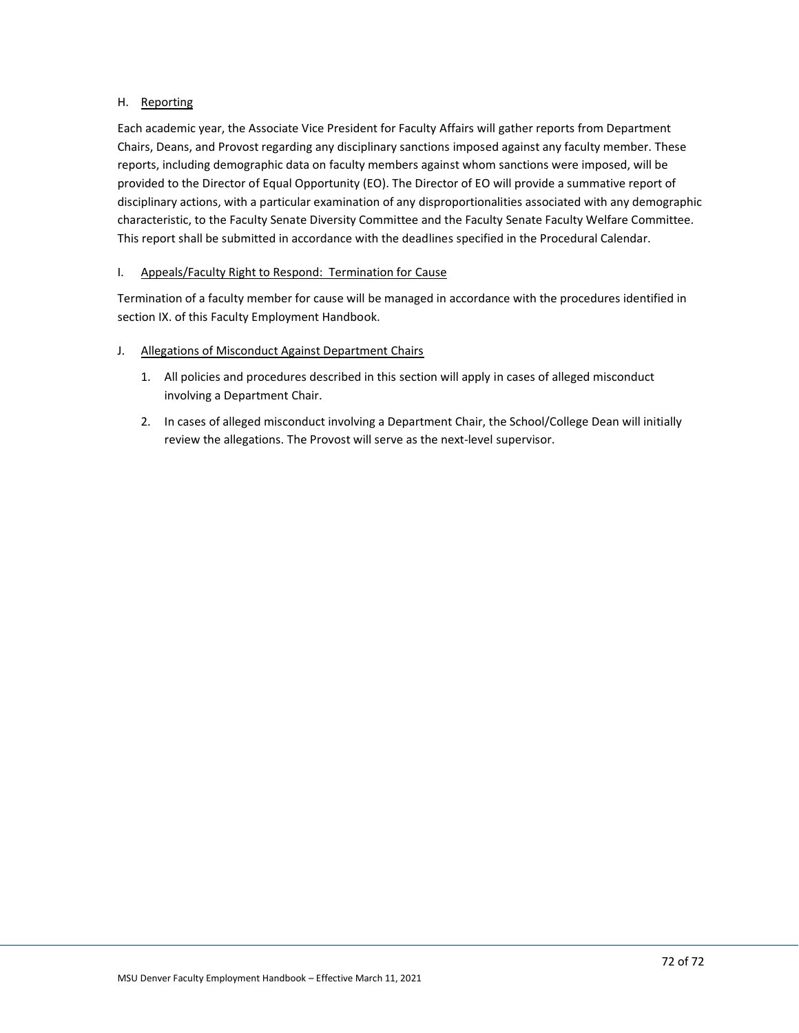### H. Reporting

Each academic year, the Associate Vice President for Faculty Affairs will gather reports from Department Chairs, Deans, and Provost regarding any disciplinary sanctions imposed against any faculty member. These reports, including demographic data on faculty members against whom sanctions were imposed, will be provided to the Director of Equal Opportunity (EO). The Director of EO will provide a summative report of disciplinary actions, with a particular examination of any disproportionalities associated with any demographic characteristic, to the Faculty Senate Diversity Committee and the Faculty Senate Faculty Welfare Committee. This report shall be submitted in accordance with the deadlines specified in the Procedural Calendar.

### I. Appeals/Faculty Right to Respond: Termination for Cause

Termination of a faculty member for cause will be managed in accordance with the procedures identified in section IX. of this Faculty Employment Handbook.

### J. Allegations of Misconduct Against Department Chairs

1. All policies and procedures described in this section will apply in cases of alleged misconduct involving a Department Chair.
2. In cases of alleged misconduct involving a Department Chair, the School/College Dean will initially review the allegations. The Provost will serve as the next-level supervisor.